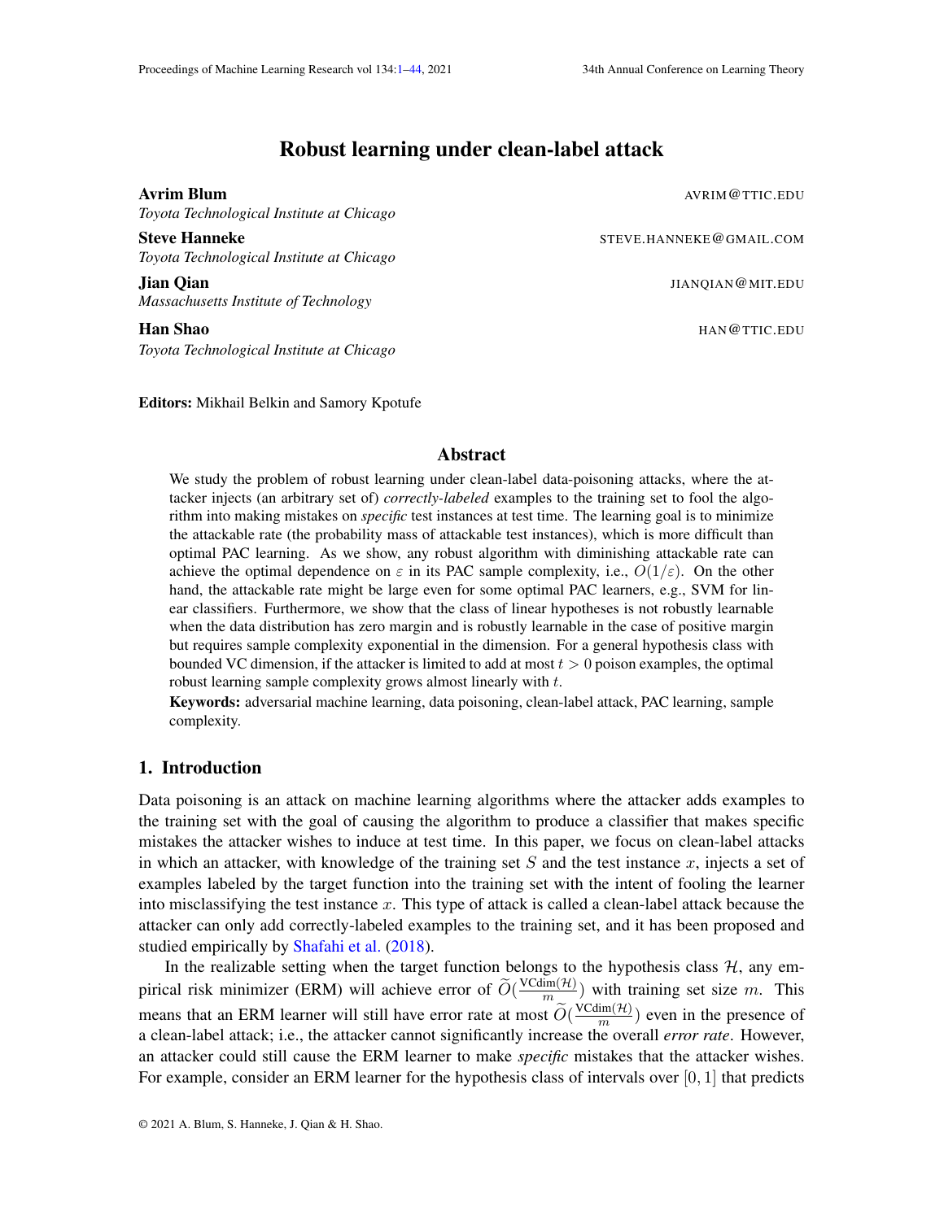# Robust learning under clean-label attack

**Avrim Blum** AVRIM@TTIC.EDU
*Toyota Technological Institute at Chicago*

**Steve Hanneke** STEVE.HANNEKE@GMAIL.COM
*Toyota Technological Institute at Chicago*

**Jian Qian** JIANQIAN@MIT.EDU
*Massachusetts Institute of Technology*

**Han Shao** HAN@TTIC.EDU
*Toyota Technological Institute at Chicago*

**Editors:** Mikhail Belkin and Samory Kpotufe

## Abstract

We study the problem of robust learning under clean-label data-poisoning attacks, where the attacker injects (an arbitrary set of) *correctly-labeled* examples to the training set to fool the algorithm into making mistakes on *specific* test instances at test time. The learning goal is to minimize the attackable rate (the probability mass of attackable test instances), which is more difficult than optimal PAC learning. As we show, any robust algorithm with diminishing attackable rate can achieve the optimal dependence on $\varepsilon$ in its PAC sample complexity, i.e., $O(1/\varepsilon)$. On the other hand, the attackable rate might be large even for some optimal PAC learners, e.g., SVM for linear classifiers. Furthermore, we show that the class of linear hypotheses is not robustly learnable when the data distribution has zero margin and is robustly learnable in the case of positive margin but requires sample complexity exponential in the dimension. For a general hypothesis class with bounded VC dimension, if the attacker is limited to add at most $t > 0$ poison examples, the optimal robust learning sample complexity grows almost linearly with $t$.

**Keywords:** adversarial machine learning, data poisoning, clean-label attack, PAC learning, sample complexity.

## 1. Introduction

Data poisoning is an attack on machine learning algorithms where the attacker adds examples to the training set with the goal of causing the algorithm to produce a classifier that makes specific mistakes the attacker wishes to induce at test time. In this paper, we focus on clean-label attacks in which an attacker, with knowledge of the training set $S$ and the test instance $x$, injects a set of examples labeled by the target function into the training set with the intent of fooling the learner into misclassifying the test instance $x$. This type of attack is called a clean-label attack because the attacker can only add correctly-labeled examples to the training set, and it has been proposed and studied empirically by Shafahi et al. (2018).

In the realizable setting when the target function belongs to the hypothesis class $\mathcal{H}$, any empirical risk minimizer (ERM) will achieve error of $\widetilde{O}(\frac{\text{VCdim}(\mathcal{H})}{m})$ with training set size $m$. This means that an ERM learner will still have error rate at most $\widetilde{O}(\frac{\text{VCdim}(\mathcal{H})}{m})$ even in the presence of a clean-label attack; i.e., the attacker cannot significantly increase the overall *error rate*. However, an attacker could still cause the ERM learner to make *specific* mistakes that the attacker wishes. For example, consider an ERM learner for the hypothesis class of intervals over $[0, 1]$ that predicts

© 2021 A. Blum, S. Hanneke, J. Qian & H. Shao.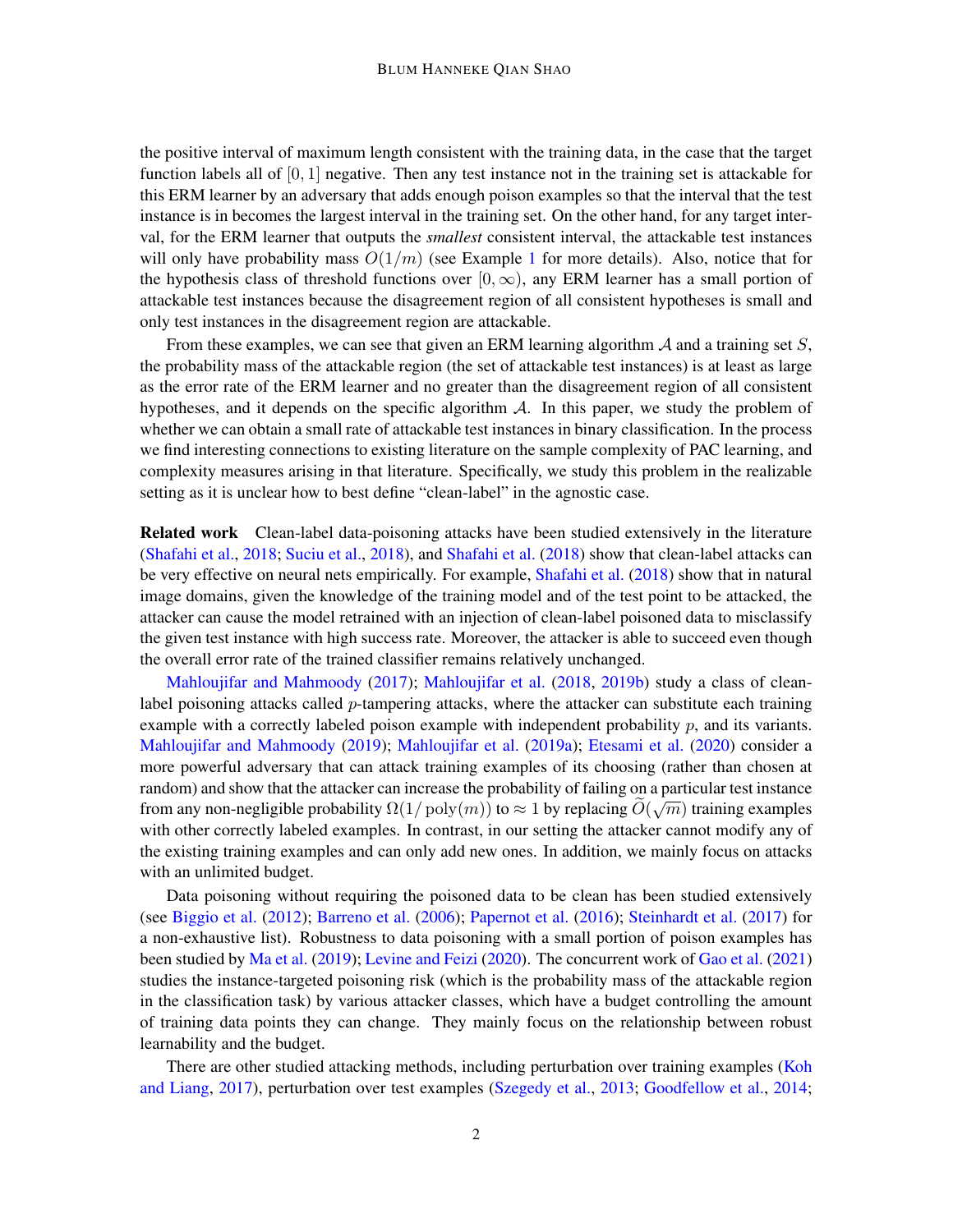the positive interval of maximum length consistent with the training data, in the case that the target function labels all of $[0, 1]$ negative. Then any test instance not in the training set is attackable for this ERM learner by an adversary that adds enough poison examples so that the interval that the test instance is in becomes the largest interval in the training set. On the other hand, for any target interval, for the ERM learner that outputs the *smallest* consistent interval, the attackable test instances will only have probability mass $O(1/m)$ (see Example 1 for more details). Also, notice that for the hypothesis class of threshold functions over $[0, \infty)$, any ERM learner has a small portion of attackable test instances because the disagreement region of all consistent hypotheses is small and only test instances in the disagreement region are attackable.

From these examples, we can see that given an ERM learning algorithm $\mathcal{A}$ and a training set $S$, the probability mass of the attackable region (the set of attackable test instances) is at least as large as the error rate of the ERM learner and no greater than the disagreement region of all consistent hypotheses, and it depends on the specific algorithm $\mathcal{A}$. In this paper, we study the problem of whether we can obtain a small rate of attackable test instances in binary classification. In the process we find interesting connections to existing literature on the sample complexity of PAC learning, and complexity measures arising in that literature. Specifically, we study this problem in the realizable setting as it is unclear how to best define "clean-label" in the agnostic case.

**Related work** Clean-label data-poisoning attacks have been studied extensively in the literature (Shafahi et al., 2018; Suciu et al., 2018), and Shafahi et al. (2018) show that clean-label attacks can be very effective on neural nets empirically. For example, Shafahi et al. (2018) show that in natural image domains, given the knowledge of the training model and of the test point to be attacked, the attacker can cause the model retrained with an injection of clean-label poisoned data to misclassify the given test instance with high success rate. Moreover, the attacker is able to succeed even though the overall error rate of the trained classifier remains relatively unchanged.

Mahloujifar and Mahmoody (2017); Mahloujifar et al. (2018, 2019b) study a class of clean-label poisoning attacks called $p$-tampering attacks, where the attacker can substitute each training example with a correctly labeled poison example with independent probability $p$, and its variants. Mahloujifar and Mahmoody (2019); Mahloujifar et al. (2019a); Etesami et al. (2020) consider a more powerful adversary that can attack training examples of its choosing (rather than chosen at random) and show that the attacker can increase the probability of failing on a particular test instance from any non-negligible probability $\Omega(1/\operatorname{poly}(m))$ to $\approx 1$ by replacing $\widetilde{O}(\sqrt{m})$ training examples with other correctly labeled examples. In contrast, in our setting the attacker cannot modify any of the existing training examples and can only add new ones. In addition, we mainly focus on attacks with an unlimited budget.

Data poisoning without requiring the poisoned data to be clean has been studied extensively (see Biggio et al. (2012); Barreno et al. (2006); Papernot et al. (2016); Steinhardt et al. (2017) for a non-exhaustive list). Robustness to data poisoning with a small portion of poison examples has been studied by Ma et al. (2019); Levine and Feizi (2020). The concurrent work of Gao et al. (2021) studies the instance-targeted poisoning risk (which is the probability mass of the attackable region in the classification task) by various attacker classes, which have a budget controlling the amount of training data points they can change. They mainly focus on the relationship between robust learnability and the budget.

There are other studied attacking methods, including perturbation over training examples (Koh and Liang, 2017), perturbation over test examples (Szegedy et al., 2013; Goodfellow et al., 2014;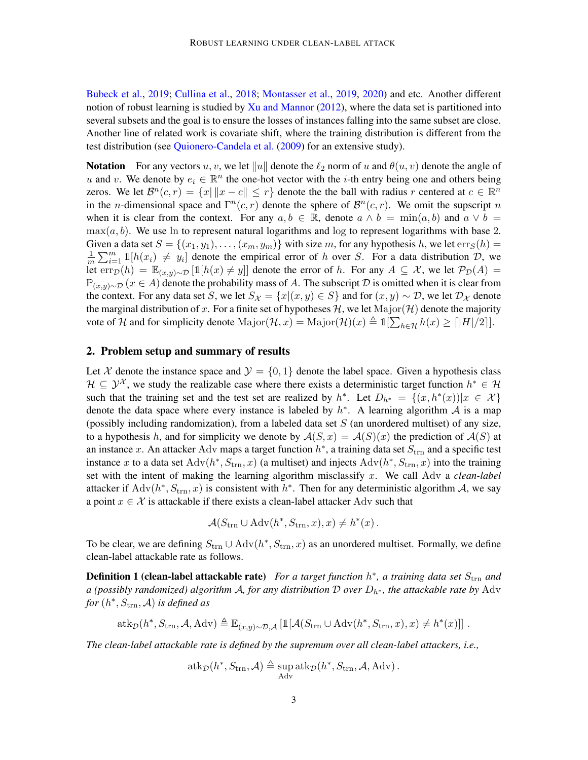Bubeck et al., 2019; Cullina et al., 2018; Montasser et al., 2019, 2020) and etc. Another different notion of robust learning is studied by Xu and Mannor (2012), where the data set is partitioned into several subsets and the goal is to ensure the losses of instances falling into the same subset are close. Another line of related work is covariate shift, where the training distribution is different from the test distribution (see Quionero-Candela et al. (2009) for an extensive study).

**Notation** For any vectors $u, v$, we let $\|u\|$ denote the $\ell_2$ norm of $u$ and $\theta(u, v)$ denote the angle of $u$ and $v$. We denote by $e_i \in \mathbb{R}^n$ the one-hot vector with the $i$-th entry being one and others being zeros. We let $\mathcal{B}^n(c, r) = \{x | \|x - c\| \leq r\}$ denote the the ball with radius $r$ centered at $c \in \mathbb{R}^n$ in the $n$-dimensional space and $\Gamma^n(c, r)$ denote the sphere of $\mathcal{B}^n(c, r)$. We omit the supscript $n$ when it is clear from the context. For any $a, b \in \mathbb{R}$, denote $a \wedge b = \min(a, b)$ and $a \vee b = \max(a, b)$. We use $\ln$ to represent natural logarithms and $\log$ to represent logarithms with base 2. Given a data set $S = \{(x_1, y_1), \dots, (x_m, y_m)\}$ with size $m$, for any hypothesis $h$, we let $\mathrm{err}_S(h) = \frac{1}{m}\sum_{i=1}^m \mathbb{1}[h(x_i) \neq y_i]$ denote the empirical error of $h$ over $S$. For a data distribution $\mathcal{D}$, we let $\mathrm{err}_{\mathcal{D}}(h) = \mathbb{E}_{(x,y)\sim\mathcal{D}}[\mathbb{1}[h(x) \neq y]]$ denote the error of $h$. For any $A \subseteq \mathcal{X}$, we let $\mathcal{P}_{\mathcal{D}}(A) = \mathbb{P}_{(x,y)\sim\mathcal{D}}(x \in A)$ denote the probability mass of $A$. The subscript $\mathcal{D}$ is omitted when it is clear from the context. For any data set $S$, we let $S_{\mathcal{X}} = \{x | (x, y) \in S\}$ and for $(x, y) \sim \mathcal{D}$, we let $\mathcal{D}_{\mathcal{X}}$ denote the marginal distribution of $x$. For a finite set of hypotheses $\mathcal{H}$, we let $\mathrm{Major}(\mathcal{H})$ denote the majority vote of $\mathcal{H}$ and for simplicity denote $\mathrm{Major}(\mathcal{H}, x) = \mathrm{Major}(\mathcal{H})(x) \triangleq \mathbb{1}[\sum_{h\in\mathcal{H}} h(x) \geq \lceil |H|/2 \rceil]$.

## 2. Problem setup and summary of results

Let $\mathcal{X}$ denote the instance space and $\mathcal{Y} = \{0, 1\}$ denote the label space. Given a hypothesis class $\mathcal{H} \subseteq \mathcal{Y}^{\mathcal{X}}$, we study the realizable case where there exists a deterministic target function $h^* \in \mathcal{H}$ such that the training set and the test set are realized by $h^*$. Let $D_{h^*} = \{(x, h^*(x)) | x \in \mathcal{X}\}$ denote the data space where every instance is labeled by $h^*$. A learning algorithm $\mathcal{A}$ is a map (possibly including randomization), from a labeled data set $S$ (an unordered multiset) of any size, to a hypothesis $h$, and for simplicity we denote by $\mathcal{A}(S, x) = \mathcal{A}(S)(x)$ the prediction of $\mathcal{A}(S)$ at an instance $x$. An attacker $\mathrm{Adv}$ maps a target function $h^*$, a training data set $S_{\mathrm{trn}}$ and a specific test instance $x$ to a data set $\mathrm{Adv}(h^*, S_{\mathrm{trn}}, x)$ (a multiset) and injects $\mathrm{Adv}(h^*, S_{\mathrm{trn}}, x)$ into the training set with the intent of making the learning algorithm misclassify $x$. We call $\mathrm{Adv}$ a *clean-label* attacker if $\mathrm{Adv}(h^*, S_{\mathrm{trn}}, x)$ is consistent with $h^*$. Then for any deterministic algorithm $\mathcal{A}$, we say a point $x \in \mathcal{X}$ is attackable if there exists a clean-label attacker $\mathrm{Adv}$ such that

$$\mathcal{A}(S_{\mathrm{trn}} \cup \mathrm{Adv}(h^*, S_{\mathrm{trn}}, x), x) \neq h^*(x) \,.$$

To be clear, we are defining $S_{\mathrm{trn}} \cup \mathrm{Adv}(h^*, S_{\mathrm{trn}}, x)$ as an unordered multiset. Formally, we define clean-label attackable rate as follows.

**Definition 1 (clean-label attackable rate)** *For a target function $h^*$, a training data set $S_{\mathrm{trn}}$ and a (possibly randomized) algorithm $\mathcal{A}$, for any distribution $\mathcal{D}$ over $D_{h^*}$, the attackable rate by $\mathrm{Adv}$ for $(h^*, S_{\mathrm{trn}}, \mathcal{A})$ is defined as*

$$\mathrm{atk}_{\mathcal{D}}(h^*, S_{\mathrm{trn}}, \mathcal{A}, \mathrm{Adv}) \triangleq \mathbb{E}_{(x,y)\sim\mathcal{D},\mathcal{A}}\left[\mathbb{1}[\mathcal{A}(S_{\mathrm{trn}} \cup \mathrm{Adv}(h^*, S_{\mathrm{trn}}, x), x) \neq h^*(x)]\right] .$$

*The clean-label attackable rate is defined by the supremum over all clean-label attackers, i.e.,*

$$\mathrm{atk}_{\mathcal{D}}(h^*, S_{\mathrm{trn}}, \mathcal{A}) \triangleq \sup_{\mathrm{Adv}} \mathrm{atk}_{\mathcal{D}}(h^*, S_{\mathrm{trn}}, \mathcal{A}, \mathrm{Adv}) \,.$$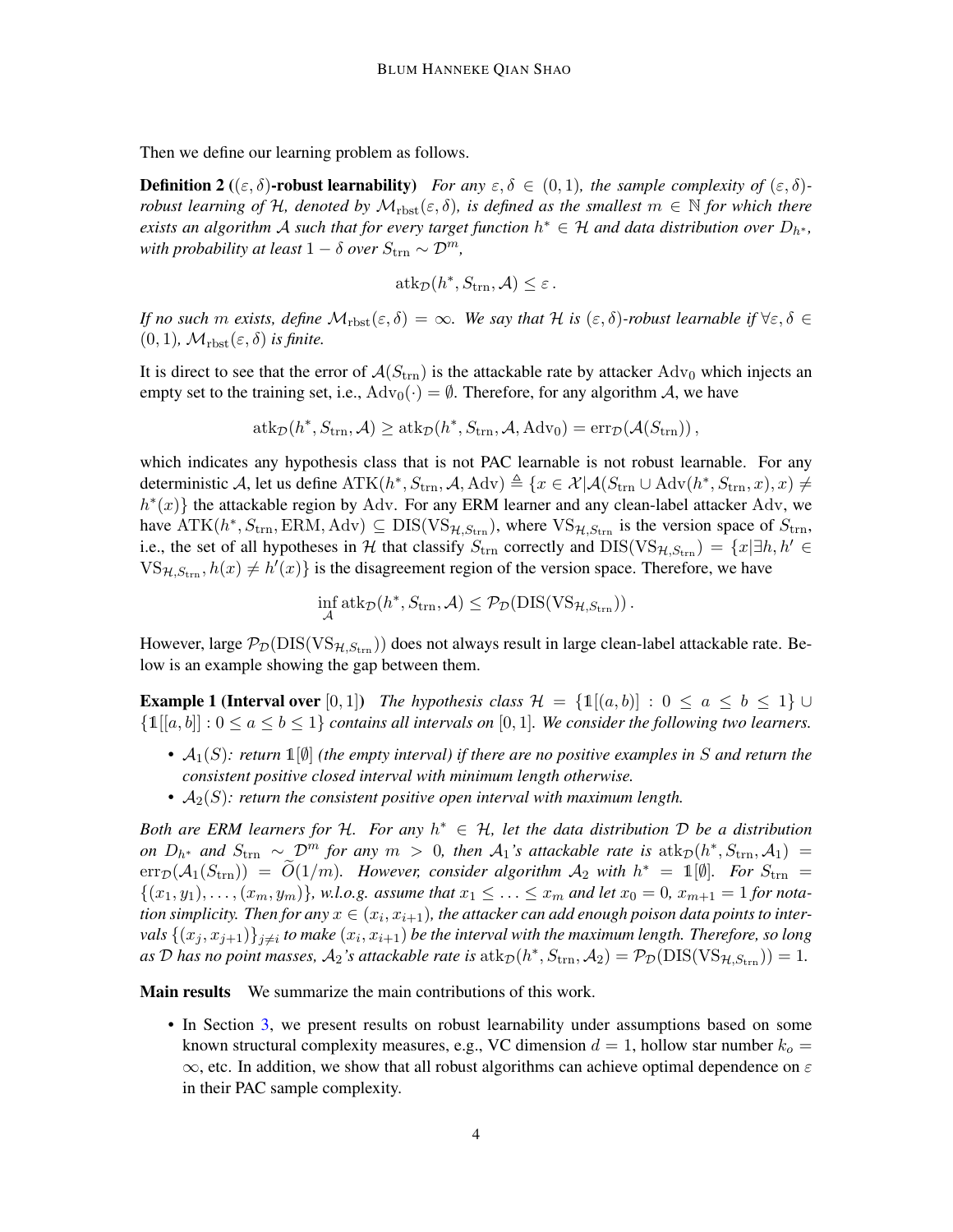Then we define our learning problem as follows.

**Definition 2 (($\varepsilon, \delta$)-robust learnability)** *For any $\varepsilon, \delta \in (0,1)$, the sample complexity of $(\varepsilon,\delta)$-robust learning of $\mathcal{H}$, denoted by $\mathcal{M}_{\text{rbst}}(\varepsilon,\delta)$, is defined as the smallest $m \in \mathbb{N}$ for which there exists an algorithm $\mathcal{A}$ such that for every target function $h^* \in \mathcal{H}$ and data distribution over $D_{h^*}$, with probability at least $1-\delta$ over $S_{\text{trn}} \sim \mathcal{D}^m$,*

$$\text{atk}_{\mathcal{D}}(h^*, S_{\text{trn}}, \mathcal{A}) \leq \varepsilon\,.$$

*If no such $m$ exists, define $\mathcal{M}_{\text{rbst}}(\varepsilon,\delta) = \infty$. We say that $\mathcal{H}$ is $(\varepsilon,\delta)$-robust learnable if $\forall \varepsilon, \delta \in (0,1)$, $\mathcal{M}_{\text{rbst}}(\varepsilon,\delta)$ is finite.*

It is direct to see that the error of $\mathcal{A}(S_{\text{trn}})$ is the attackable rate by attacker $\text{Adv}_0$ which injects an empty set to the training set, i.e., $\text{Adv}_0(\cdot) = \emptyset$. Therefore, for any algorithm $\mathcal{A}$, we have

$$\text{atk}_{\mathcal{D}}(h^*, S_{\text{trn}}, \mathcal{A}) \geq \text{atk}_{\mathcal{D}}(h^*, S_{\text{trn}}, \mathcal{A}, \text{Adv}_0) = \text{err}_{\mathcal{D}}(\mathcal{A}(S_{\text{trn}}))\,,$$

which indicates any hypothesis class that is not PAC learnable is not robust learnable. For any deterministic $\mathcal{A}$, let us define $\text{ATK}(h^*, S_{\text{trn}}, \mathcal{A}, \text{Adv}) \triangleq \{x \in \mathcal{X} | \mathcal{A}(S_{\text{trn}} \cup \text{Adv}(h^*, S_{\text{trn}}, x), x) \neq h^*(x)\}$ the attackable region by Adv. For any ERM learner and any clean-label attacker Adv, we have $\text{ATK}(h^*, S_{\text{trn}}, \text{ERM}, \text{Adv}) \subseteq \text{DIS}(\text{VS}_{\mathcal{H},S_{\text{trn}}})$, where $\text{VS}_{\mathcal{H},S_{\text{trn}}}$ is the version space of $S_{\text{trn}}$, i.e., the set of all hypotheses in $\mathcal{H}$ that classify $S_{\text{trn}}$ correctly and $\text{DIS}(\text{VS}_{\mathcal{H},S_{\text{trn}}}) = \{x | \exists h, h' \in \text{VS}_{\mathcal{H},S_{\text{trn}}}, h(x) \neq h'(x)\}$ is the disagreement region of the version space. Therefore, we have

$$\inf_{\mathcal{A}} \text{atk}_{\mathcal{D}}(h^*, S_{\text{trn}}, \mathcal{A}) \leq \mathcal{P}_{\mathcal{D}}(\text{DIS}(\text{VS}_{\mathcal{H},S_{\text{trn}}}))\,.$$

However, large $\mathcal{P}_{\mathcal{D}}(\text{DIS}(\text{VS}_{\mathcal{H},S_{\text{trn}}}))$ does not always result in large clean-label attackable rate. Below is an example showing the gap between them.

**Example 1 (Interval over $[0,1]$)** *The hypothesis class $\mathcal{H} = \{\mathbb{1}[(a,b)] : 0 \leq a \leq b \leq 1\} \cup \{\mathbb{1}[[a,b]] : 0 \leq a \leq b \leq 1\}$ contains all intervals on $[0,1]$. We consider the following two learners.*

- *$\mathcal{A}_1(S)$: return $\mathbb{1}[\emptyset]$ (the empty interval) if there are no positive examples in $S$ and return the consistent positive closed interval with minimum length otherwise.*
- *$\mathcal{A}_2(S)$: return the consistent positive open interval with maximum length.*

*Both are ERM learners for $\mathcal{H}$. For any $h^* \in \mathcal{H}$, let the data distribution $\mathcal{D}$ be a distribution on $D_{h^*}$ and $S_{\text{trn}} \sim \mathcal{D}^m$ for any $m > 0$, then $\mathcal{A}_1$'s attackable rate is $\text{atk}_{\mathcal{D}}(h^*, S_{\text{trn}}, \mathcal{A}_1) = \text{err}_{\mathcal{D}}(\mathcal{A}_1(S_{\text{trn}})) = \widetilde{O}(1/m)$. However, consider algorithm $\mathcal{A}_2$ with $h^* = \mathbb{1}[\emptyset]$. For $S_{\text{trn}} = \{(x_1,y_1),\ldots,(x_m,y_m)\}$, w.l.o.g. assume that $x_1 \leq \ldots \leq x_m$ and let $x_0 = 0$, $x_{m+1} = 1$ for notation simplicity. Then for any $x \in (x_i, x_{i+1})$, the attacker can add enough poison data points to intervals $\{(x_j, x_{j+1})\}_{j \neq i}$ to make $(x_i, x_{i+1})$ be the interval with the maximum length. Therefore, so long as $\mathcal{D}$ has no point masses, $\mathcal{A}_2$'s attackable rate is $\text{atk}_{\mathcal{D}}(h^*, S_{\text{trn}}, \mathcal{A}_2) = \mathcal{P}_{\mathcal{D}}(\text{DIS}(\text{VS}_{\mathcal{H},S_{\text{trn}}})) = 1$.*

**Main results** We summarize the main contributions of this work.

- In Section 3, we present results on robust learnability under assumptions based on some known structural complexity measures, e.g., VC dimension $d = 1$, hollow star number $k_o = \infty$, etc. In addition, we show that all robust algorithms can achieve optimal dependence on $\varepsilon$ in their PAC sample complexity.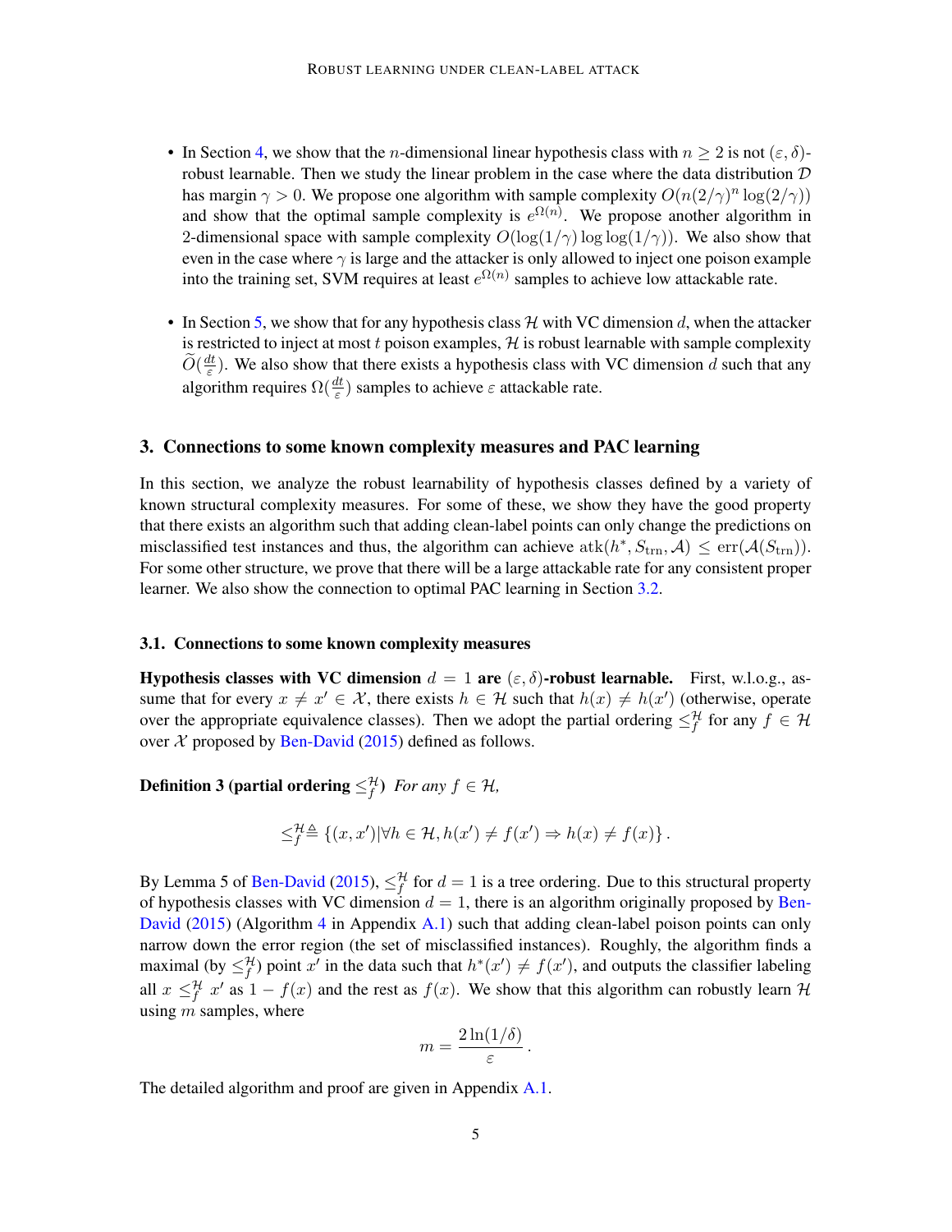- In Section 4, we show that the $n$-dimensional linear hypothesis class with $n \geq 2$ is not $(\varepsilon, \delta)$-robust learnable. Then we study the linear problem in the case where the data distribution $\mathcal{D}$ has margin $\gamma > 0$. We propose one algorithm with sample complexity $O(n(2/\gamma)^n \log(2/\gamma))$ and show that the optimal sample complexity is $e^{\Omega(n)}$. We propose another algorithm in 2-dimensional space with sample complexity $O(\log(1/\gamma) \log\log(1/\gamma))$. We also show that even in the case where $\gamma$ is large and the attacker is only allowed to inject one poison example into the training set, SVM requires at least $e^{\Omega(n)}$ samples to achieve low attackable rate.

- In Section 5, we show that for any hypothesis class $\mathcal{H}$ with VC dimension $d$, when the attacker is restricted to inject at most $t$ poison examples, $\mathcal{H}$ is robust learnable with sample complexity $\widetilde{O}(\frac{dt}{\varepsilon})$. We also show that there exists a hypothesis class with VC dimension $d$ such that any algorithm requires $\Omega(\frac{dt}{\varepsilon})$ samples to achieve $\varepsilon$ attackable rate.

## 3. Connections to some known complexity measures and PAC learning

In this section, we analyze the robust learnability of hypothesis classes defined by a variety of known structural complexity measures. For some of these, we show they have the good property that there exists an algorithm such that adding clean-label points can only change the predictions on misclassified test instances and thus, the algorithm can achieve $\text{atk}(h^*, S_{\text{trn}}, \mathcal{A}) \leq \text{err}(\mathcal{A}(S_{\text{trn}}))$. For some other structure, we prove that there will be a large attackable rate for any consistent proper learner. We also show the connection to optimal PAC learning in Section 3.2.

### 3.1. Connections to some known complexity measures

**Hypothesis classes with VC dimension $d = 1$ are $(\varepsilon, \delta)$-robust learnable.** First, w.l.o.g., assume that for every $x \neq x' \in \mathcal{X}$, there exists $h \in \mathcal{H}$ such that $h(x) \neq h(x')$ (otherwise, operate over the appropriate equivalence classes). Then we adopt the partial ordering $\leq_f^{\mathcal{H}}$ for any $f \in \mathcal{H}$ over $\mathcal{X}$ proposed by Ben-David (2015) defined as follows.

**Definition 3 (partial ordering $\leq_f^{\mathcal{H}}$)** *For any $f \in \mathcal{H}$,*

$$\leq_f^{\mathcal{H}} \triangleq \{(x, x') | \forall h \in \mathcal{H}, h(x') \neq f(x') \Rightarrow h(x) \neq f(x)\}.$$

By Lemma 5 of Ben-David (2015), $\leq_f^{\mathcal{H}}$ for $d = 1$ is a tree ordering. Due to this structural property of hypothesis classes with VC dimension $d = 1$, there is an algorithm originally proposed by Ben-David (2015) (Algorithm 4 in Appendix A.1) such that adding clean-label poison points can only narrow down the error region (the set of misclassified instances). Roughly, the algorithm finds a maximal (by $\leq_f^{\mathcal{H}}$) point $x'$ in the data such that $h^*(x') \neq f(x')$, and outputs the classifier labeling all $x \leq_f^{\mathcal{H}} x'$ as $1 - f(x)$ and the rest as $f(x)$. We show that this algorithm can robustly learn $\mathcal{H}$ using $m$ samples, where

$$m = \frac{2\ln(1/\delta)}{\varepsilon}.$$

The detailed algorithm and proof are given in Appendix A.1.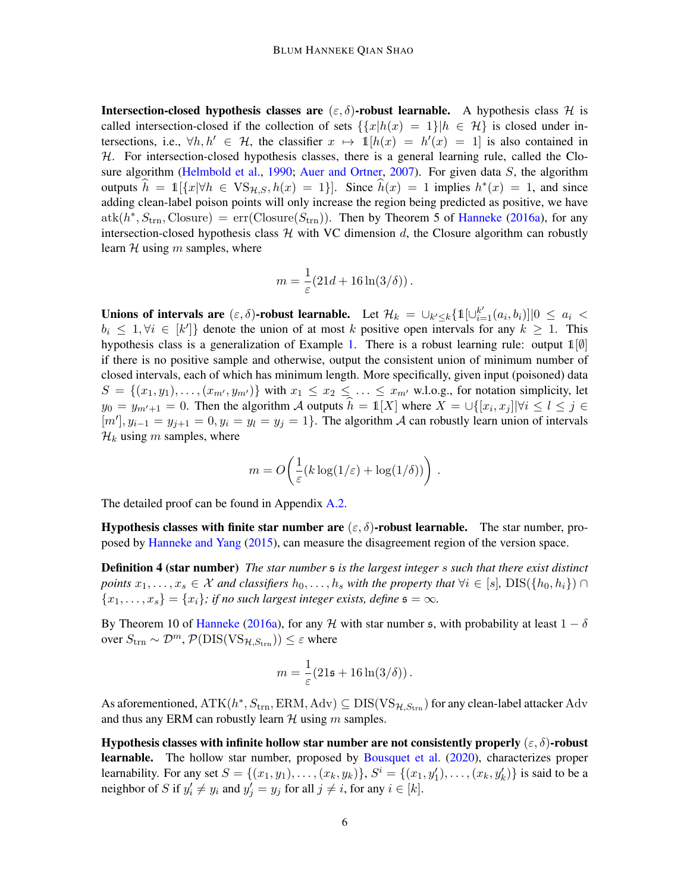**Intersection-closed hypothesis classes are $(\varepsilon, \delta)$-robust learnable.** A hypothesis class $\mathcal{H}$ is called intersection-closed if the collection of sets $\{\{x|h(x) = 1\}|h \in \mathcal{H}\}$ is closed under intersections, i.e., $\forall h, h' \in \mathcal{H}$, the classifier $x \mapsto \mathbb{1}[h(x) = h'(x) = 1]$ is also contained in $\mathcal{H}$. For intersection-closed hypothesis classes, there is a general learning rule, called the Closure algorithm (Helmbold et al., 1990; Auer and Ortner, 2007). For given data $S$, the algorithm outputs $\widehat{h} = \mathbb{1}[\{x|\forall h \in \mathrm{VS}_{\mathcal{H},S}, h(x) = 1\}]$. Since $\widehat{h}(x) = 1$ implies $h^*(x) = 1$, and since adding clean-label poison points will only increase the region being predicted as positive, we have $\mathrm{atk}(h^*, S_{\mathrm{trn}}, \mathrm{Closure}) = \mathrm{err}(\mathrm{Closure}(S_{\mathrm{trn}}))$. Then by Theorem 5 of Hanneke (2016a), for any intersection-closed hypothesis class $\mathcal{H}$ with VC dimension $d$, the Closure algorithm can robustly learn $\mathcal{H}$ using $m$ samples, where

$$m = \frac{1}{\varepsilon}(21d + 16\ln(3/\delta))\,.$$

**Unions of intervals are $(\varepsilon, \delta)$-robust learnable.** Let $\mathcal{H}_k = \cup_{k' \leq k}\{\mathbb{1}[\cup_{i=1}^{k'}(a_i, b_i)]|0 \leq a_i < b_i \leq 1, \forall i \in [k']\}$ denote the union of at most $k$ positive open intervals for any $k \geq 1$. This hypothesis class is a generalization of Example 1. There is a robust learning rule: output $\mathbb{1}[\emptyset]$ if there is no positive sample and otherwise, output the consistent union of minimum number of closed intervals, each of which has minimum length. More specifically, given input (poisoned) data $S = \{(x_1, y_1), \ldots, (x_{m'}, y_{m'})\}$ with $x_1 \leq x_2 \leq \ldots \leq x_{m'}$ w.l.o.g., for notation simplicity, let $y_0 = y_{m'+1} = 0$. Then the algorithm $\mathcal{A}$ outputs $\widehat{h} = \mathbb{1}[X]$ where $X = \cup\{[x_i, x_j]|\forall i \leq l \leq j \in [m'], y_{i-1} = y_{j+1} = 0, y_i = y_l = y_j = 1\}$. The algorithm $\mathcal{A}$ can robustly learn union of intervals $\mathcal{H}_k$ using $m$ samples, where

$$m = O\left(\frac{1}{\varepsilon}(k\log(1/\varepsilon) + \log(1/\delta))\right)\,.$$

The detailed proof can be found in Appendix A.2.

**Hypothesis classes with finite star number are $(\varepsilon, \delta)$-robust learnable.** The star number, proposed by Hanneke and Yang (2015), can measure the disagreement region of the version space.

**Definition 4 (star number)** *The star number $\mathfrak{s}$ is the largest integer $s$ such that there exist distinct points $x_1, \ldots, x_s \in \mathcal{X}$ and classifiers $h_0, \ldots, h_s$ with the property that $\forall i \in [s]$, $\mathrm{DIS}(\{h_0, h_i\}) \cap \{x_1, \ldots, x_s\} = \{x_i\}$; if no such largest integer exists, define $\mathfrak{s} = \infty$.*

By Theorem 10 of Hanneke (2016a), for any $\mathcal{H}$ with star number $\mathfrak{s}$, with probability at least $1 - \delta$ over $S_{\mathrm{trn}} \sim \mathcal{D}^m$, $\mathcal{P}(\mathrm{DIS}(\mathrm{VS}_{\mathcal{H},S_{\mathrm{trn}}})) \leq \varepsilon$ where

$$m = \frac{1}{\varepsilon}(21\mathfrak{s} + 16\ln(3/\delta))\,.$$

As aforementioned, $\mathrm{ATK}(h^*, S_{\mathrm{trn}}, \mathrm{ERM}, \mathrm{Adv}) \subseteq \mathrm{DIS}(\mathrm{VS}_{\mathcal{H},S_{\mathrm{trn}}})$ for any clean-label attacker Adv and thus any ERM can robustly learn $\mathcal{H}$ using $m$ samples.

**Hypothesis classes with infinite hollow star number are not consistently properly $(\varepsilon, \delta)$-robust learnable.** The hollow star number, proposed by Bousquet et al. (2020), characterizes proper learnability. For any set $S = \{(x_1, y_1), \ldots, (x_k, y_k)\}$, $S^i = \{(x_1, y'_1), \ldots, (x_k, y'_k)\}$ is said to be a neighbor of $S$ if $y'_i \neq y_i$ and $y'_j = y_j$ for all $j \neq i$, for any $i \in [k]$.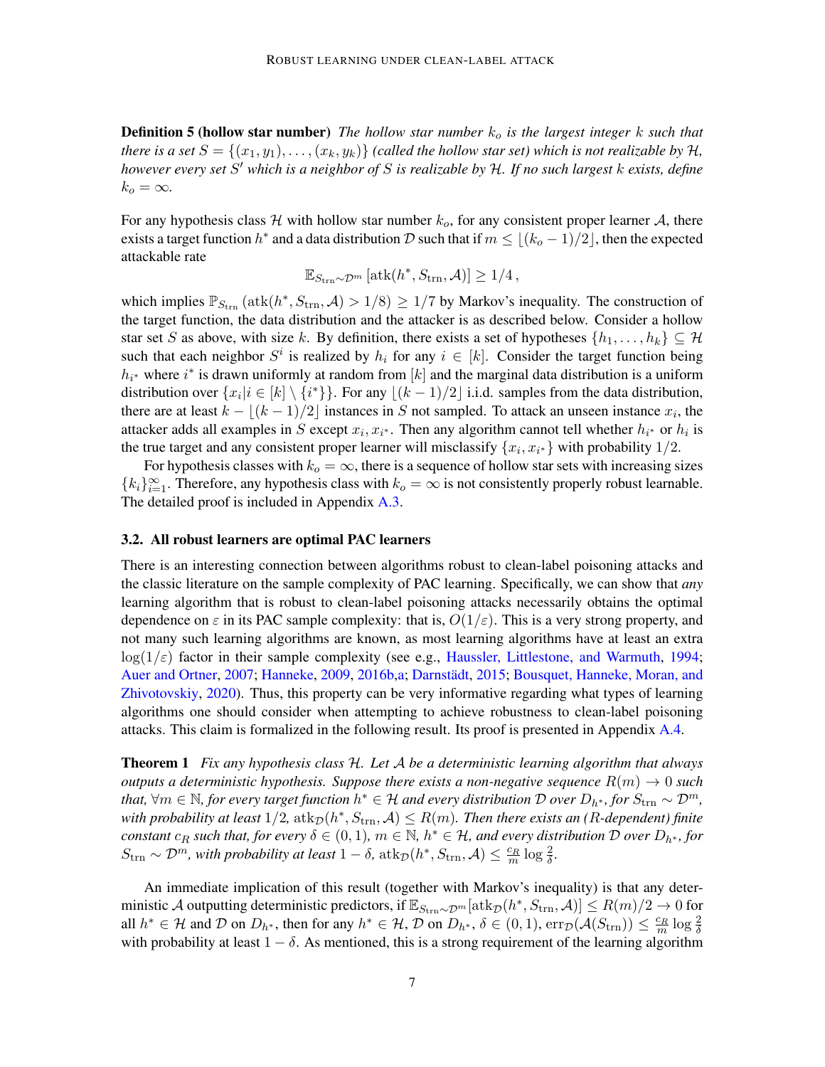**Definition 5 (hollow star number)** *The hollow star number $k_o$ is the largest integer $k$ such that there is a set $S = \{(x_1, y_1), \ldots, (x_k, y_k)\}$ (called the hollow star set) which is not realizable by $\mathcal{H}$, however every set $S'$ which is a neighbor of $S$ is realizable by $\mathcal{H}$. If no such largest $k$ exists, define $k_o = \infty$.*

For any hypothesis class $\mathcal{H}$ with hollow star number $k_o$, for any consistent proper learner $\mathcal{A}$, there exists a target function $h^*$ and a data distribution $\mathcal{D}$ such that if $m \leq \lfloor (k_o - 1)/2 \rfloor$, then the expected attackable rate

$$\mathbb{E}_{S_{\text{trn}} \sim \mathcal{D}^m} \left[ \text{atk}(h^*, S_{\text{trn}}, \mathcal{A}) \right] \geq 1/4 \,,$$

which implies $\mathbb{P}_{S_{\text{trn}}} \left( \text{atk}(h^*, S_{\text{trn}}, \mathcal{A}) > 1/8 \right) \geq 1/7$ by Markov's inequality. The construction of the target function, the data distribution and the attacker is as described below. Consider a hollow star set $S$ as above, with size $k$. By definition, there exists a set of hypotheses $\{h_1, \ldots, h_k\} \subseteq \mathcal{H}$ such that each neighbor $S^i$ is realized by $h_i$ for any $i \in [k]$. Consider the target function being $h_{i^*}$ where $i^*$ is drawn uniformly at random from $[k]$ and the marginal data distribution is a uniform distribution over $\{x_i | i \in [k] \setminus \{i^*\}\}$. For any $\lfloor (k-1)/2 \rfloor$ i.i.d. samples from the data distribution, there are at least $k - \lfloor (k-1)/2 \rfloor$ instances in $S$ not sampled. To attack an unseen instance $x_i$, the attacker adds all examples in $S$ except $x_i, x_{i^*}$. Then any algorithm cannot tell whether $h_{i^*}$ or $h_i$ is the true target and any consistent proper learner will misclassify $\{x_i, x_{i^*}\}$ with probability $1/2$.

For hypothesis classes with $k_o = \infty$, there is a sequence of hollow star sets with increasing sizes $\{k_i\}_{i=1}^{\infty}$. Therefore, any hypothesis class with $k_o = \infty$ is not consistently properly robust learnable. The detailed proof is included in Appendix A.3.

### 3.2. All robust learners are optimal PAC learners

There is an interesting connection between algorithms robust to clean-label poisoning attacks and the classic literature on the sample complexity of PAC learning. Specifically, we can show that *any* learning algorithm that is robust to clean-label poisoning attacks necessarily obtains the optimal dependence on $\varepsilon$ in its PAC sample complexity: that is, $O(1/\varepsilon)$. This is a very strong property, and not many such learning algorithms are known, as most learning algorithms have at least an extra $\log(1/\varepsilon)$ factor in their sample complexity (see e.g., Haussler, Littlestone, and Warmuth, 1994; Auer and Ortner, 2007; Hanneke, 2009, 2016b,a; Darnstädt, 2015; Bousquet, Hanneke, Moran, and Zhivotovskiy, 2020). Thus, this property can be very informative regarding what types of learning algorithms one should consider when attempting to achieve robustness to clean-label poisoning attacks. This claim is formalized in the following result. Its proof is presented in Appendix A.4.

**Theorem 1** *Fix any hypothesis class $\mathcal{H}$. Let $\mathcal{A}$ be a deterministic learning algorithm that always outputs a deterministic hypothesis. Suppose there exists a non-negative sequence $R(m) \to 0$ such that, $\forall m \in \mathbb{N}$, for every target function $h^* \in \mathcal{H}$ and every distribution $\mathcal{D}$ over $D_{h^*}$, for $S_{\text{trn}} \sim \mathcal{D}^m$, with probability at least $1/2$, $\text{atk}_{\mathcal{D}}(h^*, S_{\text{trn}}, \mathcal{A}) \leq R(m)$. Then there exists an ($R$-dependent) finite constant $c_R$ such that, for every $\delta \in (0, 1)$, $m \in \mathbb{N}$, $h^* \in \mathcal{H}$, and every distribution $\mathcal{D}$ over $D_{h^*}$, for $S_{\text{trn}} \sim \mathcal{D}^m$, with probability at least $1 - \delta$, $\text{atk}_{\mathcal{D}}(h^*, S_{\text{trn}}, \mathcal{A}) \leq \frac{c_R}{m} \log \frac{2}{\delta}$.*

An immediate implication of this result (together with Markov's inequality) is that any deterministic $\mathcal{A}$ outputting deterministic predictors, if $\mathbb{E}_{S_{\text{trn}} \sim \mathcal{D}^m}[\text{atk}_{\mathcal{D}}(h^*, S_{\text{trn}}, \mathcal{A})] \leq R(m)/2 \to 0$ for all $h^* \in \mathcal{H}$ and $\mathcal{D}$ on $D_{h^*}$, then for any $h^* \in \mathcal{H}$, $\mathcal{D}$ on $D_{h^*}$, $\delta \in (0, 1)$, $\text{err}_{\mathcal{D}}(\mathcal{A}(S_{\text{trn}})) \leq \frac{c_R}{m} \log \frac{2}{\delta}$ with probability at least $1 - \delta$. As mentioned, this is a strong requirement of the learning algorithm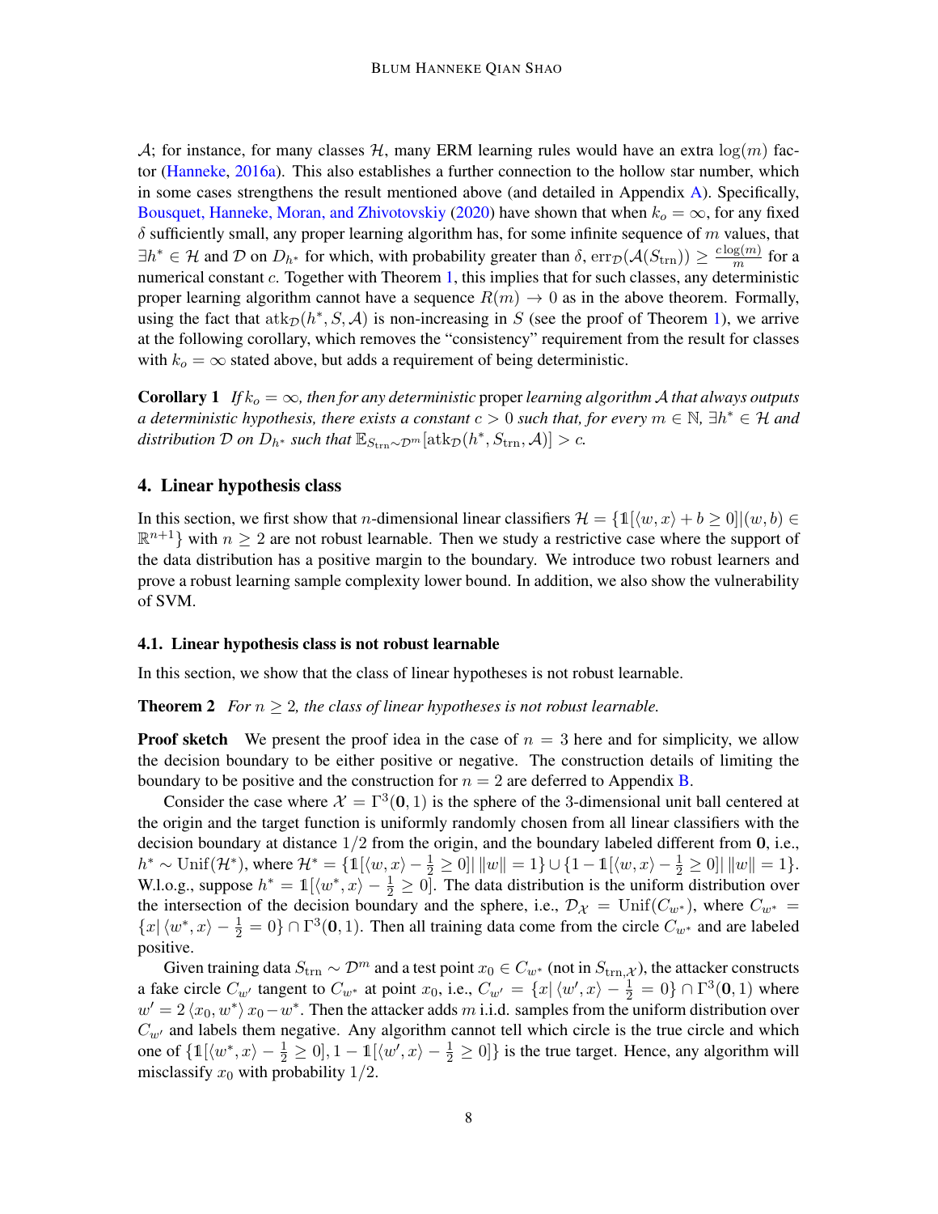$\mathcal{A}$; for instance, for many classes $\mathcal{H}$, many ERM learning rules would have an extra $\log(m)$ factor (Hanneke, 2016a). This also establishes a further connection to the hollow star number, which in some cases strengthens the result mentioned above (and detailed in Appendix A). Specifically, Bousquet, Hanneke, Moran, and Zhivotovskiy (2020) have shown that when $k_o = \infty$, for any fixed $\delta$ sufficiently small, any proper learning algorithm has, for some infinite sequence of $m$ values, that $\exists h^* \in \mathcal{H}$ and $\mathcal{D}$ on $D_{h^*}$ for which, with probability greater than $\delta$, $\mathrm{err}_{\mathcal{D}}(\mathcal{A}(S_{\mathrm{trn}})) \geq \frac{c \log(m)}{m}$ for a numerical constant $c$. Together with Theorem 1, this implies that for such classes, any deterministic proper learning algorithm cannot have a sequence $R(m) \to 0$ as in the above theorem. Formally, using the fact that $\mathrm{atk}_{\mathcal{D}}(h^*, S, \mathcal{A})$ is non-increasing in $S$ (see the proof of Theorem 1), we arrive at the following corollary, which removes the "consistency" requirement from the result for classes with $k_o = \infty$ stated above, but adds a requirement of being deterministic.

**Corollary 1** *If $k_o = \infty$, then for any deterministic* proper *learning algorithm $\mathcal{A}$ that always outputs a deterministic hypothesis, there exists a constant $c > 0$ such that, for every $m \in \mathbb{N}$, $\exists h^* \in \mathcal{H}$ and distribution $\mathcal{D}$ on $D_{h^*}$ such that $\mathbb{E}_{S_{\mathrm{trn}} \sim \mathcal{D}^m}[\mathrm{atk}_{\mathcal{D}}(h^*, S_{\mathrm{trn}}, \mathcal{A})] > c$.*

## 4. Linear hypothesis class

In this section, we first show that $n$-dimensional linear classifiers $\mathcal{H} = \{\mathbb{1}[\langle w, x\rangle + b \geq 0] | (w, b) \in \mathbb{R}^{n+1}\}$ with $n \geq 2$ are not robust learnable. Then we study a restrictive case where the support of the data distribution has a positive margin to the boundary. We introduce two robust learners and prove a robust learning sample complexity lower bound. In addition, we also show the vulnerability of SVM.

### 4.1. Linear hypothesis class is not robust learnable

In this section, we show that the class of linear hypotheses is not robust learnable.

**Theorem 2** *For $n \geq 2$, the class of linear hypotheses is not robust learnable.*

**Proof sketch** We present the proof idea in the case of $n = 3$ here and for simplicity, we allow the decision boundary to be either positive or negative. The construction details of limiting the boundary to be positive and the construction for $n = 2$ are deferred to Appendix B.

Consider the case where $\mathcal{X} = \Gamma^3(\mathbf{0}, 1)$ is the sphere of the 3-dimensional unit ball centered at the origin and the target function is uniformly randomly chosen from all linear classifiers with the decision boundary at distance $1/2$ from the origin, and the boundary labeled different from $\mathbf{0}$, i.e., $h^* \sim \mathrm{Unif}(\mathcal{H}^*)$, where $\mathcal{H}^* = \{\mathbb{1}[\langle w, x\rangle - \frac{1}{2} \geq 0] | \, \|w\| = 1\} \cup \{1 - \mathbb{1}[\langle w, x\rangle - \frac{1}{2} \geq 0] | \, \|w\| = 1\}$. W.l.o.g., suppose $h^* = \mathbb{1}[\langle w^*, x\rangle - \frac{1}{2} \geq 0]$. The data distribution is the uniform distribution over the intersection of the decision boundary and the sphere, i.e., $\mathcal{D}_{\mathcal{X}} = \mathrm{Unif}(C_{w^*})$, where $C_{w^*} = \{x | \langle w^*, x\rangle - \frac{1}{2} = 0\} \cap \Gamma^3(\mathbf{0}, 1)$. Then all training data come from the circle $C_{w^*}$ and are labeled positive.

Given training data $S_{\mathrm{trn}} \sim \mathcal{D}^m$ and a test point $x_0 \in C_{w^*}$ (not in $S_{\mathrm{trn},\mathcal{X}}$), the attacker constructs a fake circle $C_{w'}$ tangent to $C_{w^*}$ at point $x_0$, i.e., $C_{w'} = \{x | \langle w', x\rangle - \frac{1}{2} = 0\} \cap \Gamma^3(\mathbf{0}, 1)$ where $w' = 2\langle x_0, w^*\rangle x_0 - w^*$. Then the attacker adds $m$ i.i.d. samples from the uniform distribution over $C_{w'}$ and labels them negative. Any algorithm cannot tell which circle is the true circle and which one of $\{\mathbb{1}[\langle w^*, x\rangle - \frac{1}{2} \geq 0], 1 - \mathbb{1}[\langle w', x\rangle - \frac{1}{2} \geq 0]\}$ is the true target. Hence, any algorithm will misclassify $x_0$ with probability $1/2$.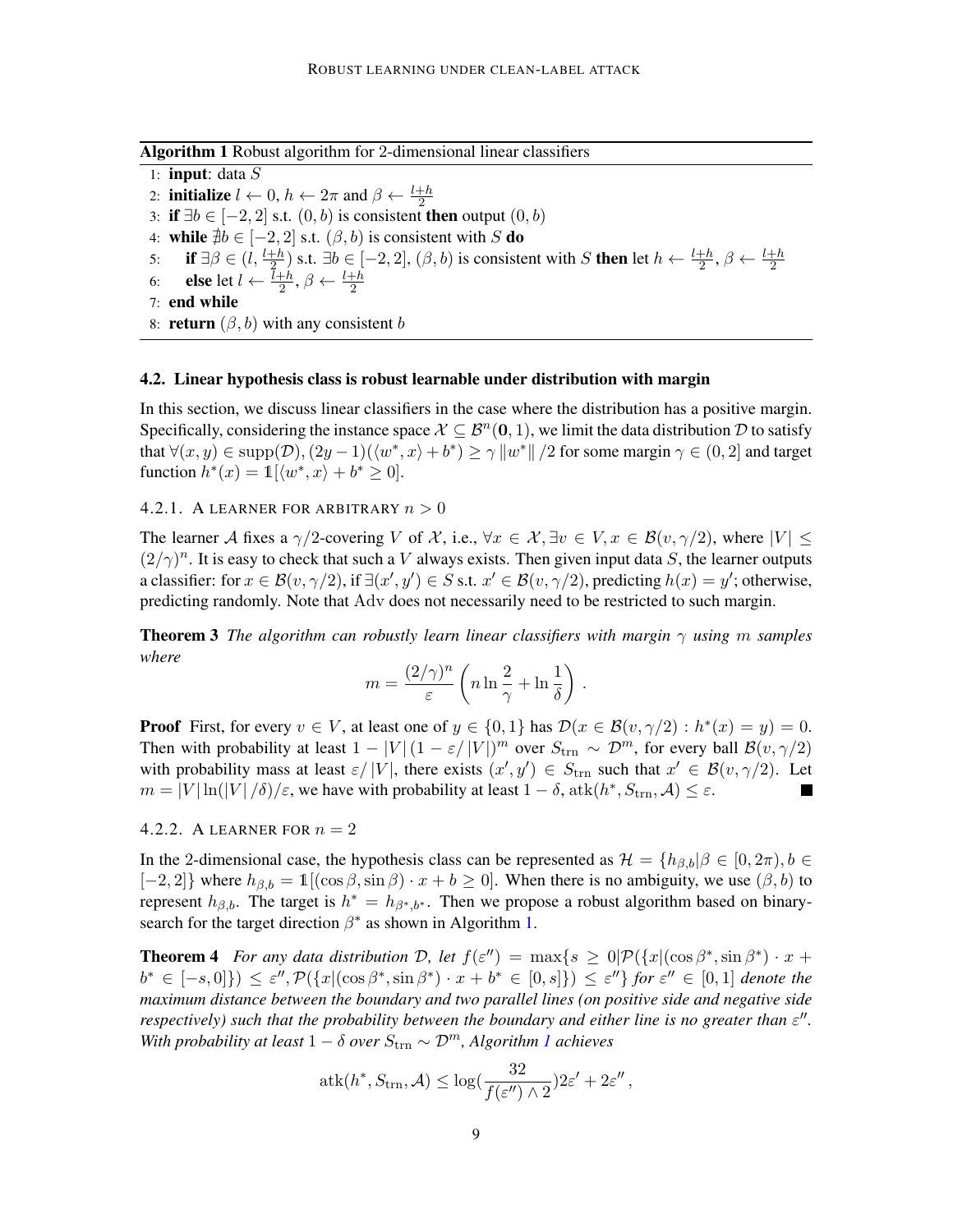**Algorithm 1** Robust algorithm for 2-dimensional linear classifiers

```
1: input: data S
2: initialize l ← 0, h ← 2π and β ← (l+h)/2
3: if ∃b ∈ [−2, 2] s.t. (0, b) is consistent then output (0, b)
4: while ∄b ∈ [−2, 2] s.t. (β, b) is consistent with S do
5:     if ∃β ∈ (l, (l+h)/2) s.t. ∃b ∈ [−2, 2], (β, b) is consistent with S then let h ← (l+h)/2, β ← (l+h)/2
6:     else let l ← (l+h)/2, β ← (l+h)/2
7: end while
8: return (β, b) with any consistent b
```

### 4.2. Linear hypothesis class is robust learnable under distribution with margin

In this section, we discuss linear classifiers in the case where the distribution has a positive margin. Specifically, considering the instance space $\mathcal{X} \subseteq \mathcal{B}^n(\mathbf{0}, 1)$, we limit the data distribution $\mathcal{D}$ to satisfy that $\forall (x, y) \in \text{supp}(\mathcal{D}), (2y-1)(\langle w^*, x\rangle + b^*) \geq \gamma \|w^*\|/2$ for some margin $\gamma \in (0, 2]$ and target function $h^*(x) = \mathbb{1}[\langle w^*, x\rangle + b^* \geq 0]$.

#### 4.2.1. A learner for arbitrary $n > 0$

The learner $\mathcal{A}$ fixes a $\gamma/2$-covering $V$ of $\mathcal{X}$, i.e., $\forall x \in \mathcal{X}, \exists v \in V, x \in \mathcal{B}(v, \gamma/2)$, where $|V| \leq (2/\gamma)^n$. It is easy to check that such a $V$ always exists. Then given input data $S$, the learner outputs a classifier: for $x \in \mathcal{B}(v, \gamma/2)$, if $\exists (x', y') \in S$ s.t. $x' \in \mathcal{B}(v, \gamma/2)$, predicting $h(x) = y'$; otherwise, predicting randomly. Note that $\mathrm{Adv}$ does not necessarily need to be restricted to such margin.

**Theorem 3** *The algorithm can robustly learn linear classifiers with margin $\gamma$ using $m$ samples where*

$$m = \frac{(2/\gamma)^n}{\varepsilon}\left(n \ln \frac{2}{\gamma} + \ln \frac{1}{\delta}\right).$$

**Proof** First, for every $v \in V$, at least one of $y \in \{0, 1\}$ has $\mathcal{D}(x \in \mathcal{B}(v, \gamma/2) : h^*(x) = y) = 0$. Then with probability at least $1 - |V|(1 - \varepsilon/|V|)^m$ over $S_{\text{trn}} \sim \mathcal{D}^m$, for every ball $\mathcal{B}(v, \gamma/2)$ with probability mass at least $\varepsilon/|V|$, there exists $(x', y') \in S_{\text{trn}}$ such that $x' \in \mathcal{B}(v, \gamma/2)$. Let $m = |V| \ln(|V|/\delta)/\varepsilon$, we have with probability at least $1 - \delta$, $\text{atk}(h^*, S_{\text{trn}}, \mathcal{A}) \leq \varepsilon$. ■

#### 4.2.2. A learner for $n = 2$

In the 2-dimensional case, the hypothesis class can be represented as $\mathcal{H} = \{h_{\beta,b} | \beta \in [0, 2\pi), b \in [-2, 2]\}$ where $h_{\beta,b} = \mathbb{1}[(\cos\beta, \sin\beta) \cdot x + b \geq 0]$. When there is no ambiguity, we use $(\beta, b)$ to represent $h_{\beta,b}$. The target is $h^* = h_{\beta^*,b^*}$. Then we propose a robust algorithm based on binary-search for the target direction $\beta^*$ as shown in Algorithm 1.

**Theorem 4** *For any data distribution $\mathcal{D}$, let $f(\varepsilon'') = \max\{s \geq 0 | \mathcal{P}(\{x | (\cos\beta^*, \sin\beta^*) \cdot x + b^* \in [-s, 0]\}) \leq \varepsilon'', \mathcal{P}(\{x | (\cos\beta^*, \sin\beta^*) \cdot x + b^* \in [0, s]\}) \leq \varepsilon''\}$ for $\varepsilon'' \in [0, 1]$ denote the maximum distance between the boundary and two parallel lines (on positive side and negative side respectively) such that the probability between the boundary and either line is no greater than $\varepsilon''$. With probability at least $1 - \delta$ over $S_{\text{trn}} \sim \mathcal{D}^m$, Algorithm 1 achieves*

$$\text{atk}(h^*, S_{\text{trn}}, \mathcal{A}) \leq \log(\frac{32}{f(\varepsilon'') \wedge 2})2\varepsilon' + 2\varepsilon'',$$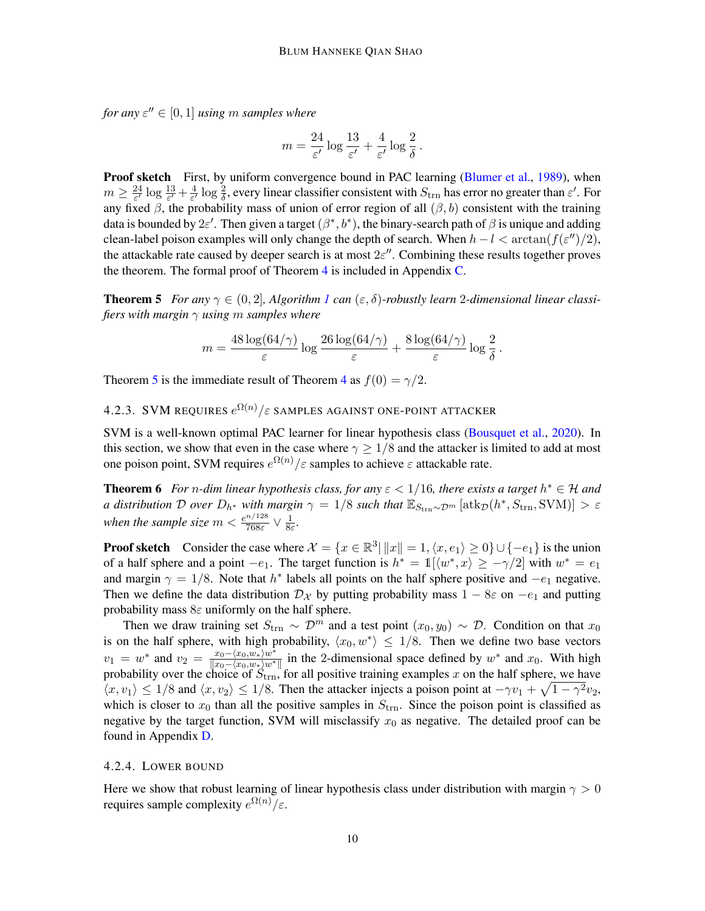*for any $\varepsilon'' \in [0, 1]$ using $m$ samples where*

$$m = \frac{24}{\varepsilon'} \log \frac{13}{\varepsilon'} + \frac{4}{\varepsilon'} \log \frac{2}{\delta}\,.$$

**Proof sketch** First, by uniform convergence bound in PAC learning (Blumer et al., 1989), when $m \geq \frac{24}{\varepsilon'} \log \frac{13}{\varepsilon'} + \frac{4}{\varepsilon'} \log \frac{2}{\delta}$, every linear classifier consistent with $S_{\mathrm{trn}}$ has error no greater than $\varepsilon'$. For any fixed $\beta$, the probability mass of union of error region of all $(\beta, b)$ consistent with the training data is bounded by $2\varepsilon'$. Then given a target $(\beta^*, b^*)$, the binary-search path of $\beta$ is unique and adding clean-label poison examples will only change the depth of search. When $h - l < \arctan(f(\varepsilon'')/2)$, the attackable rate caused by deeper search is at most $2\varepsilon''$. Combining these results together proves the theorem. The formal proof of Theorem 4 is included in Appendix C.

**Theorem 5** *For any $\gamma \in (0, 2]$, Algorithm 1 can $(\varepsilon, \delta)$-robustly learn 2-dimensional linear classifiers with margin $\gamma$ using $m$ samples where*

$$m = \frac{48\log(64/\gamma)}{\varepsilon} \log \frac{26\log(64/\gamma)}{\varepsilon} + \frac{8\log(64/\gamma)}{\varepsilon} \log \frac{2}{\delta}\,.$$

Theorem 5 is the immediate result of Theorem 4 as $f(0) = \gamma/2$.

### 4.2.3. SVM requires $e^{\Omega(n)}/\varepsilon$ samples against one-point attacker

SVM is a well-known optimal PAC learner for linear hypothesis class (Bousquet et al., 2020). In this section, we show that even in the case where $\gamma \geq 1/8$ and the attacker is limited to add at most one poison point, SVM requires $e^{\Omega(n)}/\varepsilon$ samples to achieve $\varepsilon$ attackable rate.

**Theorem 6** *For $n$-dim linear hypothesis class, for any $\varepsilon < 1/16$, there exists a target $h^* \in \mathcal{H}$ and a distribution $\mathcal{D}$ over $D_{h^*}$ with margin $\gamma = 1/8$ such that $\mathbb{E}_{S_{\mathrm{trn}} \sim \mathcal{D}^m}[\mathrm{atk}_{\mathcal{D}}(h^*, S_{\mathrm{trn}}, \mathrm{SVM})] > \varepsilon$ when the sample size $m < \frac{e^{n/128}}{768\varepsilon} \vee \frac{1}{8\varepsilon}$.*

**Proof sketch** Consider the case where $\mathcal{X} = \{x \in \mathbb{R}^3 | \, \|x\| = 1, \langle x, e_1 \rangle \geq 0\} \cup \{-e_1\}$ is the union of a half sphere and a point $-e_1$. The target function is $h^* = \mathbb{1}[\langle w^*, x \rangle \geq -\gamma/2]$ with $w^* = e_1$ and margin $\gamma = 1/8$. Note that $h^*$ labels all points on the half sphere positive and $-e_1$ negative. Then we define the data distribution $\mathcal{D}_{\mathcal{X}}$ by putting probability mass $1 - 8\varepsilon$ on $-e_1$ and putting probability mass $8\varepsilon$ uniformly on the half sphere.

Then we draw training set $S_{\mathrm{trn}} \sim \mathcal{D}^m$ and a test point $(x_0, y_0) \sim \mathcal{D}$. Condition on that $x_0$ is on the half sphere, with high probability, $\langle x_0, w^* \rangle \leq 1/8$. Then we define two base vectors $v_1 = w^*$ and $v_2 = \frac{x_0 - \langle x_0, w_* \rangle w^*}{\|x_0 - \langle x_0, w_* \rangle w^*\|}$ in the 2-dimensional space defined by $w^*$ and $x_0$. With high probability over the choice of $S_{\mathrm{trn}}$, for all positive training examples $x$ on the half sphere, we have $\langle x, v_1 \rangle \leq 1/8$ and $\langle x, v_2 \rangle \leq 1/8$. Then the attacker injects a poison point at $-\gamma v_1 + \sqrt{1 - \gamma^2} v_2$, which is closer to $x_0$ than all the positive samples in $S_{\mathrm{trn}}$. Since the poison point is classified as negative by the target function, SVM will misclassify $x_0$ as negative. The detailed proof can be found in Appendix D.

### 4.2.4. Lower bound

Here we show that robust learning of linear hypothesis class under distribution with margin $\gamma > 0$ requires sample complexity $e^{\Omega(n)}/\varepsilon$.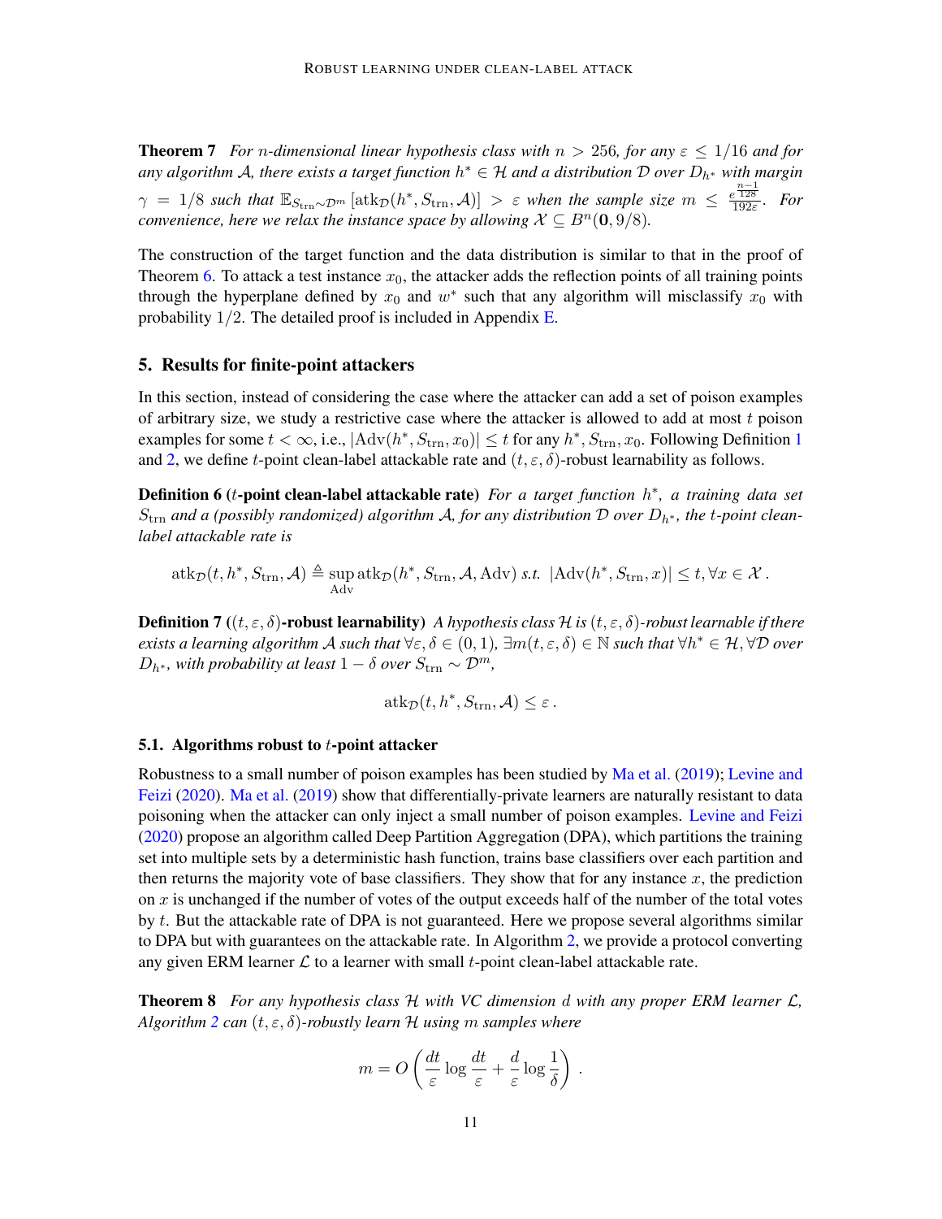**Theorem 7** *For $n$-dimensional linear hypothesis class with $n > 256$, for any $\varepsilon \leq 1/16$ and for any algorithm $\mathcal{A}$, there exists a target function $h^* \in \mathcal{H}$ and a distribution $\mathcal{D}$ over $D_{h^*}$ with margin $\gamma = 1/8$ such that $\mathbb{E}_{S_{\mathrm{trn}} \sim \mathcal{D}^m}[\mathrm{atk}_{\mathcal{D}}(h^*, S_{\mathrm{trn}}, \mathcal{A})] > \varepsilon$ when the sample size $m \leq \frac{e^{\frac{n-1}{128}}}{192\varepsilon}$. For convenience, here we relax the instance space by allowing $\mathcal{X} \subseteq B^n(\mathbf{0}, 9/8)$.*

The construction of the target function and the data distribution is similar to that in the proof of Theorem 6. To attack a test instance $x_0$, the attacker adds the reflection points of all training points through the hyperplane defined by $x_0$ and $w^*$ such that any algorithm will misclassify $x_0$ with probability $1/2$. The detailed proof is included in Appendix E.

## 5. Results for finite-point attackers

In this section, instead of considering the case where the attacker can add a set of poison examples of arbitrary size, we study a restrictive case where the attacker is allowed to add at most $t$ poison examples for some $t < \infty$, i.e., $|\mathrm{Adv}(h^*, S_{\mathrm{trn}}, x_0)| \leq t$ for any $h^*, S_{\mathrm{trn}}, x_0$. Following Definition 1 and 2, we define $t$-point clean-label attackable rate and $(t, \varepsilon, \delta)$-robust learnability as follows.

**Definition 6** ($t$**-point clean-label attackable rate**) *For a target function $h^*$, a training data set $S_{\mathrm{trn}}$ and a (possibly randomized) algorithm $\mathcal{A}$, for any distribution $\mathcal{D}$ over $D_{h^*}$, the $t$-point clean-label attackable rate is*

$$\mathrm{atk}_{\mathcal{D}}(t, h^*, S_{\mathrm{trn}}, \mathcal{A}) \triangleq \sup_{\mathrm{Adv}} \mathrm{atk}_{\mathcal{D}}(h^*, S_{\mathrm{trn}}, \mathcal{A}, \mathrm{Adv}) \textit{ s.t. } |\mathrm{Adv}(h^*, S_{\mathrm{trn}}, x)| \leq t, \forall x \in \mathcal{X}\,.$$

**Definition 7** ($(t, \varepsilon, \delta)$**-robust learnability**) *A hypothesis class $\mathcal{H}$ is $(t, \varepsilon, \delta)$-robust learnable if there exists a learning algorithm $\mathcal{A}$ such that $\forall \varepsilon, \delta \in (0, 1)$, $\exists m(t, \varepsilon, \delta) \in \mathbb{N}$ such that $\forall h^* \in \mathcal{H}, \forall \mathcal{D}$ over $D_{h^*}$, with probability at least $1 - \delta$ over $S_{\mathrm{trn}} \sim \mathcal{D}^m$,*

$$\mathrm{atk}_{\mathcal{D}}(t, h^*, S_{\mathrm{trn}}, \mathcal{A}) \leq \varepsilon\,.$$

### 5.1. Algorithms robust to $t$-point attacker

Robustness to a small number of poison examples has been studied by Ma et al. (2019); Levine and Feizi (2020). Ma et al. (2019) show that differentially-private learners are naturally resistant to data poisoning when the attacker can only inject a small number of poison examples. Levine and Feizi (2020) propose an algorithm called Deep Partition Aggregation (DPA), which partitions the training set into multiple sets by a deterministic hash function, trains base classifiers over each partition and then returns the majority vote of base classifiers. They show that for any instance $x$, the prediction on $x$ is unchanged if the number of votes of the output exceeds half of the number of the total votes by $t$. But the attackable rate of DPA is not guaranteed. Here we propose several algorithms similar to DPA but with guarantees on the attackable rate. In Algorithm 2, we provide a protocol converting any given ERM learner $\mathcal{L}$ to a learner with small $t$-point clean-label attackable rate.

**Theorem 8** *For any hypothesis class $\mathcal{H}$ with VC dimension $d$ with any proper ERM learner $\mathcal{L}$, Algorithm 2 can $(t, \varepsilon, \delta)$-robustly learn $\mathcal{H}$ using $m$ samples where*

$$m = O\left(\frac{dt}{\varepsilon}\log\frac{dt}{\varepsilon} + \frac{d}{\varepsilon}\log\frac{1}{\delta}\right)\,.$$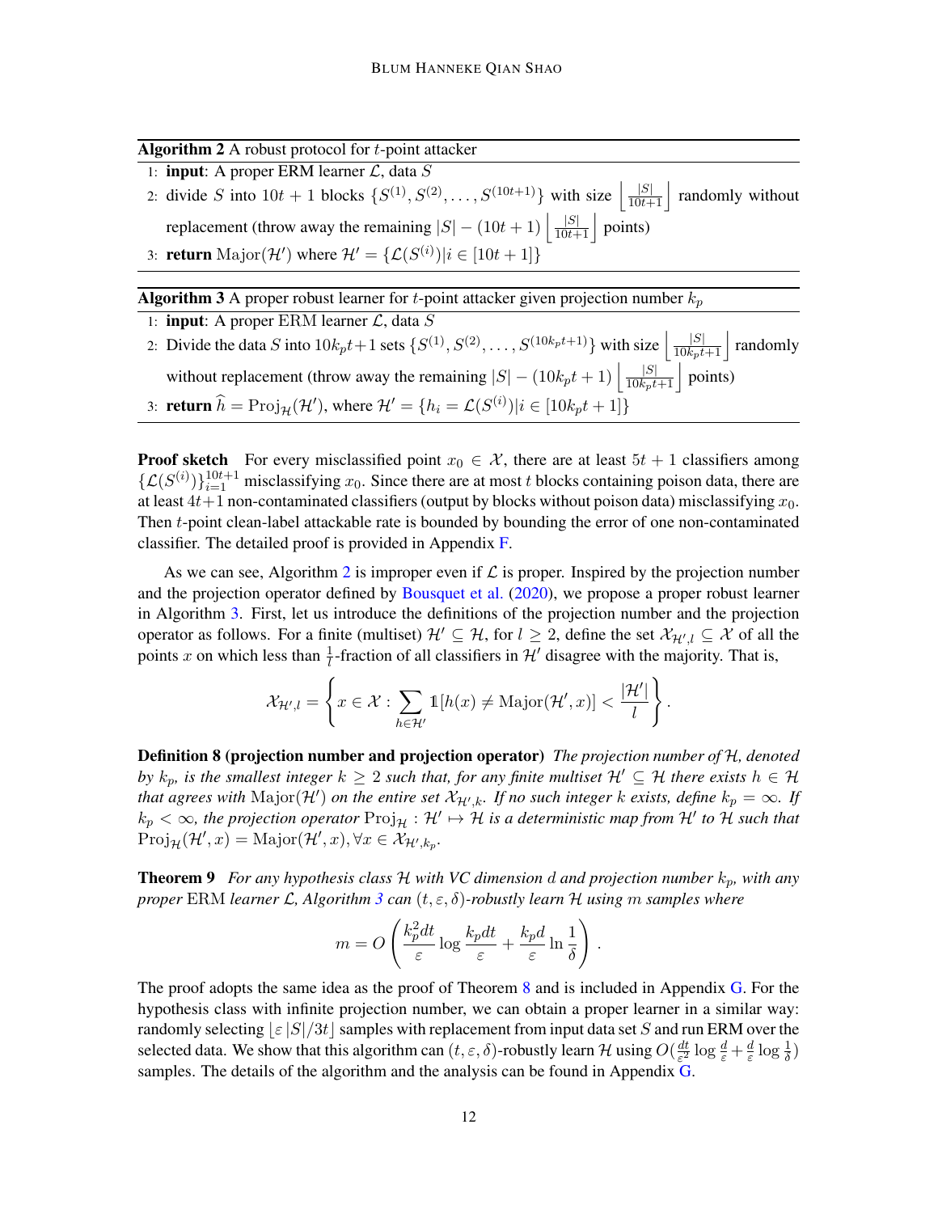**Algorithm 2** A robust protocol for $t$-point attacker

1: **input**: A proper ERM learner $\mathcal{L}$, data $S$

2: divide $S$ into $10t+1$ blocks $\{S^{(1)}, S^{(2)}, \dots, S^{(10t+1)}\}$ with size $\left\lfloor \frac{|S|}{10t+1} \right\rfloor$ randomly without replacement (throw away the remaining $|S| - (10t+1)\left\lfloor \frac{|S|}{10t+1} \right\rfloor$ points)

3: **return** $\mathrm{Major}(\mathcal{H}')$ where $\mathcal{H}' = \{\mathcal{L}(S^{(i)}) | i \in [10t+1]\}$

**Algorithm 3** A proper robust learner for $t$-point attacker given projection number $k_p$

1: **input**: A proper ERM learner $\mathcal{L}$, data $S$

2: Divide the data $S$ into $10k_pt+1$ sets $\{S^{(1)}, S^{(2)}, \dots, S^{(10k_pt+1)}\}$ with size $\left\lfloor \frac{|S|}{10k_pt+1} \right\rfloor$ randomly without replacement (throw away the remaining $|S| - (10k_pt+1)\left\lfloor \frac{|S|}{10k_pt+1} \right\rfloor$ points)

3: **return** $\widehat{h} = \mathrm{Proj}_{\mathcal{H}}(\mathcal{H}')$, where $\mathcal{H}' = \{h_i = \mathcal{L}(S^{(i)}) | i \in [10k_pt+1]\}$

**Proof sketch** For every misclassified point $x_0 \in \mathcal{X}$, there are at least $5t+1$ classifiers among $\{\mathcal{L}(S^{(i)})\}_{i=1}^{10t+1}$ misclassifying $x_0$. Since there are at most $t$ blocks containing poison data, there are at least $4t+1$ non-contaminated classifiers (output by blocks without poison data) misclassifying $x_0$. Then $t$-point clean-label attackable rate is bounded by bounding the error of one non-contaminated classifier. The detailed proof is provided in Appendix F.

As we can see, Algorithm 2 is improper even if $\mathcal{L}$ is proper. Inspired by the projection number and the projection operator defined by Bousquet et al. (2020), we propose a proper robust learner in Algorithm 3. First, let us introduce the definitions of the projection number and the projection operator as follows. For a finite (multiset) $\mathcal{H}' \subseteq \mathcal{H}$, for $l \geq 2$, define the set $\mathcal{X}_{\mathcal{H}',l} \subseteq \mathcal{X}$ of all the points $x$ on which less than $\frac{1}{l}$-fraction of all classifiers in $\mathcal{H}'$ disagree with the majority. That is,

$$\mathcal{X}_{\mathcal{H}',l} = \left\{ x \in \mathcal{X} : \sum_{h \in \mathcal{H}'} \mathbb{1}[h(x) \neq \mathrm{Major}(\mathcal{H}', x)] < \frac{|\mathcal{H}'|}{l} \right\}.$$

**Definition 8 (projection number and projection operator)** *The projection number of $\mathcal{H}$, denoted by $k_p$, is the smallest integer $k \geq 2$ such that, for any finite multiset $\mathcal{H}' \subseteq \mathcal{H}$ there exists $h \in \mathcal{H}$ that agrees with $\mathrm{Major}(\mathcal{H}')$ on the entire set $\mathcal{X}_{\mathcal{H}',k}$. If no such integer $k$ exists, define $k_p = \infty$. If $k_p < \infty$, the projection operator $\mathrm{Proj}_{\mathcal{H}} : \mathcal{H}' \mapsto \mathcal{H}$ is a deterministic map from $\mathcal{H}'$ to $\mathcal{H}$ such that $\mathrm{Proj}_{\mathcal{H}}(\mathcal{H}', x) = \mathrm{Major}(\mathcal{H}', x), \forall x \in \mathcal{X}_{\mathcal{H}',k_p}$.*

**Theorem 9** *For any hypothesis class $\mathcal{H}$ with VC dimension $d$ and projection number $k_p$, with any proper* ERM *learner $\mathcal{L}$, Algorithm 3 can $(t, \varepsilon, \delta)$-robustly learn $\mathcal{H}$ using $m$ samples where*

$$m = O\left( \frac{k_p^2 dt}{\varepsilon} \log \frac{k_p dt}{\varepsilon} + \frac{k_p d}{\varepsilon} \ln \frac{1}{\delta} \right).$$

The proof adopts the same idea as the proof of Theorem 8 and is included in Appendix G. For the hypothesis class with infinite projection number, we can obtain a proper learner in a similar way: randomly selecting $\lfloor \varepsilon |S| / 3t \rfloor$ samples with replacement from input data set $S$ and run ERM over the selected data. We show that this algorithm can $(t, \varepsilon, \delta)$-robustly learn $\mathcal{H}$ using $O(\frac{dt}{\varepsilon^2} \log \frac{d}{\varepsilon} + \frac{d}{\varepsilon} \log \frac{1}{\delta})$ samples. The details of the algorithm and the analysis can be found in Appendix G.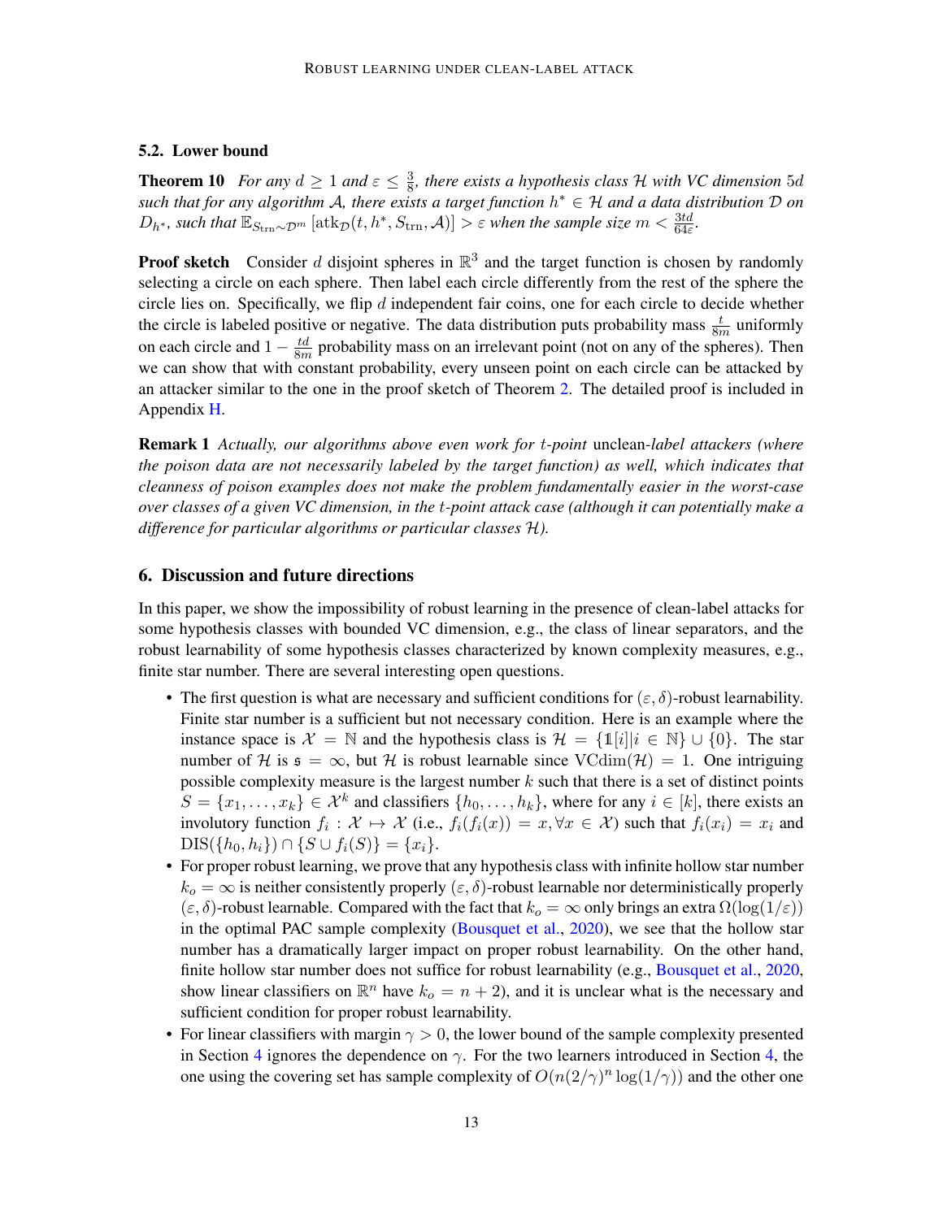### 5.2. Lower bound

**Theorem 10** *For any $d \geq 1$ and $\varepsilon \leq \frac{3}{8}$, there exists a hypothesis class $\mathcal{H}$ with VC dimension $5d$ such that for any algorithm $\mathcal{A}$, there exists a target function $h^* \in \mathcal{H}$ and a data distribution $\mathcal{D}$ on $D_{h^*}$, such that $\mathbb{E}_{S_{\mathrm{trn}} \sim \mathcal{D}^m} \left[\mathrm{atk}_{\mathcal{D}}(t, h^*, S_{\mathrm{trn}}, \mathcal{A})\right] > \varepsilon$ when the sample size $m < \frac{3td}{64\varepsilon}$.*

**Proof sketch** Consider $d$ disjoint spheres in $\mathbb{R}^3$ and the target function is chosen by randomly selecting a circle on each sphere. Then label each circle differently from the rest of the sphere the circle lies on. Specifically, we flip $d$ independent fair coins, one for each circle to decide whether the circle is labeled positive or negative. The data distribution puts probability mass $\frac{t}{8m}$ uniformly on each circle and $1 - \frac{td}{8m}$ probability mass on an irrelevant point (not on any of the spheres). Then we can show that with constant probability, every unseen point on each circle can be attacked by an attacker similar to the one in the proof sketch of Theorem 2. The detailed proof is included in Appendix H.

**Remark 1** *Actually, our algorithms above even work for $t$-point* unclean-*label attackers (where the poison data are not necessarily labeled by the target function) as well, which indicates that cleanness of poison examples does not make the problem fundamentally easier in the worst-case over classes of a given VC dimension, in the $t$-point attack case (although it can potentially make a difference for particular algorithms or particular classes $\mathcal{H}$).*

## 6. Discussion and future directions

In this paper, we show the impossibility of robust learning in the presence of clean-label attacks for some hypothesis classes with bounded VC dimension, e.g., the class of linear separators, and the robust learnability of some hypothesis classes characterized by known complexity measures, e.g., finite star number. There are several interesting open questions.

- The first question is what are necessary and sufficient conditions for $(\varepsilon, \delta)$-robust learnability. Finite star number is a sufficient but not necessary condition. Here is an example where the instance space is $\mathcal{X} = \mathbb{N}$ and the hypothesis class is $\mathcal{H} = \{\mathbb{1}[i] | i \in \mathbb{N}\} \cup \{0\}$. The star number of $\mathcal{H}$ is $\mathfrak{s} = \infty$, but $\mathcal{H}$ is robust learnable since $\mathrm{VCdim}(\mathcal{H}) = 1$. One intriguing possible complexity measure is the largest number $k$ such that there is a set of distinct points $S = \{x_1, \ldots, x_k\} \in \mathcal{X}^k$ and classifiers $\{h_0, \ldots, h_k\}$, where for any $i \in [k]$, there exists an involutory function $f_i : \mathcal{X} \mapsto \mathcal{X}$ (i.e., $f_i(f_i(x)) = x, \forall x \in \mathcal{X}$) such that $f_i(x_i) = x_i$ and $\mathrm{DIS}(\{h_0, h_i\}) \cap \{S \cup f_i(S)\} = \{x_i\}$.
- For proper robust learning, we prove that any hypothesis class with infinite hollow star number $k_o = \infty$ is neither consistently properly $(\varepsilon, \delta)$-robust learnable nor deterministically properly $(\varepsilon, \delta)$-robust learnable. Compared with the fact that $k_o = \infty$ only brings an extra $\Omega(\log(1/\varepsilon))$ in the optimal PAC sample complexity (Bousquet et al., 2020), we see that the hollow star number has a dramatically larger impact on proper robust learnability. On the other hand, finite hollow star number does not suffice for robust learnability (e.g., Bousquet et al., 2020, show linear classifiers on $\mathbb{R}^n$ have $k_o = n + 2$), and it is unclear what is the necessary and sufficient condition for proper robust learnability.
- For linear classifiers with margin $\gamma > 0$, the lower bound of the sample complexity presented in Section 4 ignores the dependence on $\gamma$. For the two learners introduced in Section 4, the one using the covering set has sample complexity of $O(n(2/\gamma)^n \log(1/\gamma))$ and the other one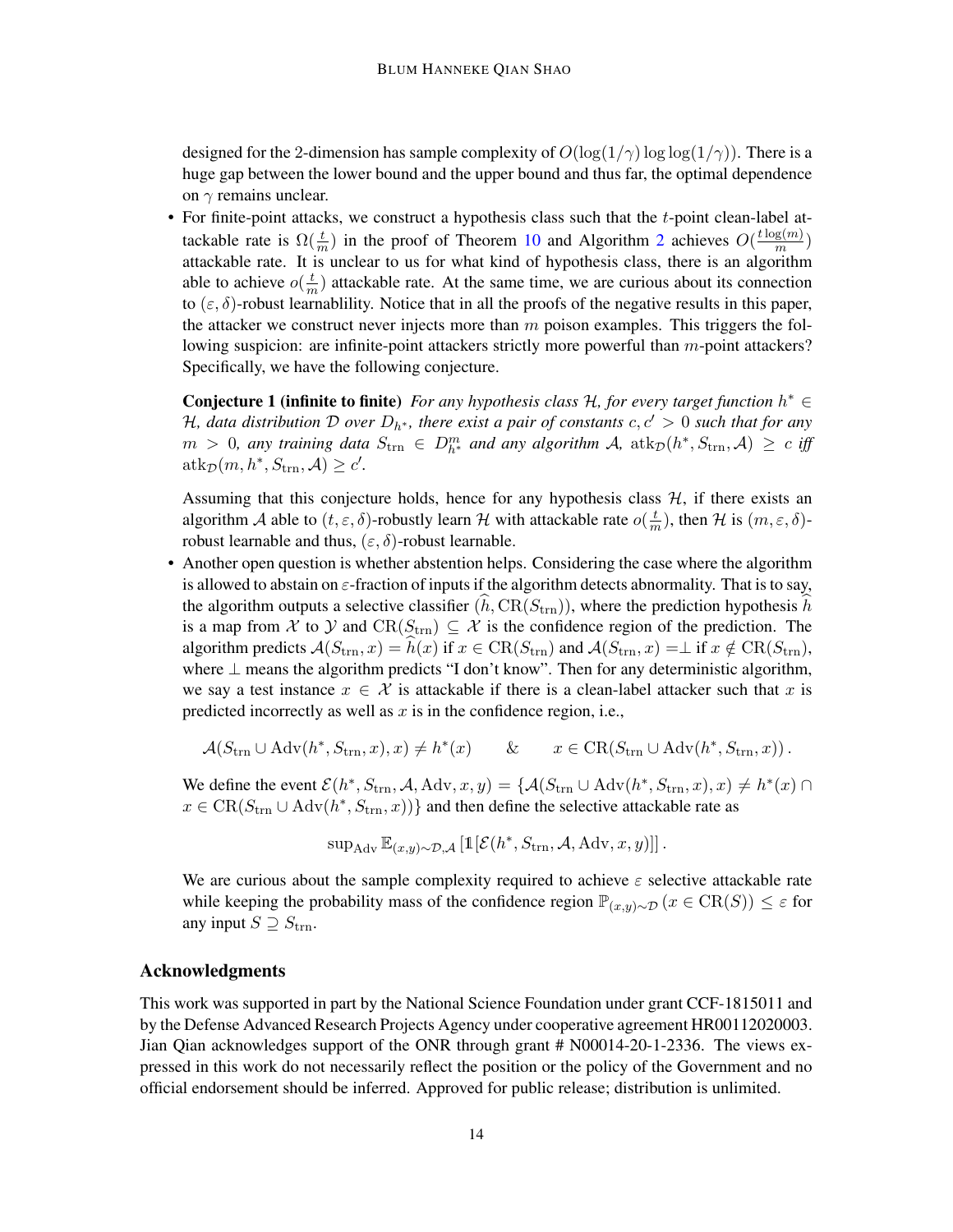designed for the 2-dimension has sample complexity of $O(\log(1/\gamma)\log\log(1/\gamma))$. There is a huge gap between the lower bound and the upper bound and thus far, the optimal dependence on $\gamma$ remains unclear.

- For finite-point attacks, we construct a hypothesis class such that the $t$-point clean-label attackable rate is $\Omega(\frac{t}{m})$ in the proof of Theorem 10 and Algorithm 2 achieves $O(\frac{t\log(m)}{m})$ attackable rate. It is unclear to us for what kind of hypothesis class, there is an algorithm able to achieve $o(\frac{t}{m})$ attackable rate. At the same time, we are curious about its connection to $(\varepsilon, \delta)$-robust learnablility. Notice that in all the proofs of the negative results in this paper, the attacker we construct never injects more than $m$ poison examples. This triggers the following suspicion: are infinite-point attackers strictly more powerful than $m$-point attackers? Specifically, we have the following conjecture.

  **Conjecture 1 (infinite to finite)** *For any hypothesis class $\mathcal{H}$, for every target function $h^* \in \mathcal{H}$, data distribution $\mathcal{D}$ over $D_{h^*}$, there exist a pair of constants $c, c' > 0$ such that for any $m > 0$, any training data $S_{\rm trn} \in D_{h^*}^m$ and any algorithm $\mathcal{A}$, $\mathrm{atk}_{\mathcal{D}}(h^*, S_{\rm trn}, \mathcal{A}) \geq c$ iff $\mathrm{atk}_{\mathcal{D}}(m, h^*, S_{\rm trn}, \mathcal{A}) \geq c'$.*

  Assuming that this conjecture holds, hence for any hypothesis class $\mathcal{H}$, if there exists an algorithm $\mathcal{A}$ able to $(t, \varepsilon, \delta)$-robustly learn $\mathcal{H}$ with attackable rate $o(\frac{t}{m})$, then $\mathcal{H}$ is $(m, \varepsilon, \delta)$-robust learnable and thus, $(\varepsilon, \delta)$-robust learnable.

- Another open question is whether abstention helps. Considering the case where the algorithm is allowed to abstain on $\varepsilon$-fraction of inputs if the algorithm detects abnormality. That is to say, the algorithm outputs a selective classifier $(\widehat{h}, \mathrm{CR}(S_{\rm trn}))$, where the prediction hypothesis $\widehat{h}$ is a map from $\mathcal{X}$ to $\mathcal{Y}$ and $\mathrm{CR}(S_{\rm trn}) \subseteq \mathcal{X}$ is the confidence region of the prediction. The algorithm predicts $\mathcal{A}(S_{\rm trn}, x) = \widehat{h}(x)$ if $x \in \mathrm{CR}(S_{\rm trn})$ and $\mathcal{A}(S_{\rm trn}, x) = \perp$ if $x \notin \mathrm{CR}(S_{\rm trn})$, where $\perp$ means the algorithm predicts "I don't know". Then for any deterministic algorithm, we say a test instance $x \in \mathcal{X}$ is attackable if there is a clean-label attacker such that $x$ is predicted incorrectly as well as $x$ is in the confidence region, i.e.,

$$
\mathcal{A}(S_{\rm trn} \cup \mathrm{Adv}(h^*, S_{\rm trn}, x), x) \neq h^*(x) \qquad \& \qquad x \in \mathrm{CR}(S_{\rm trn} \cup \mathrm{Adv}(h^*, S_{\rm trn}, x))\,.
$$

  We define the event $\mathcal{E}(h^*, S_{\rm trn}, \mathcal{A}, \mathrm{Adv}, x, y) = \{\mathcal{A}(S_{\rm trn} \cup \mathrm{Adv}(h^*, S_{\rm trn}, x), x) \neq h^*(x) \cap x \in \mathrm{CR}(S_{\rm trn} \cup \mathrm{Adv}(h^*, S_{\rm trn}, x))\}$ and then define the selective attackable rate as

$$
\sup\nolimits_{\mathrm{Adv}} \mathbb{E}_{(x,y)\sim\mathcal{D},\mathcal{A}}\left[\mathbb{1}[\mathcal{E}(h^*, S_{\rm trn}, \mathcal{A}, \mathrm{Adv}, x, y)]\right].
$$

  We are curious about the sample complexity required to achieve $\varepsilon$ selective attackable rate while keeping the probability mass of the confidence region $\mathbb{P}_{(x,y)\sim\mathcal{D}}\left(x \in \mathrm{CR}(S)\right) \leq \varepsilon$ for any input $S \supseteq S_{\rm trn}$.

## Acknowledgments

This work was supported in part by the National Science Foundation under grant CCF-1815011 and by the Defense Advanced Research Projects Agency under cooperative agreement HR00112020003. Jian Qian acknowledges support of the ONR through grant # N00014-20-1-2336. The views expressed in this work do not necessarily reflect the position or the policy of the Government and no official endorsement should be inferred. Approved for public release; distribution is unlimited.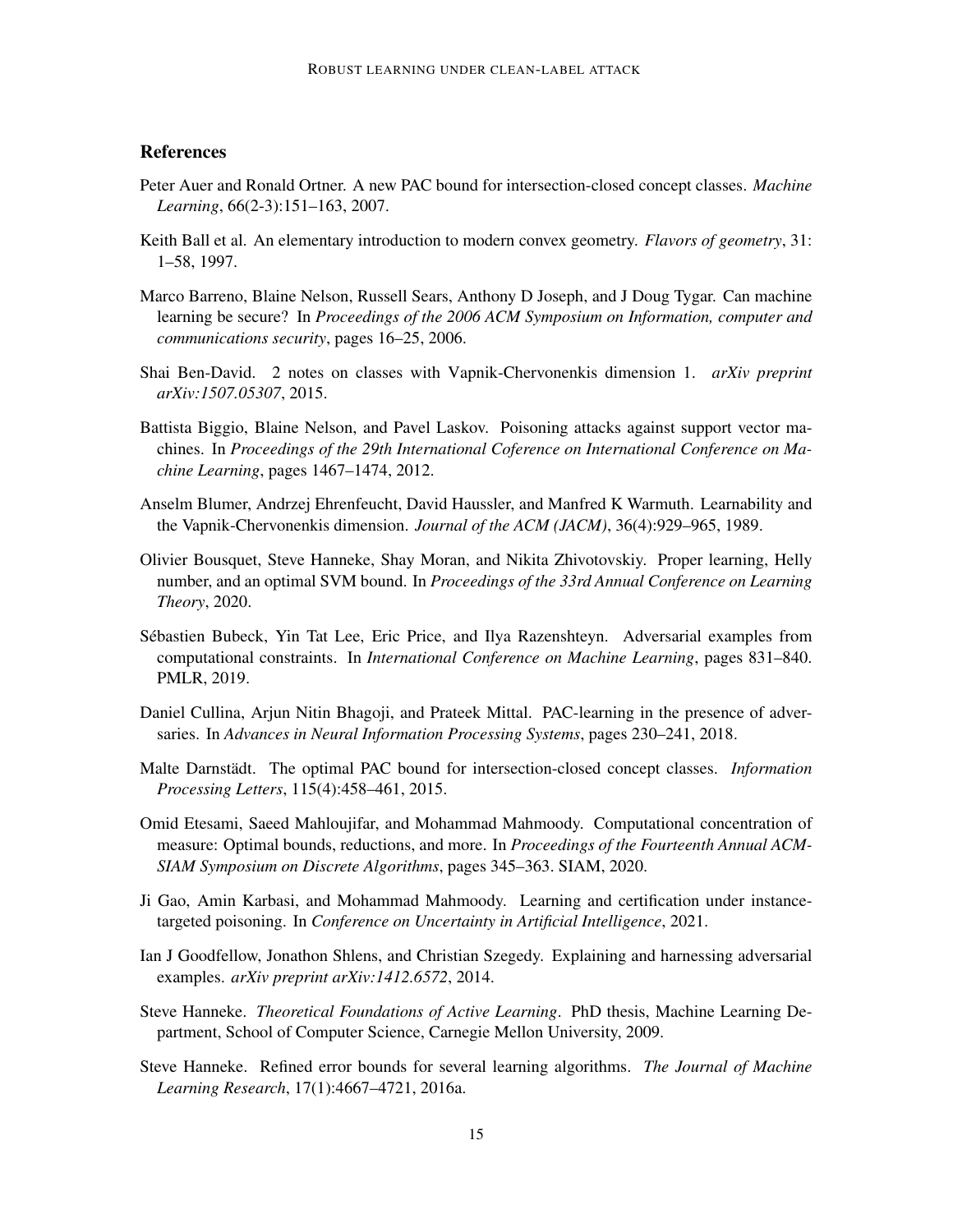## References

Peter Auer and Ronald Ortner. A new PAC bound for intersection-closed concept classes. *Machine Learning*, 66(2-3):151–163, 2007.

Keith Ball et al. An elementary introduction to modern convex geometry. *Flavors of geometry*, 31: 1–58, 1997.

Marco Barreno, Blaine Nelson, Russell Sears, Anthony D Joseph, and J Doug Tygar. Can machine learning be secure? In *Proceedings of the 2006 ACM Symposium on Information, computer and communications security*, pages 16–25, 2006.

Shai Ben-David. 2 notes on classes with Vapnik-Chervonenkis dimension 1. *arXiv preprint arXiv:1507.05307*, 2015.

Battista Biggio, Blaine Nelson, and Pavel Laskov. Poisoning attacks against support vector machines. In *Proceedings of the 29th International Coference on International Conference on Machine Learning*, pages 1467–1474, 2012.

Anselm Blumer, Andrzej Ehrenfeucht, David Haussler, and Manfred K Warmuth. Learnability and the Vapnik-Chervonenkis dimension. *Journal of the ACM (JACM)*, 36(4):929–965, 1989.

Olivier Bousquet, Steve Hanneke, Shay Moran, and Nikita Zhivotovskiy. Proper learning, Helly number, and an optimal SVM bound. In *Proceedings of the 33rd Annual Conference on Learning Theory*, 2020.

Sébastien Bubeck, Yin Tat Lee, Eric Price, and Ilya Razenshteyn. Adversarial examples from computational constraints. In *International Conference on Machine Learning*, pages 831–840. PMLR, 2019.

Daniel Cullina, Arjun Nitin Bhagoji, and Prateek Mittal. PAC-learning in the presence of adversaries. In *Advances in Neural Information Processing Systems*, pages 230–241, 2018.

Malte Darnstädt. The optimal PAC bound for intersection-closed concept classes. *Information Processing Letters*, 115(4):458–461, 2015.

Omid Etesami, Saeed Mahloujifar, and Mohammad Mahmoody. Computational concentration of measure: Optimal bounds, reductions, and more. In *Proceedings of the Fourteenth Annual ACM-SIAM Symposium on Discrete Algorithms*, pages 345–363. SIAM, 2020.

Ji Gao, Amin Karbasi, and Mohammad Mahmoody. Learning and certification under instance-targeted poisoning. In *Conference on Uncertainty in Artificial Intelligence*, 2021.

Ian J Goodfellow, Jonathon Shlens, and Christian Szegedy. Explaining and harnessing adversarial examples. *arXiv preprint arXiv:1412.6572*, 2014.

Steve Hanneke. *Theoretical Foundations of Active Learning*. PhD thesis, Machine Learning Department, School of Computer Science, Carnegie Mellon University, 2009.

Steve Hanneke. Refined error bounds for several learning algorithms. *The Journal of Machine Learning Research*, 17(1):4667–4721, 2016a.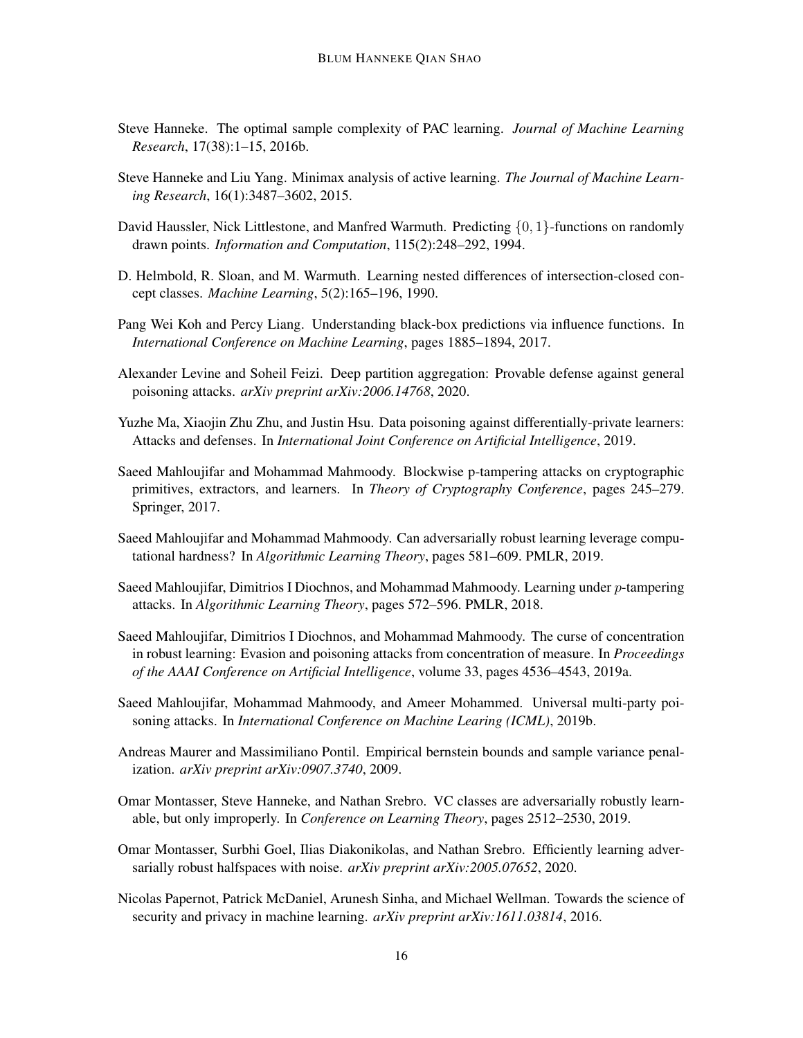Steve Hanneke. The optimal sample complexity of PAC learning. *Journal of Machine Learning Research*, 17(38):1–15, 2016b.

Steve Hanneke and Liu Yang. Minimax analysis of active learning. *The Journal of Machine Learning Research*, 16(1):3487–3602, 2015.

David Haussler, Nick Littlestone, and Manfred Warmuth. Predicting $\{0,1\}$-functions on randomly drawn points. *Information and Computation*, 115(2):248–292, 1994.

D. Helmbold, R. Sloan, and M. Warmuth. Learning nested differences of intersection-closed concept classes. *Machine Learning*, 5(2):165–196, 1990.

Pang Wei Koh and Percy Liang. Understanding black-box predictions via influence functions. In *International Conference on Machine Learning*, pages 1885–1894, 2017.

Alexander Levine and Soheil Feizi. Deep partition aggregation: Provable defense against general poisoning attacks. *arXiv preprint arXiv:2006.14768*, 2020.

Yuzhe Ma, Xiaojin Zhu Zhu, and Justin Hsu. Data poisoning against differentially-private learners: Attacks and defenses. In *International Joint Conference on Artificial Intelligence*, 2019.

Saeed Mahloujifar and Mohammad Mahmoody. Blockwise p-tampering attacks on cryptographic primitives, extractors, and learners. In *Theory of Cryptography Conference*, pages 245–279. Springer, 2017.

Saeed Mahloujifar and Mohammad Mahmoody. Can adversarially robust learning leverage computational hardness? In *Algorithmic Learning Theory*, pages 581–609. PMLR, 2019.

Saeed Mahloujifar, Dimitrios I Diochnos, and Mohammad Mahmoody. Learning under $p$-tampering attacks. In *Algorithmic Learning Theory*, pages 572–596. PMLR, 2018.

Saeed Mahloujifar, Dimitrios I Diochnos, and Mohammad Mahmoody. The curse of concentration in robust learning: Evasion and poisoning attacks from concentration of measure. In *Proceedings of the AAAI Conference on Artificial Intelligence*, volume 33, pages 4536–4543, 2019a.

Saeed Mahloujifar, Mohammad Mahmoody, and Ameer Mohammed. Universal multi-party poisoning attacks. In *International Conference on Machine Learing (ICML)*, 2019b.

Andreas Maurer and Massimiliano Pontil. Empirical bernstein bounds and sample variance penalization. *arXiv preprint arXiv:0907.3740*, 2009.

Omar Montasser, Steve Hanneke, and Nathan Srebro. VC classes are adversarially robustly learnable, but only improperly. In *Conference on Learning Theory*, pages 2512–2530, 2019.

Omar Montasser, Surbhi Goel, Ilias Diakonikolas, and Nathan Srebro. Efficiently learning adversarially robust halfspaces with noise. *arXiv preprint arXiv:2005.07652*, 2020.

Nicolas Papernot, Patrick McDaniel, Arunesh Sinha, and Michael Wellman. Towards the science of security and privacy in machine learning. *arXiv preprint arXiv:1611.03814*, 2016.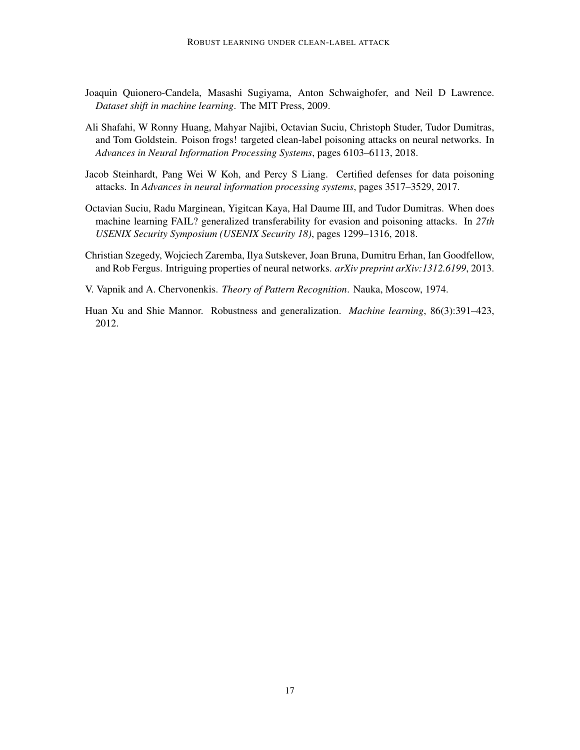Joaquin Quionero-Candela, Masashi Sugiyama, Anton Schwaighofer, and Neil D Lawrence. *Dataset shift in machine learning*. The MIT Press, 2009.

Ali Shafahi, W Ronny Huang, Mahyar Najibi, Octavian Suciu, Christoph Studer, Tudor Dumitras, and Tom Goldstein. Poison frogs! targeted clean-label poisoning attacks on neural networks. In *Advances in Neural Information Processing Systems*, pages 6103–6113, 2018.

Jacob Steinhardt, Pang Wei W Koh, and Percy S Liang. Certified defenses for data poisoning attacks. In *Advances in neural information processing systems*, pages 3517–3529, 2017.

Octavian Suciu, Radu Marginean, Yigitcan Kaya, Hal Daume III, and Tudor Dumitras. When does machine learning FAIL? generalized transferability for evasion and poisoning attacks. In *27th USENIX Security Symposium (USENIX Security 18)*, pages 1299–1316, 2018.

Christian Szegedy, Wojciech Zaremba, Ilya Sutskever, Joan Bruna, Dumitru Erhan, Ian Goodfellow, and Rob Fergus. Intriguing properties of neural networks. *arXiv preprint arXiv:1312.6199*, 2013.

V. Vapnik and A. Chervonenkis. *Theory of Pattern Recognition*. Nauka, Moscow, 1974.

Huan Xu and Shie Mannor. Robustness and generalization. *Machine learning*, 86(3):391–423, 2012.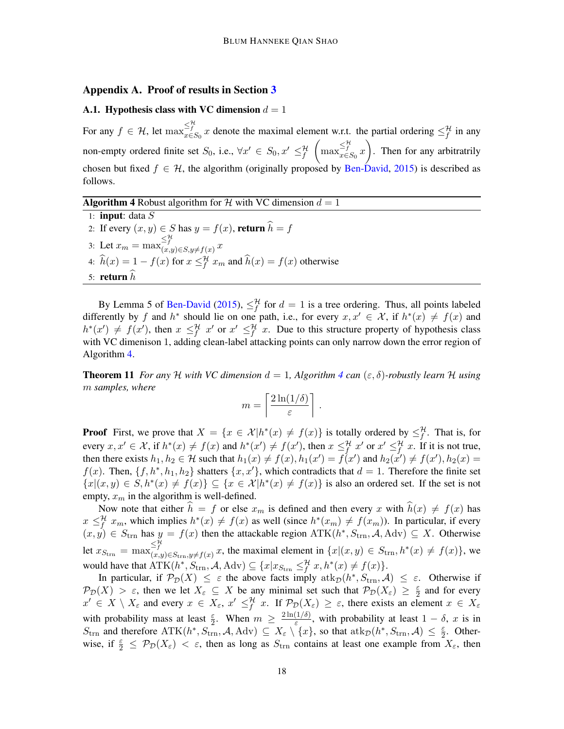## Appendix A. Proof of results in Section 3

### A.1. Hypothesis class with VC dimension $d = 1$

For any $f \in \mathcal{H}$, let $\max^{\leq_f^{\mathcal{H}}}_{x \in S_0} x$ denote the maximal element w.r.t. the partial ordering $\leq_f^{\mathcal{H}}$ in any non-empty ordered finite set $S_0$, i.e., $\forall x' \in S_0, x' \leq_f^{\mathcal{H}} \left(\max^{\leq_f^{\mathcal{H}}}_{x \in S_0} x\right)$. Then for any arbitratrily chosen but fixed $f \in \mathcal{H}$, the algorithm (originally proposed by Ben-David, 2015) is described as follows.

**Algorithm 4** Robust algorithm for $\mathcal{H}$ with VC dimension $d = 1$

1: **input**: data $S$
2: If every $(x, y) \in S$ has $y = f(x)$, **return** $\widehat{h} = f$
3: Let $x_m = \max^{\leq_f^{\mathcal{H}}}_{(x,y) \in S, y \neq f(x)} x$
4: $\widehat{h}(x) = 1 - f(x)$ for $x \leq_f^{\mathcal{H}} x_m$ and $\widehat{h}(x) = f(x)$ otherwise
5: **return** $\widehat{h}$

By Lemma 5 of Ben-David (2015), $\leq_f^{\mathcal{H}}$ for $d = 1$ is a tree ordering. Thus, all points labeled differently by $f$ and $h^*$ should lie on one path, i.e., for every $x, x' \in \mathcal{X}$, if $h^*(x) \neq f(x)$ and $h^*(x') \neq f(x')$, then $x \leq_f^{\mathcal{H}} x'$ or $x' \leq_f^{\mathcal{H}} x$. Due to this structure property of hypothesis class with VC dimenison 1, adding clean-label attacking points can only narrow down the error region of Algorithm 4.

**Theorem 11** *For any $\mathcal{H}$ with VC dimension $d = 1$, Algorithm 4 can $(\varepsilon, \delta)$-robustly learn $\mathcal{H}$ using $m$ samples, where*

$$m = \left\lceil \frac{2 \ln(1/\delta)}{\varepsilon} \right\rceil .$$

**Proof** First, we prove that $X = \{x \in \mathcal{X} | h^*(x) \neq f(x)\}$ is totally ordered by $\leq_f^{\mathcal{H}}$. That is, for every $x, x' \in \mathcal{X}$, if $h^*(x) \neq f(x)$ and $h^*(x') \neq f(x')$, then $x \leq_f^{\mathcal{H}} x'$ or $x' \leq_f^{\mathcal{H}} x$. If it is not true, then there exists $h_1, h_2 \in \mathcal{H}$ such that $h_1(x) \neq f(x), h_1(x') = f(x')$ and $h_2(x') \neq f(x'), h_2(x) = f(x)$. Then, $\{f, h^*, h_1, h_2\}$ shatters $\{x, x'\}$, which contradicts that $d = 1$. Therefore the finite set $\{x | (x, y) \in S, h^*(x) \neq f(x)\} \subseteq \{x \in \mathcal{X} | h^*(x) \neq f(x)\}$ is also an ordered set. If the set is not empty, $x_m$ in the algorithm is well-defined.

Now note that either $\widehat{h} = f$ or else $x_m$ is defined and then every $x$ with $\widehat{h}(x) \neq f(x)$ has $x \leq_f^{\mathcal{H}} x_m$, which implies $h^*(x) \neq f(x)$ as well (since $h^*(x_m) \neq f(x_m)$). In particular, if every $(x, y) \in S_{\mathrm{trn}}$ has $y = f(x)$ then the attackable region $\mathrm{ATK}(h^*, S_{\mathrm{trn}}, \mathcal{A}, \mathrm{Adv}) \subseteq X$. Otherwise let $x_{S_{\mathrm{trn}}} = \max^{\leq_f^{\mathcal{H}}}_{(x,y) \in S_{\mathrm{trn}}, y \neq f(x)} x$, the maximal element in $\{x | (x, y) \in S_{\mathrm{trn}}, h^*(x) \neq f(x)\}$, we would have that $\mathrm{ATK}(h^*, S_{\mathrm{trn}}, \mathcal{A}, \mathrm{Adv}) \subseteq \{x | x_{S_{\mathrm{trn}}} \leq_f^{\mathcal{H}} x, h^*(x) \neq f(x)\}$.

In particular, if $\mathcal{P}_{\mathcal{D}}(X) \leq \varepsilon$ the above facts imply $\mathrm{atk}_{\mathcal{D}}(h^*, S_{\mathrm{trn}}, \mathcal{A}) \leq \varepsilon$. Otherwise if $\mathcal{P}_{\mathcal{D}}(X) > \varepsilon$, then we let $X_\varepsilon \subseteq X$ be any minimal set such that $\mathcal{P}_{\mathcal{D}}(X_\varepsilon) \geq \frac{\varepsilon}{2}$ and for every $x' \in X \setminus X_\varepsilon$ and every $x \in X_\varepsilon$, $x' \leq_f^{\mathcal{H}} x$. If $\mathcal{P}_{\mathcal{D}}(X_\varepsilon) \geq \varepsilon$, there exists an element $x \in X_\varepsilon$ with probability mass at least $\frac{\varepsilon}{2}$. When $m \geq \frac{2 \ln(1/\delta)}{\varepsilon}$, with probability at least $1 - \delta$, $x$ is in $S_{\mathrm{trn}}$ and therefore $\mathrm{ATK}(h^*, S_{\mathrm{trn}}, \mathcal{A}, \mathrm{Adv}) \subseteq X_\varepsilon \setminus \{x\}$, so that $\mathrm{atk}_{\mathcal{D}}(h^*, S_{\mathrm{trn}}, \mathcal{A}) \leq \frac{\varepsilon}{2}$. Otherwise, if $\frac{\varepsilon}{2} \leq \mathcal{P}_{\mathcal{D}}(X_\varepsilon) < \varepsilon$, then as long as $S_{\mathrm{trn}}$ contains at least one example from $X_\varepsilon$, then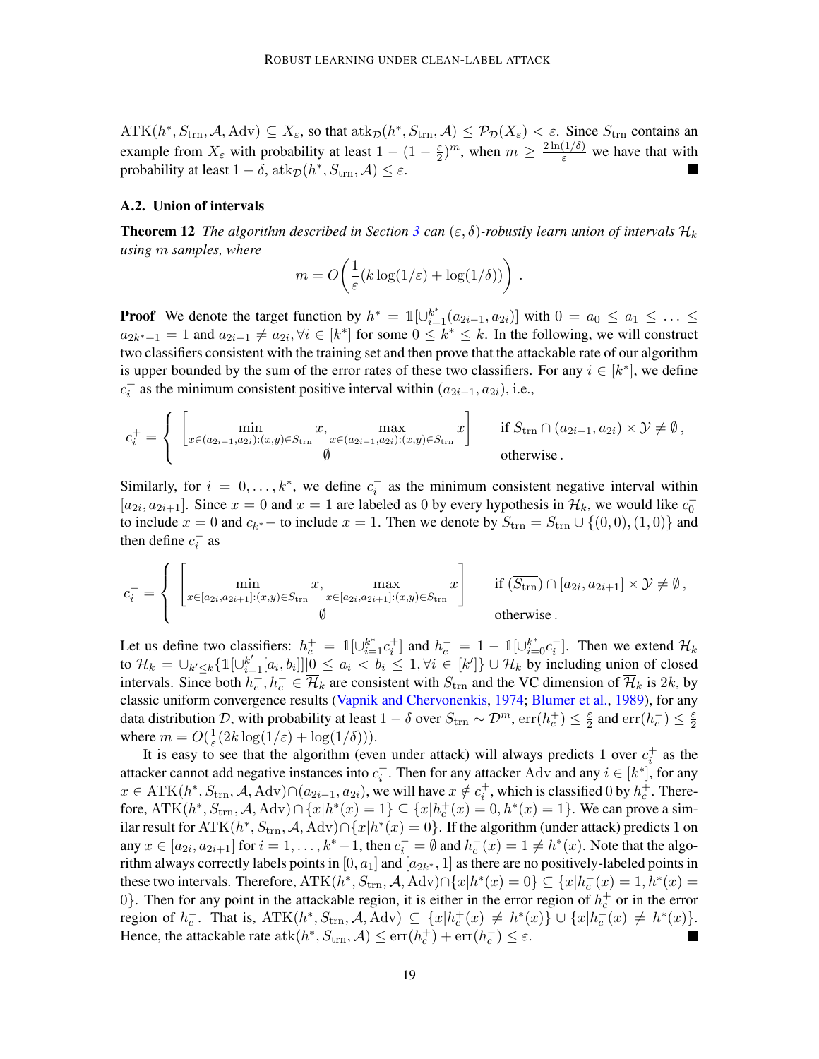$\mathrm{ATK}(h^*, S_{\mathrm{trn}}, \mathcal{A}, \mathrm{Adv}) \subseteq X_\varepsilon$, so that $\mathrm{atk}_{\mathcal{D}}(h^*, S_{\mathrm{trn}}, \mathcal{A}) \leq \mathcal{P}_{\mathcal{D}}(X_\varepsilon) < \varepsilon$. Since $S_{\mathrm{trn}}$ contains an example from $X_\varepsilon$ with probability at least $1 - (1 - \frac{\varepsilon}{2})^m$, when $m \geq \frac{2\ln(1/\delta)}{\varepsilon}$ we have that with probability at least $1 - \delta$, $\mathrm{atk}_{\mathcal{D}}(h^*, S_{\mathrm{trn}}, \mathcal{A}) \leq \varepsilon$. ■

### A.2. Union of intervals

**Theorem 12** *The algorithm described in Section 3 can $(\varepsilon, \delta)$-robustly learn union of intervals $\mathcal{H}_k$ using $m$ samples, where*

$$m = O\left(\frac{1}{\varepsilon}(k \log(1/\varepsilon) + \log(1/\delta))\right).$$

**Proof** We denote the target function by $h^* = \mathbb{1}[\cup_{i=1}^{k^*}(a_{2i-1}, a_{2i})]$ with $0 = a_0 \leq a_1 \leq \ldots \leq a_{2k^*+1} = 1$ and $a_{2i-1} \neq a_{2i}, \forall i \in [k^*]$ for some $0 \leq k^* \leq k$. In the following, we will construct two classifiers consistent with the training set and then prove that the attackable rate of our algorithm is upper bounded by the sum of the error rates of these two classifiers. For any $i \in [k^*]$, we define $c_i^+$ as the minimum consistent positive interval within $(a_{2i-1}, a_{2i})$, i.e.,

$$c_i^+ = \begin{cases} \left[\min_{x \in (a_{2i-1}, a_{2i}):(x,y) \in S_{\mathrm{trn}}} x, \max_{x \in (a_{2i-1}, a_{2i}):(x,y) \in S_{\mathrm{trn}}} x\right] & \text{if } S_{\mathrm{trn}} \cap (a_{2i-1}, a_{2i}) \times \mathcal{Y} \neq \emptyset\,, \\ \emptyset & \text{otherwise}\,. \end{cases}$$

Similarly, for $i = 0, \ldots, k^*$, we define $c_i^-$ as the minimum consistent negative interval within $[a_{2i}, a_{2i+1}]$. Since $x = 0$ and $x = 1$ are labeled as 0 by every hypothesis in $\mathcal{H}_k$, we would like $c_0^-$ to include $x = 0$ and $c_{k^*}-$ to include $x = 1$. Then we denote by $\overline{S_{\mathrm{trn}}} = S_{\mathrm{trn}} \cup \{(0, 0), (1, 0)\}$ and then define $c_i^-$ as

$$c_i^- = \begin{cases} \left[\min_{x \in [a_{2i}, a_{2i+1}]:(x,y) \in \overline{S_{\mathrm{trn}}}} x, \max_{x \in [a_{2i}, a_{2i+1}]:(x,y) \in \overline{S_{\mathrm{trn}}}} x\right] & \text{if } (\overline{S_{\mathrm{trn}}}) \cap [a_{2i}, a_{2i+1}] \times \mathcal{Y} \neq \emptyset\,, \\ \emptyset & \text{otherwise}\,. \end{cases}$$

Let us define two classifiers: $h_c^+ = \mathbb{1}[\cup_{i=1}^{k^*} c_i^+]$ and $h_c^- = 1 - \mathbb{1}[\cup_{i=0}^{k^*} c_i^-]$. Then we extend $\mathcal{H}_k$ to $\overline{\mathcal{H}}_k = \cup_{k' \leq k}\{\mathbb{1}[\cup_{i=1}^{k'}[a_i, b_i]] | 0 \leq a_i < b_i \leq 1, \forall i \in [k']\} \cup \mathcal{H}_k$ by including union of closed intervals. Since both $h_c^+, h_c^- \in \overline{\mathcal{H}}_k$ are consistent with $S_{\mathrm{trn}}$ and the VC dimension of $\overline{\mathcal{H}}_k$ is $2k$, by classic uniform convergence results (Vapnik and Chervonenkis, 1974; Blumer et al., 1989), for any data distribution $\mathcal{D}$, with probability at least $1 - \delta$ over $S_{\mathrm{trn}} \sim \mathcal{D}^m$, $\mathrm{err}(h_c^+) \leq \frac{\varepsilon}{2}$ and $\mathrm{err}(h_c^-) \leq \frac{\varepsilon}{2}$ where $m = O(\frac{1}{\varepsilon}(2k \log(1/\varepsilon) + \log(1/\delta)))$.

It is easy to see that the algorithm (even under attack) will always predicts 1 over $c_i^+$ as the attacker cannot add negative instances into $c_i^+$. Then for any attacker Adv and any $i \in [k^*]$, for any $x \in \mathrm{ATK}(h^*, S_{\mathrm{trn}}, \mathcal{A}, \mathrm{Adv}) \cap (a_{2i-1}, a_{2i})$, we will have $x \notin c_i^+$, which is classified 0 by $h_c^+$. Therefore, $\mathrm{ATK}(h^*, S_{\mathrm{trn}}, \mathcal{A}, \mathrm{Adv}) \cap \{x | h^*(x) = 1\} \subseteq \{x | h_c^+(x) = 0, h^*(x) = 1\}$. We can prove a similar result for $\mathrm{ATK}(h^*, S_{\mathrm{trn}}, \mathcal{A}, \mathrm{Adv}) \cap \{x | h^*(x) = 0\}$. If the algorithm (under attack) predicts 1 on any $x \in [a_{2i}, a_{2i+1}]$ for $i = 1, \ldots, k^* - 1$, then $c_i^- = \emptyset$ and $h_c^-(x) = 1 \neq h^*(x)$. Note that the algorithm always correctly labels points in $[0, a_1]$ and $[a_{2k^*}, 1]$ as there are no positively-labeled points in these two intervals. Therefore, $\mathrm{ATK}(h^*, S_{\mathrm{trn}}, \mathcal{A}, \mathrm{Adv}) \cap \{x | h^*(x) = 0\} \subseteq \{x | h_c^-(x) = 1, h^*(x) = 0\}$. Then for any point in the attackable region, it is either in the error region of $h_c^+$ or in the error region of $h_c^-$. That is, $\mathrm{ATK}(h^*, S_{\mathrm{trn}}, \mathcal{A}, \mathrm{Adv}) \subseteq \{x | h_c^+(x) \neq h^*(x)\} \cup \{x | h_c^-(x) \neq h^*(x)\}$. Hence, the attackable rate $\mathrm{atk}(h^*, S_{\mathrm{trn}}, \mathcal{A}) \leq \mathrm{err}(h_c^+) + \mathrm{err}(h_c^-) \leq \varepsilon$. ■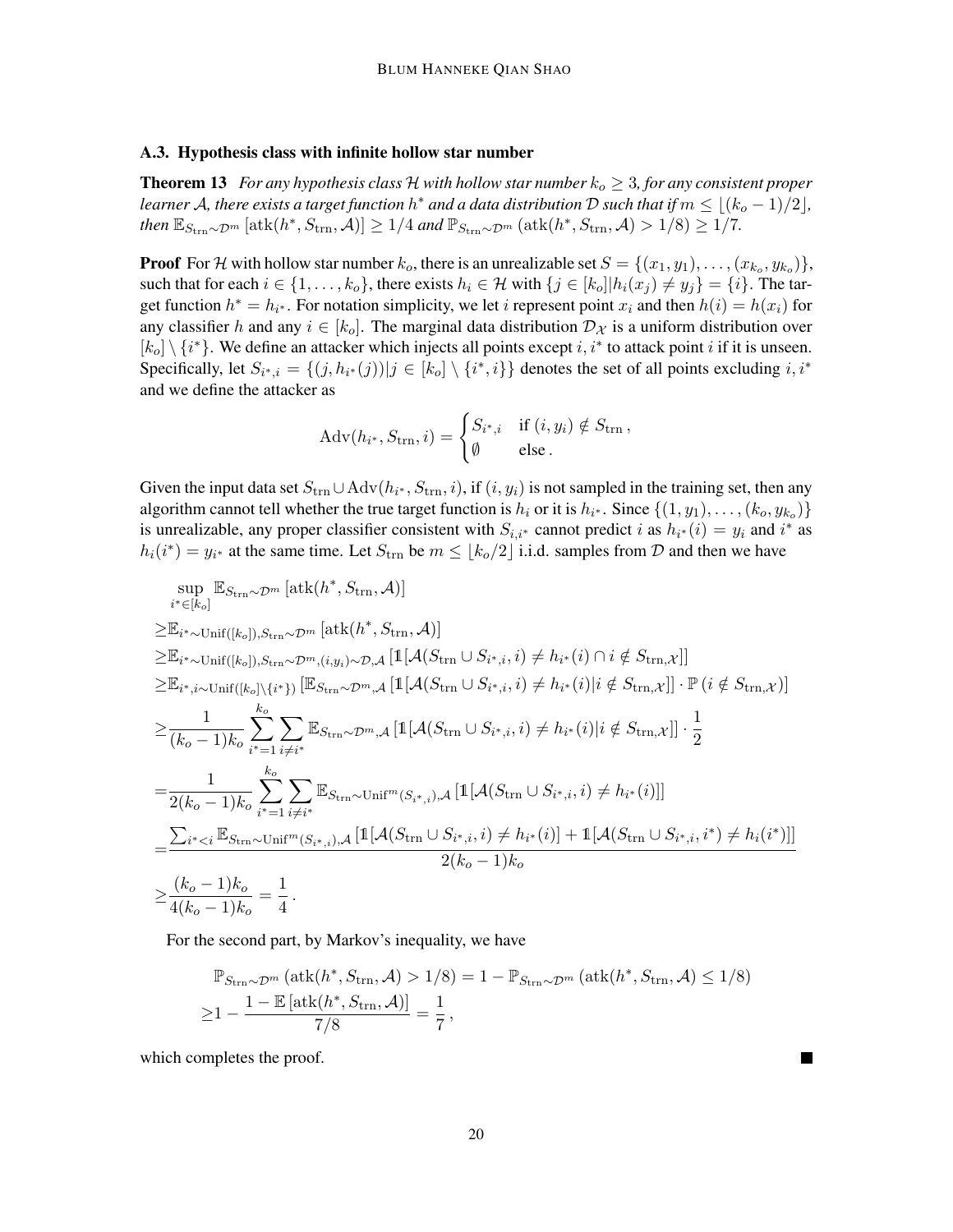### A.3. Hypothesis class with infinite hollow star number

**Theorem 13** *For any hypothesis class $\mathcal{H}$ with hollow star number $k_o \geq 3$, for any consistent proper learner $\mathcal{A}$, there exists a target function $h^*$ and a data distribution $\mathcal{D}$ such that if $m \leq \lfloor (k_o - 1)/2 \rfloor$, then $\mathbb{E}_{S_{\mathrm{trn}} \sim \mathcal{D}^m} [\mathrm{atk}(h^*, S_{\mathrm{trn}}, \mathcal{A})] \geq 1/4$ and $\mathbb{P}_{S_{\mathrm{trn}} \sim \mathcal{D}^m} (\mathrm{atk}(h^*, S_{\mathrm{trn}}, \mathcal{A}) > 1/8) \geq 1/7$.*

**Proof** For $\mathcal{H}$ with hollow star number $k_o$, there is an unrealizable set $S = \{(x_1, y_1), \ldots, (x_{k_o}, y_{k_o})\}$, such that for each $i \in \{1, \ldots, k_o\}$, there exists $h_i \in \mathcal{H}$ with $\{j \in [k_o] | h_i(x_j) \neq y_j\} = \{i\}$. The target function $h^* = h_{i^*}$. For notation simplicity, we let $i$ represent point $x_i$ and then $h(i) = h(x_i)$ for any classifier $h$ and any $i \in [k_o]$. The marginal data distribution $\mathcal{D}_\mathcal{X}$ is a uniform distribution over $[k_o] \setminus \{i^*\}$. We define an attacker which injects all points except $i, i^*$ to attack point $i$ if it is unseen. Specifically, let $S_{i^*,i} = \{(j, h_{i^*}(j)) | j \in [k_o] \setminus \{i^*, i\}\}$ denotes the set of all points excluding $i, i^*$ and we define the attacker as

$$\mathrm{Adv}(h_{i^*}, S_{\mathrm{trn}}, i) = \begin{cases} S_{i^*,i} & \text{if } (i, y_i) \notin S_{\mathrm{trn}}\,, \\ \emptyset & \text{else}\,. \end{cases}$$

Given the input data set $S_{\mathrm{trn}} \cup \mathrm{Adv}(h_{i^*}, S_{\mathrm{trn}}, i)$, if $(i, y_i)$ is not sampled in the training set, then any algorithm cannot tell whether the true target function is $h_i$ or it is $h_{i^*}$. Since $\{(1, y_1), \ldots, (k_o, y_{k_o})\}$ is unrealizable, any proper classifier consistent with $S_{i,i^*}$ cannot predict $i$ as $h_{i^*}(i) = y_i$ and $i^*$ as $h_i(i^*) = y_{i^*}$ at the same time. Let $S_{\mathrm{trn}}$ be $m \leq \lfloor k_o/2 \rfloor$ i.i.d. samples from $\mathcal{D}$ and then we have

$$\begin{aligned}
&\sup_{i^* \in [k_o]} \mathbb{E}_{S_{\mathrm{trn}} \sim \mathcal{D}^m} [\mathrm{atk}(h^*, S_{\mathrm{trn}}, \mathcal{A})] \\
\geq& \mathbb{E}_{i^* \sim \mathrm{Unif}([k_o]), S_{\mathrm{trn}} \sim \mathcal{D}^m} [\mathrm{atk}(h^*, S_{\mathrm{trn}}, \mathcal{A})] \\
\geq& \mathbb{E}_{i^* \sim \mathrm{Unif}([k_o]), S_{\mathrm{trn}} \sim \mathcal{D}^m, (i, y_i) \sim \mathcal{D}, \mathcal{A}} \left[ \mathbb{1}[\mathcal{A}(S_{\mathrm{trn}} \cup S_{i^*,i}, i) \neq h_{i^*}(i) \cap i \notin S_{\mathrm{trn},\mathcal{X}}] \right] \\
\geq& \mathbb{E}_{i^*, i \sim \mathrm{Unif}([k_o] \setminus \{i^*\})} \left[ \mathbb{E}_{S_{\mathrm{trn}} \sim \mathcal{D}^m, \mathcal{A}} \left[ \mathbb{1}[\mathcal{A}(S_{\mathrm{trn}} \cup S_{i^*,i}, i) \neq h_{i^*}(i) | i \notin S_{\mathrm{trn},\mathcal{X}}] \right] \cdot \mathbb{P}\left(i \notin S_{\mathrm{trn},\mathcal{X}}\right) \right] \\
\geq& \frac{1}{(k_o - 1)k_o} \sum_{i^*=1}^{k_o} \sum_{i \neq i^*} \mathbb{E}_{S_{\mathrm{trn}} \sim \mathcal{D}^m, \mathcal{A}} \left[ \mathbb{1}[\mathcal{A}(S_{\mathrm{trn}} \cup S_{i^*,i}, i) \neq h_{i^*}(i) | i \notin S_{\mathrm{trn},\mathcal{X}}] \right] \cdot \frac{1}{2} \\
=& \frac{1}{2(k_o - 1)k_o} \sum_{i^*=1}^{k_o} \sum_{i \neq i^*} \mathbb{E}_{S_{\mathrm{trn}} \sim \mathrm{Unif}^m(S_{i^*,i}), \mathcal{A}} \left[ \mathbb{1}[\mathcal{A}(S_{\mathrm{trn}} \cup S_{i^*,i}, i) \neq h_{i^*}(i)] \right] \\
=& \frac{\sum_{i^* < i} \mathbb{E}_{S_{\mathrm{trn}} \sim \mathrm{Unif}^m(S_{i^*,i}), \mathcal{A}} \left[ \mathbb{1}[\mathcal{A}(S_{\mathrm{trn}} \cup S_{i^*,i}, i) \neq h_{i^*}(i)] + \mathbb{1}[\mathcal{A}(S_{\mathrm{trn}} \cup S_{i^*,i}, i^*) \neq h_i(i^*)] \right]}{2(k_o - 1)k_o} \\
\geq& \frac{(k_o - 1)k_o}{4(k_o - 1)k_o} = \frac{1}{4}\,.
\end{aligned}$$

For the second part, by Markov's inequality, we have

$$\begin{aligned}
&\mathbb{P}_{S_{\mathrm{trn}} \sim \mathcal{D}^m} \left(\mathrm{atk}(h^*, S_{\mathrm{trn}}, \mathcal{A}) > 1/8\right) = 1 - \mathbb{P}_{S_{\mathrm{trn}} \sim \mathcal{D}^m} \left(\mathrm{atk}(h^*, S_{\mathrm{trn}}, \mathcal{A}) \leq 1/8\right) \\
\geq& 1 - \frac{1 - \mathbb{E}\left[\mathrm{atk}(h^*, S_{\mathrm{trn}}, \mathcal{A})\right]}{7/8} = \frac{1}{7}\,,
\end{aligned}$$

which completes the proof. ∎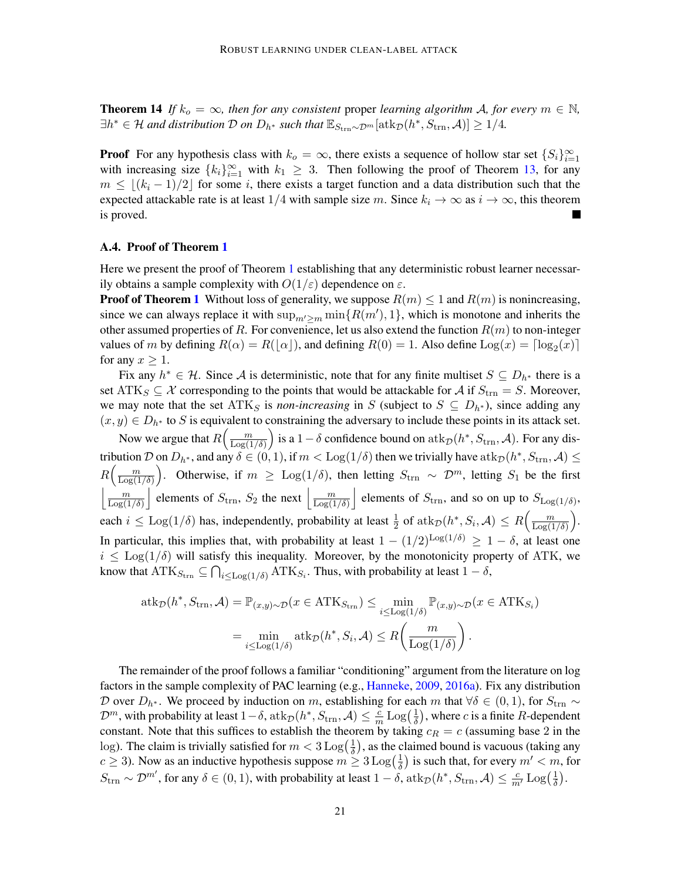**Theorem 14** *If $k_o = \infty$, then for any consistent* proper *learning algorithm $\mathcal{A}$, for every $m \in \mathbb{N}$, $\exists h^* \in \mathcal{H}$ and distribution $\mathcal{D}$ on $D_{h^*}$ such that $\mathbb{E}_{S_{\text{trn}} \sim \mathcal{D}^m}[\text{atk}_{\mathcal{D}}(h^*, S_{\text{trn}}, \mathcal{A})] \geq 1/4$.*

**Proof** For any hypothesis class with $k_o = \infty$, there exists a sequence of hollow star set $\{S_i\}_{i=1}^{\infty}$ with increasing size $\{k_i\}_{i=1}^{\infty}$ with $k_1 \geq 3$. Then following the proof of Theorem 13, for any $m \leq \lfloor (k_i - 1)/2 \rfloor$ for some $i$, there exists a target function and a data distribution such that the expected attackable rate is at least $1/4$ with sample size $m$. Since $k_i \to \infty$ as $i \to \infty$, this theorem is proved. ■

### A.4. Proof of Theorem 1

Here we present the proof of Theorem 1 establishing that any deterministic robust learner necessarily obtains a sample complexity with $O(1/\varepsilon)$ dependence on $\varepsilon$.

**Proof of Theorem 1** Without loss of generality, we suppose $R(m) \leq 1$ and $R(m)$ is nonincreasing, since we can always replace it with $\sup_{m' \geq m} \min\{R(m'), 1\}$, which is monotone and inherits the other assumed properties of $R$. For convenience, let us also extend the function $R(m)$ to non-integer values of $m$ by defining $R(\alpha) = R(\lfloor \alpha \rfloor)$, and defining $R(0) = 1$. Also define $\text{Log}(x) = \lceil \log_2(x) \rceil$ for any $x \geq 1$.

Fix any $h^* \in \mathcal{H}$. Since $\mathcal{A}$ is deterministic, note that for any finite multiset $S \subseteq D_{h^*}$ there is a set $\text{ATK}_S \subseteq \mathcal{X}$ corresponding to the points that would be attackable for $\mathcal{A}$ if $S_{\text{trn}} = S$. Moreover, we may note that the set $\text{ATK}_S$ is *non-increasing* in $S$ (subject to $S \subseteq D_{h^*}$), since adding any $(x, y) \in D_{h^*}$ to $S$ is equivalent to constraining the adversary to include these points in its attack set.

Now we argue that $R\left(\frac{m}{\text{Log}(1/\delta)}\right)$ is a $1 - \delta$ confidence bound on $\text{atk}_{\mathcal{D}}(h^*, S_{\text{trn}}, \mathcal{A})$. For any distribution $\mathcal{D}$ on $D_{h^*}$, and any $\delta \in (0, 1)$, if $m < \text{Log}(1/\delta)$ then we trivially have $\text{atk}_{\mathcal{D}}(h^*, S_{\text{trn}}, \mathcal{A}) \leq R\left(\frac{m}{\text{Log}(1/\delta)}\right)$. Otherwise, if $m \geq \text{Log}(1/\delta)$, then letting $S_{\text{trn}} \sim \mathcal{D}^m$, letting $S_1$ be the first $\left\lfloor \frac{m}{\text{Log}(1/\delta)} \right\rfloor$ elements of $S_{\text{trn}}$, $S_2$ the next $\left\lfloor \frac{m}{\text{Log}(1/\delta)} \right\rfloor$ elements of $S_{\text{trn}}$, and so on up to $S_{\text{Log}(1/\delta)}$, each $i \leq \text{Log}(1/\delta)$ has, independently, probability at least $\frac{1}{2}$ of $\text{atk}_{\mathcal{D}}(h^*, S_i, \mathcal{A}) \leq R\left(\frac{m}{\text{Log}(1/\delta)}\right)$. In particular, this implies that, with probability at least $1 - (1/2)^{\text{Log}(1/\delta)} \geq 1 - \delta$, at least one $i \leq \text{Log}(1/\delta)$ will satisfy this inequality. Moreover, by the monotonicity property of ATK, we know that $\text{ATK}_{S_{\text{trn}}} \subseteq \bigcap_{i \leq \text{Log}(1/\delta)} \text{ATK}_{S_i}$. Thus, with probability at least $1 - \delta$,

$$
\begin{aligned}
\text{atk}_{\mathcal{D}}(h^*, S_{\text{trn}}, \mathcal{A}) = \mathbb{P}_{(x,y) \sim \mathcal{D}}(x \in \text{ATK}_{S_{\text{trn}}}) &\leq \min_{i \leq \text{Log}(1/\delta)} \mathbb{P}_{(x,y) \sim \mathcal{D}}(x \in \text{ATK}_{S_i}) \\
&= \min_{i \leq \text{Log}(1/\delta)} \text{atk}_{\mathcal{D}}(h^*, S_i, \mathcal{A}) \leq R\left(\frac{m}{\text{Log}(1/\delta)}\right).
\end{aligned}
$$

The remainder of the proof follows a familiar "conditioning" argument from the literature on log factors in the sample complexity of PAC learning (e.g., Hanneke, 2009, 2016a). Fix any distribution $\mathcal{D}$ over $D_{h^*}$. We proceed by induction on $m$, establishing for each $m$ that $\forall \delta \in (0, 1)$, for $S_{\text{trn}} \sim \mathcal{D}^m$, with probability at least $1 - \delta$, $\text{atk}_{\mathcal{D}}(h^*, S_{\text{trn}}, \mathcal{A}) \leq \frac{c}{m} \text{Log}\left(\frac{1}{\delta}\right)$, where $c$ is a finite $R$-dependent constant. Note that this suffices to establish the theorem by taking $c_R = c$ (assuming base 2 in the log). The claim is trivially satisfied for $m < 3\,\text{Log}\left(\frac{1}{\delta}\right)$, as the claimed bound is vacuous (taking any $c \geq 3$). Now as an inductive hypothesis suppose $m \geq 3\,\text{Log}\left(\frac{1}{\delta}\right)$ is such that, for every $m' < m$, for $S_{\text{trn}} \sim \mathcal{D}^{m'}$, for any $\delta \in (0, 1)$, with probability at least $1 - \delta$, $\text{atk}_{\mathcal{D}}(h^*, S_{\text{trn}}, \mathcal{A}) \leq \frac{c}{m'} \text{Log}\left(\frac{1}{\delta}\right)$.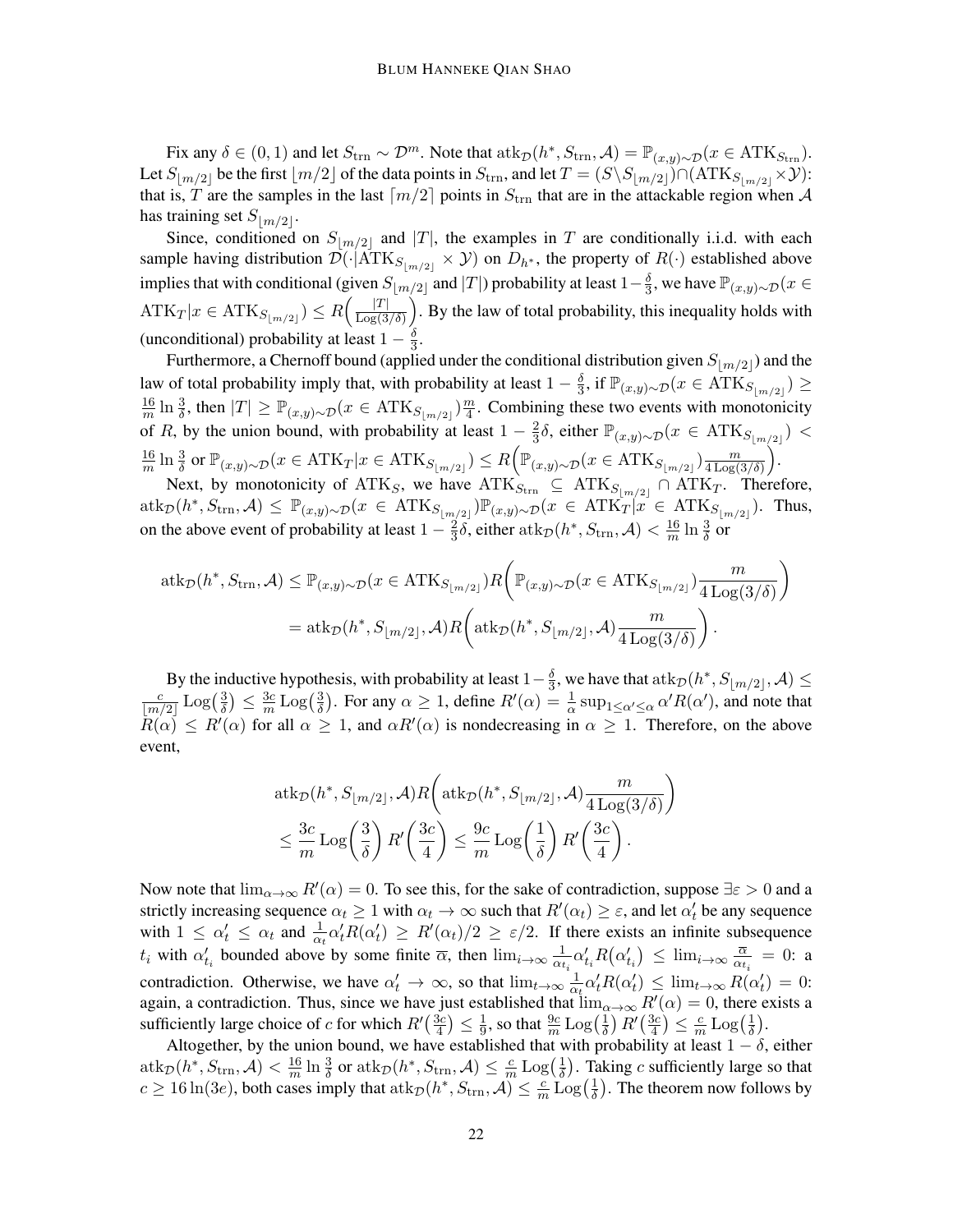Fix any $\delta \in (0,1)$ and let $S_{\text{trn}} \sim \mathcal{D}^m$. Note that $\text{atk}_{\mathcal{D}}(h^*, S_{\text{trn}}, \mathcal{A}) = \mathbb{P}_{(x,y)\sim\mathcal{D}}(x \in \text{ATK}_{S_{\text{trn}}})$. Let $S_{\lfloor m/2 \rfloor}$ be the first $\lfloor m/2 \rfloor$ of the data points in $S_{\text{trn}}$, and let $T = (S \setminus S_{\lfloor m/2 \rfloor}) \cap (\text{ATK}_{S_{\lfloor m/2 \rfloor}} \times \mathcal{Y})$: that is, $T$ are the samples in the last $\lceil m/2 \rceil$ points in $S_{\text{trn}}$ that are in the attackable region when $\mathcal{A}$ has training set $S_{\lfloor m/2 \rfloor}$.

Since, conditioned on $S_{\lfloor m/2 \rfloor}$ and $|T|$, the examples in $T$ are conditionally i.i.d. with each sample having distribution $\mathcal{D}(\cdot|\text{ATK}_{S_{\lfloor m/2 \rfloor}} \times \mathcal{Y})$ on $D_{h^*}$, the property of $R(\cdot)$ established above implies that with conditional (given $S_{\lfloor m/2 \rfloor}$ and $|T|$) probability at least $1 - \frac{\delta}{3}$, we have $\mathbb{P}_{(x,y)\sim\mathcal{D}}(x \in \text{ATK}_T | x \in \text{ATK}_{S_{\lfloor m/2 \rfloor}}) \le R\Big(\frac{|T|}{\text{Log}(3/\delta)}\Big)$. By the law of total probability, this inequality holds with (unconditional) probability at least $1 - \frac{\delta}{3}$.

Furthermore, a Chernoff bound (applied under the conditional distribution given $S_{\lfloor m/2 \rfloor}$) and the law of total probability imply that, with probability at least $1 - \frac{\delta}{3}$, if $\mathbb{P}_{(x,y)\sim\mathcal{D}}(x \in \text{ATK}_{S_{\lfloor m/2 \rfloor}}) \ge \frac{16}{m} \ln \frac{3}{\delta}$, then $|T| \ge \mathbb{P}_{(x,y)\sim\mathcal{D}}(x \in \text{ATK}_{S_{\lfloor m/2 \rfloor}}) \frac{m}{4}$. Combining these two events with monotonicity of $R$, by the union bound, with probability at least $1 - \frac{2}{3}\delta$, either $\mathbb{P}_{(x,y)\sim\mathcal{D}}(x \in \text{ATK}_{S_{\lfloor m/2 \rfloor}}) < \frac{16}{m} \ln \frac{3}{\delta}$ or $\mathbb{P}_{(x,y)\sim\mathcal{D}}(x \in \text{ATK}_T | x \in \text{ATK}_{S_{\lfloor m/2 \rfloor}}) \le R\Big(\mathbb{P}_{(x,y)\sim\mathcal{D}}(x \in \text{ATK}_{S_{\lfloor m/2 \rfloor}}) \frac{m}{4\,\text{Log}(3/\delta)}\Big)$.

Next, by monotonicity of $\text{ATK}_S$, we have $\text{ATK}_{S_{\text{trn}}} \subseteq \text{ATK}_{S_{\lfloor m/2 \rfloor}} \cap \text{ATK}_T$. Therefore, $\text{atk}_{\mathcal{D}}(h^*, S_{\text{trn}}, \mathcal{A}) \le \mathbb{P}_{(x,y)\sim\mathcal{D}}(x \in \text{ATK}_{S_{\lfloor m/2 \rfloor}}) \mathbb{P}_{(x,y)\sim\mathcal{D}}(x \in \text{ATK}_T | x \in \text{ATK}_{S_{\lfloor m/2 \rfloor}})$. Thus, on the above event of probability at least $1 - \frac{2}{3}\delta$, either $\text{atk}_{\mathcal{D}}(h^*, S_{\text{trn}}, \mathcal{A}) < \frac{16}{m} \ln \frac{3}{\delta}$ or

$$
\begin{aligned}
\text{atk}_{\mathcal{D}}(h^*, S_{\text{trn}}, \mathcal{A}) &\le \mathbb{P}_{(x,y)\sim\mathcal{D}}(x \in \text{ATK}_{S_{\lfloor m/2 \rfloor}}) R\bigg(\mathbb{P}_{(x,y)\sim\mathcal{D}}(x \in \text{ATK}_{S_{\lfloor m/2 \rfloor}}) \frac{m}{4\,\text{Log}(3/\delta)}\bigg) \\
&= \text{atk}_{\mathcal{D}}(h^*, S_{\lfloor m/2 \rfloor}, \mathcal{A}) R\bigg(\text{atk}_{\mathcal{D}}(h^*, S_{\lfloor m/2 \rfloor}, \mathcal{A}) \frac{m}{4\,\text{Log}(3/\delta)}\bigg).
\end{aligned}
$$

By the inductive hypothesis, with probability at least $1 - \frac{\delta}{3}$, we have that $\text{atk}_{\mathcal{D}}(h^*, S_{\lfloor m/2 \rfloor}, \mathcal{A}) \le \frac{c}{\lfloor m/2 \rfloor} \text{Log}\big(\frac{3}{\delta}\big) \le \frac{3c}{m} \text{Log}\big(\frac{3}{\delta}\big)$. For any $\alpha \ge 1$, define $R'(\alpha) = \frac{1}{\alpha} \sup_{1 \le \alpha' \le \alpha} \alpha' R(\alpha')$, and note that $R(\alpha) \le R'(\alpha)$ for all $\alpha \ge 1$, and $\alpha R'(\alpha)$ is nondecreasing in $\alpha \ge 1$. Therefore, on the above event,

$$
\begin{aligned}
&\text{atk}_{\mathcal{D}}(h^*, S_{\lfloor m/2 \rfloor}, \mathcal{A}) R\bigg(\text{atk}_{\mathcal{D}}(h^*, S_{\lfloor m/2 \rfloor}, \mathcal{A}) \frac{m}{4\,\text{Log}(3/\delta)}\bigg) \\
&\le \frac{3c}{m} \text{Log}\bigg(\frac{3}{\delta}\bigg) R'\bigg(\frac{3c}{4}\bigg) \le \frac{9c}{m} \text{Log}\bigg(\frac{1}{\delta}\bigg) R'\bigg(\frac{3c}{4}\bigg).
\end{aligned}
$$

Now note that $\lim_{\alpha\to\infty} R'(\alpha) = 0$. To see this, for the sake of contradiction, suppose $\exists \varepsilon > 0$ and a strictly increasing sequence $\alpha_t \ge 1$ with $\alpha_t \to \infty$ such that $R'(\alpha_t) \ge \varepsilon$, and let $\alpha'_t$ be any sequence with $1 \le \alpha'_t \le \alpha_t$ and $\frac{1}{\alpha_t} \alpha'_t R(\alpha'_t) \ge R'(\alpha_t)/2 \ge \varepsilon/2$. If there exists an infinite subsequence $t_i$ with $\alpha'_{t_i}$ bounded above by some finite $\overline{\alpha}$, then $\lim_{i\to\infty} \frac{1}{\alpha_{t_i}} \alpha'_{t_i} R\big(\alpha'_{t_i}\big) \le \lim_{i\to\infty} \frac{\overline{\alpha}}{\alpha_{t_i}} = 0$: a contradiction. Otherwise, we have $\alpha'_t \to \infty$, so that $\lim_{t\to\infty} \frac{1}{\alpha_t} \alpha'_t R(\alpha'_t) \le \lim_{t\to\infty} R(\alpha'_t) = 0$: again, a contradiction. Thus, since we have just established that $\lim_{\alpha\to\infty} R'(\alpha) = 0$, there exists a sufficiently large choice of $c$ for which $R'\big(\frac{3c}{4}\big) \le \frac{1}{9}$, so that $\frac{9c}{m} \text{Log}\big(\frac{1}{\delta}\big) R'\big(\frac{3c}{4}\big) \le \frac{c}{m} \text{Log}\big(\frac{1}{\delta}\big)$.

Altogether, by the union bound, we have established that with probability at least $1 - \delta$, either $\text{atk}_{\mathcal{D}}(h^*, S_{\text{trn}}, \mathcal{A}) < \frac{16}{m} \ln \frac{3}{\delta}$ or $\text{atk}_{\mathcal{D}}(h^*, S_{\text{trn}}, \mathcal{A}) \le \frac{c}{m} \text{Log}\big(\frac{1}{\delta}\big)$. Taking $c$ sufficiently large so that $c \ge 16 \ln(3e)$, both cases imply that $\text{atk}_{\mathcal{D}}(h^*, S_{\text{trn}}, \mathcal{A}) \le \frac{c}{m} \text{Log}\big(\frac{1}{\delta}\big)$. The theorem now follows by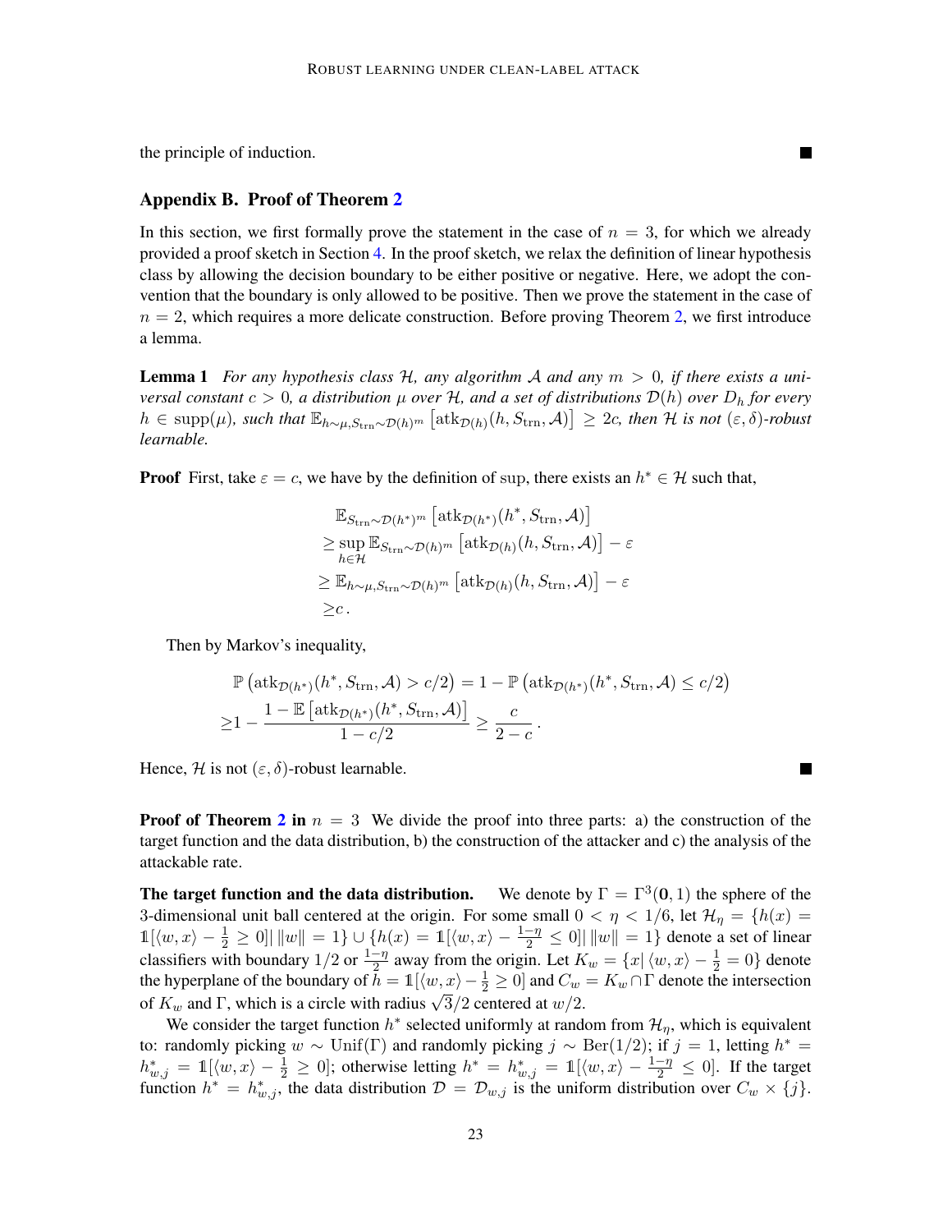the principle of induction. ■

## Appendix B. Proof of Theorem 2

In this section, we first formally prove the statement in the case of $n = 3$, for which we already provided a proof sketch in Section 4. In the proof sketch, we relax the definition of linear hypothesis class by allowing the decision boundary to be either positive or negative. Here, we adopt the convention that the boundary is only allowed to be positive. Then we prove the statement in the case of $n = 2$, which requires a more delicate construction. Before proving Theorem 2, we first introduce a lemma.

**Lemma 1** *For any hypothesis class $\mathcal{H}$, any algorithm $\mathcal{A}$ and any $m > 0$, if there exists a universal constant $c > 0$, a distribution $\mu$ over $\mathcal{H}$, and a set of distributions $\mathcal{D}(h)$ over $D_h$ for every $h \in \mathrm{supp}(\mu)$, such that $\mathbb{E}_{h\sim\mu, S_{\mathrm{trn}}\sim\mathcal{D}(h)^m}\left[\mathrm{atk}_{\mathcal{D}(h)}(h, S_{\mathrm{trn}}, \mathcal{A})\right] \geq 2c$, then $\mathcal{H}$ is not $(\varepsilon, \delta)$-robust learnable.*

**Proof** First, take $\varepsilon = c$, we have by the definition of sup, there exists an $h^* \in \mathcal{H}$ such that,

$$
\begin{aligned}
&\mathbb{E}_{S_{\mathrm{trn}}\sim\mathcal{D}(h^*)^m}\left[\mathrm{atk}_{\mathcal{D}(h^*)}(h^*, S_{\mathrm{trn}}, \mathcal{A})\right] \\
\geq &\sup_{h\in\mathcal{H}} \mathbb{E}_{S_{\mathrm{trn}}\sim\mathcal{D}(h)^m}\left[\mathrm{atk}_{\mathcal{D}(h)}(h, S_{\mathrm{trn}}, \mathcal{A})\right] - \varepsilon \\
\geq &\mathbb{E}_{h\sim\mu, S_{\mathrm{trn}}\sim\mathcal{D}(h)^m}\left[\mathrm{atk}_{\mathcal{D}(h)}(h, S_{\mathrm{trn}}, \mathcal{A})\right] - \varepsilon \\
\geq &c\,.
\end{aligned}
$$

Then by Markov's inequality,

$$
\begin{aligned}
&\mathbb{P}\left(\mathrm{atk}_{\mathcal{D}(h^*)}(h^*, S_{\mathrm{trn}}, \mathcal{A}) > c/2\right) = 1 - \mathbb{P}\left(\mathrm{atk}_{\mathcal{D}(h^*)}(h^*, S_{\mathrm{trn}}, \mathcal{A}) \leq c/2\right) \\
\geq &1 - \frac{1 - \mathbb{E}\left[\mathrm{atk}_{\mathcal{D}(h^*)}(h^*, S_{\mathrm{trn}}, \mathcal{A})\right]}{1 - c/2} \geq \frac{c}{2-c}\,.
\end{aligned}
$$

Hence, $\mathcal{H}$ is not $(\varepsilon, \delta)$-robust learnable. ■

**Proof of Theorem 2 in $n = 3$** We divide the proof into three parts: a) the construction of the target function and the data distribution, b) the construction of the attacker and c) the analysis of the attackable rate.

**The target function and the data distribution.** We denote by $\Gamma = \Gamma^3(\mathbf{0}, 1)$ the sphere of the 3-dimensional unit ball centered at the origin. For some small $0 < \eta < 1/6$, let $\mathcal{H}_\eta = \{h(x) = \mathbb{1}[\langle w, x\rangle - \frac{1}{2} \geq 0] | \|w\| = 1\} \cup \{h(x) = \mathbb{1}[\langle w, x\rangle - \frac{1-\eta}{2} \leq 0] | \|w\| = 1\}$ denote a set of linear classifiers with boundary $1/2$ or $\frac{1-\eta}{2}$ away from the origin. Let $K_w = \{x | \langle w, x\rangle - \frac{1}{2} = 0\}$ denote the hyperplane of the boundary of $h = \mathbb{1}[\langle w, x\rangle - \frac{1}{2} \geq 0]$ and $C_w = K_w \cap \Gamma$ denote the intersection of $K_w$ and $\Gamma$, which is a circle with radius $\sqrt{3}/2$ centered at $w/2$.

We consider the target function $h^*$ selected uniformly at random from $\mathcal{H}_\eta$, which is equivalent to: randomly picking $w \sim \mathrm{Unif}(\Gamma)$ and randomly picking $j \sim \mathrm{Ber}(1/2)$; if $j = 1$, letting $h^* = h^*_{w,j} = \mathbb{1}[\langle w, x\rangle - \frac{1}{2} \geq 0]$; otherwise letting $h^* = h^*_{w,j} = \mathbb{1}[\langle w, x\rangle - \frac{1-\eta}{2} \leq 0]$. If the target function $h^* = h^*_{w,j}$, the data distribution $\mathcal{D} = \mathcal{D}_{w,j}$ is the uniform distribution over $C_w \times \{j\}$.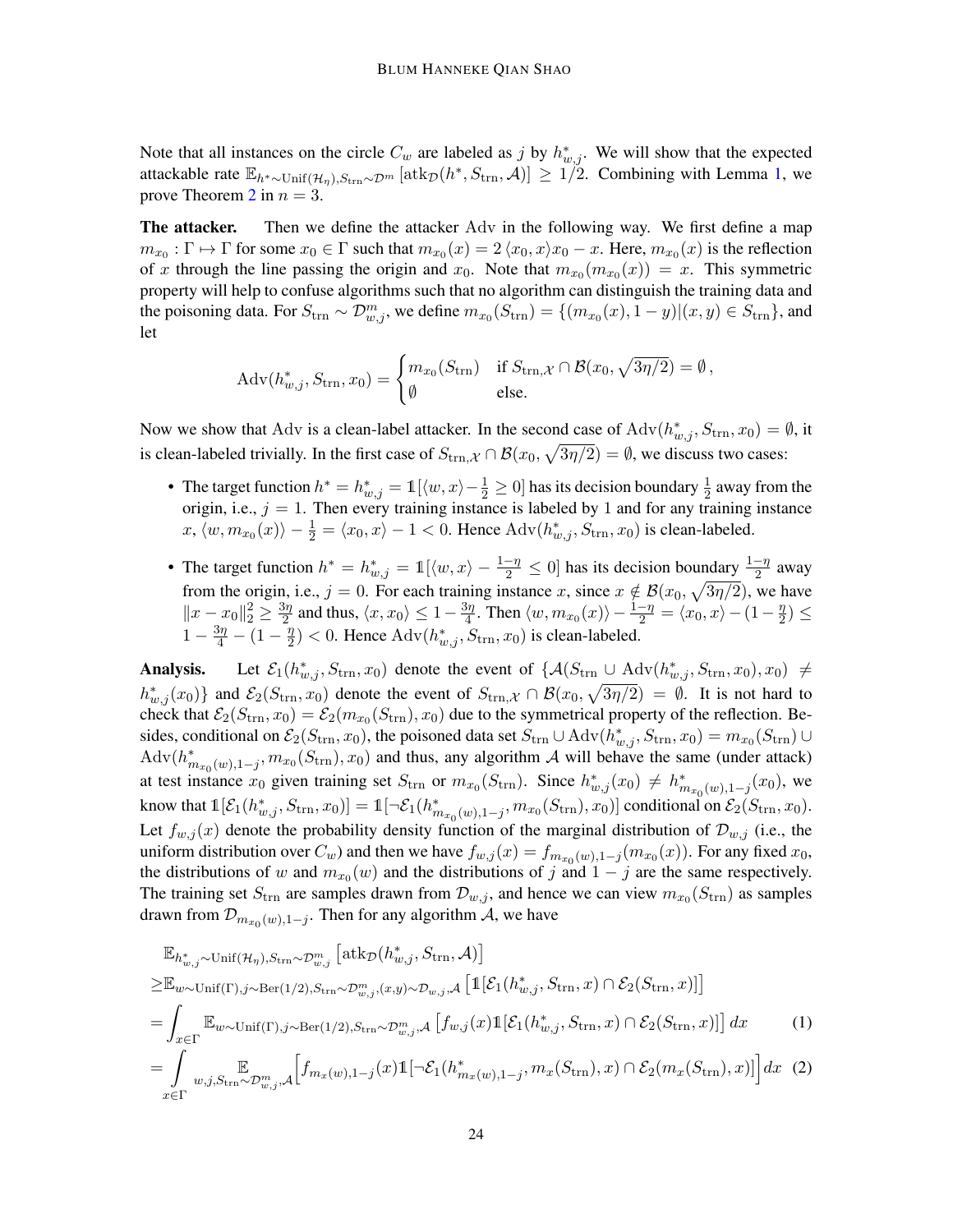Note that all instances on the circle $C_w$ are labeled as $j$ by $h^*_{w,j}$. We will show that the expected attackable rate $\mathbb{E}_{h^*\sim\mathrm{Unif}(\mathcal{H}_\eta),S_{\mathrm{trn}}\sim\mathcal{D}^m}\left[\mathrm{atk}_{\mathcal{D}}(h^*,S_{\mathrm{trn}},\mathcal{A})\right] \geq 1/2$. Combining with Lemma 1, we prove Theorem 2 in $n=3$.

**The attacker.** Then we define the attacker Adv in the following way. We first define a map $m_{x_0}:\Gamma\mapsto\Gamma$ for some $x_0\in\Gamma$ such that $m_{x_0}(x) = 2\langle x_0, x\rangle x_0 - x$. Here, $m_{x_0}(x)$ is the reflection of $x$ through the line passing the origin and $x_0$. Note that $m_{x_0}(m_{x_0}(x)) = x$. This symmetric property will help to confuse algorithms such that no algorithm can distinguish the training data and the poisoning data. For $S_{\mathrm{trn}}\sim\mathcal{D}^m_{w,j}$, we define $m_{x_0}(S_{\mathrm{trn}}) = \{(m_{x_0}(x), 1-y)|(x,y)\in S_{\mathrm{trn}}\}$, and let

$$
\mathrm{Adv}(h^*_{w,j}, S_{\mathrm{trn}}, x_0) = \begin{cases} m_{x_0}(S_{\mathrm{trn}}) & \text{if } S_{\mathrm{trn},\mathcal{X}}\cap\mathcal{B}(x_0,\sqrt{3\eta/2}) = \emptyset\,,\\ \emptyset & \text{else.}\end{cases}
$$

Now we show that Adv is a clean-label attacker. In the second case of $\mathrm{Adv}(h^*_{w,j}, S_{\mathrm{trn}}, x_0) = \emptyset$, it is clean-labeled trivially. In the first case of $S_{\mathrm{trn},\mathcal{X}}\cap\mathcal{B}(x_0,\sqrt{3\eta/2}) = \emptyset$, we discuss two cases:

- The target function $h^* = h^*_{w,j} = \mathbb{1}[\langle w, x\rangle - \frac{1}{2}\geq 0]$ has its decision boundary $\frac{1}{2}$ away from the origin, i.e., $j=1$. Then every training instance is labeled by 1 and for any training instance $x$, $\langle w, m_{x_0}(x)\rangle - \frac{1}{2} = \langle x_0, x\rangle - 1 < 0$. Hence $\mathrm{Adv}(h^*_{w,j}, S_{\mathrm{trn}}, x_0)$ is clean-labeled.
- The target function $h^* = h^*_{w,j} = \mathbb{1}[\langle w, x\rangle - \frac{1-\eta}{2}\leq 0]$ has its decision boundary $\frac{1-\eta}{2}$ away from the origin, i.e., $j=0$. For each training instance $x$, since $x\notin\mathcal{B}(x_0,\sqrt{3\eta/2})$, we have $\|x-x_0\|_2^2\geq\frac{3\eta}{2}$ and thus, $\langle x, x_0\rangle\leq 1-\frac{3\eta}{4}$. Then $\langle w, m_{x_0}(x)\rangle - \frac{1-\eta}{2} = \langle x_0, x\rangle - (1-\frac{\eta}{2})\leq 1-\frac{3\eta}{4} - (1-\frac{\eta}{2}) < 0$. Hence $\mathrm{Adv}(h^*_{w,j}, S_{\mathrm{trn}}, x_0)$ is clean-labeled.

**Analysis.** Let $\mathcal{E}_1(h^*_{w,j}, S_{\mathrm{trn}}, x_0)$ denote the event of $\{\mathcal{A}(S_{\mathrm{trn}}\cup\mathrm{Adv}(h^*_{w,j}, S_{\mathrm{trn}}, x_0), x_0)\neq h^*_{w,j}(x_0)\}$ and $\mathcal{E}_2(S_{\mathrm{trn}}, x_0)$ denote the event of $S_{\mathrm{trn},\mathcal{X}}\cap\mathcal{B}(x_0,\sqrt{3\eta/2}) = \emptyset$. It is not hard to check that $\mathcal{E}_2(S_{\mathrm{trn}}, x_0) = \mathcal{E}_2(m_{x_0}(S_{\mathrm{trn}}), x_0)$ due to the symmetrical property of the reflection. Besides, conditional on $\mathcal{E}_2(S_{\mathrm{trn}}, x_0)$, the poisoned data set $S_{\mathrm{trn}}\cup\mathrm{Adv}(h^*_{w,j}, S_{\mathrm{trn}}, x_0) = m_{x_0}(S_{\mathrm{trn}})\cup\mathrm{Adv}(h^*_{m_{x_0}(w),1-j}, m_{x_0}(S_{\mathrm{trn}}), x_0)$ and thus, any algorithm $\mathcal{A}$ will behave the same (under attack) at test instance $x_0$ given training set $S_{\mathrm{trn}}$ or $m_{x_0}(S_{\mathrm{trn}})$. Since $h^*_{w,j}(x_0)\neq h^*_{m_{x_0}(w),1-j}(x_0)$, we know that $\mathbb{1}[\mathcal{E}_1(h^*_{w,j}, S_{\mathrm{trn}}, x_0)] = \mathbb{1}[\neg\mathcal{E}_1(h^*_{m_{x_0}(w),1-j}, m_{x_0}(S_{\mathrm{trn}}), x_0)]$ conditional on $\mathcal{E}_2(S_{\mathrm{trn}}, x_0)$. Let $f_{w,j}(x)$ denote the probability density function of the marginal distribution of $\mathcal{D}_{w,j}$ (i.e., the uniform distribution over $C_w$) and then we have $f_{w,j}(x) = f_{m_{x_0}(w),1-j}(m_{x_0}(x))$. For any fixed $x_0$, the distributions of $w$ and $m_{x_0}(w)$ and the distributions of $j$ and $1-j$ are the same respectively. The training set $S_{\mathrm{trn}}$ are samples drawn from $\mathcal{D}_{w,j}$, and hence we can view $m_{x_0}(S_{\mathrm{trn}})$ as samples drawn from $\mathcal{D}_{m_{x_0}(w),1-j}$. Then for any algorithm $\mathcal{A}$, we have

$$
\begin{aligned}
&\mathbb{E}_{h^*_{w,j}\sim\mathrm{Unif}(\mathcal{H}_\eta),S_{\mathrm{trn}}\sim\mathcal{D}^m_{w,j}}\left[\mathrm{atk}_{\mathcal{D}}(h^*_{w,j}, S_{\mathrm{trn}},\mathcal{A})\right]\\
\geq&\mathbb{E}_{w\sim\mathrm{Unif}(\Gamma),j\sim\mathrm{Ber}(1/2),S_{\mathrm{trn}}\sim\mathcal{D}^m_{w,j},(x,y)\sim\mathcal{D}_{w,j},\mathcal{A}}\left[\mathbb{1}[\mathcal{E}_1(h^*_{w,j}, S_{\mathrm{trn}}, x)\cap\mathcal{E}_2(S_{\mathrm{trn}}, x)]\right]\\
=&\int_{x\in\Gamma}\mathbb{E}_{w\sim\mathrm{Unif}(\Gamma),j\sim\mathrm{Ber}(1/2),S_{\mathrm{trn}}\sim\mathcal{D}^m_{w,j},\mathcal{A}}\left[f_{w,j}(x)\mathbb{1}[\mathcal{E}_1(h^*_{w,j}, S_{\mathrm{trn}}, x)\cap\mathcal{E}_2(S_{\mathrm{trn}}, x)]\right]dx \qquad (1)\\
=&\int_{x\in\Gamma}\mathop{\mathbb{E}}_{w,j,S_{\mathrm{trn}}\sim\mathcal{D}^m_{w,j},\mathcal{A}}\Big[f_{m_x(w),1-j}(x)\mathbb{1}[\neg\mathcal{E}_1(h^*_{m_x(w),1-j}, m_x(S_{\mathrm{trn}}), x)\cap\mathcal{E}_2(m_x(S_{\mathrm{trn}}), x)]\Big]dx \qquad (2)
\end{aligned}
$$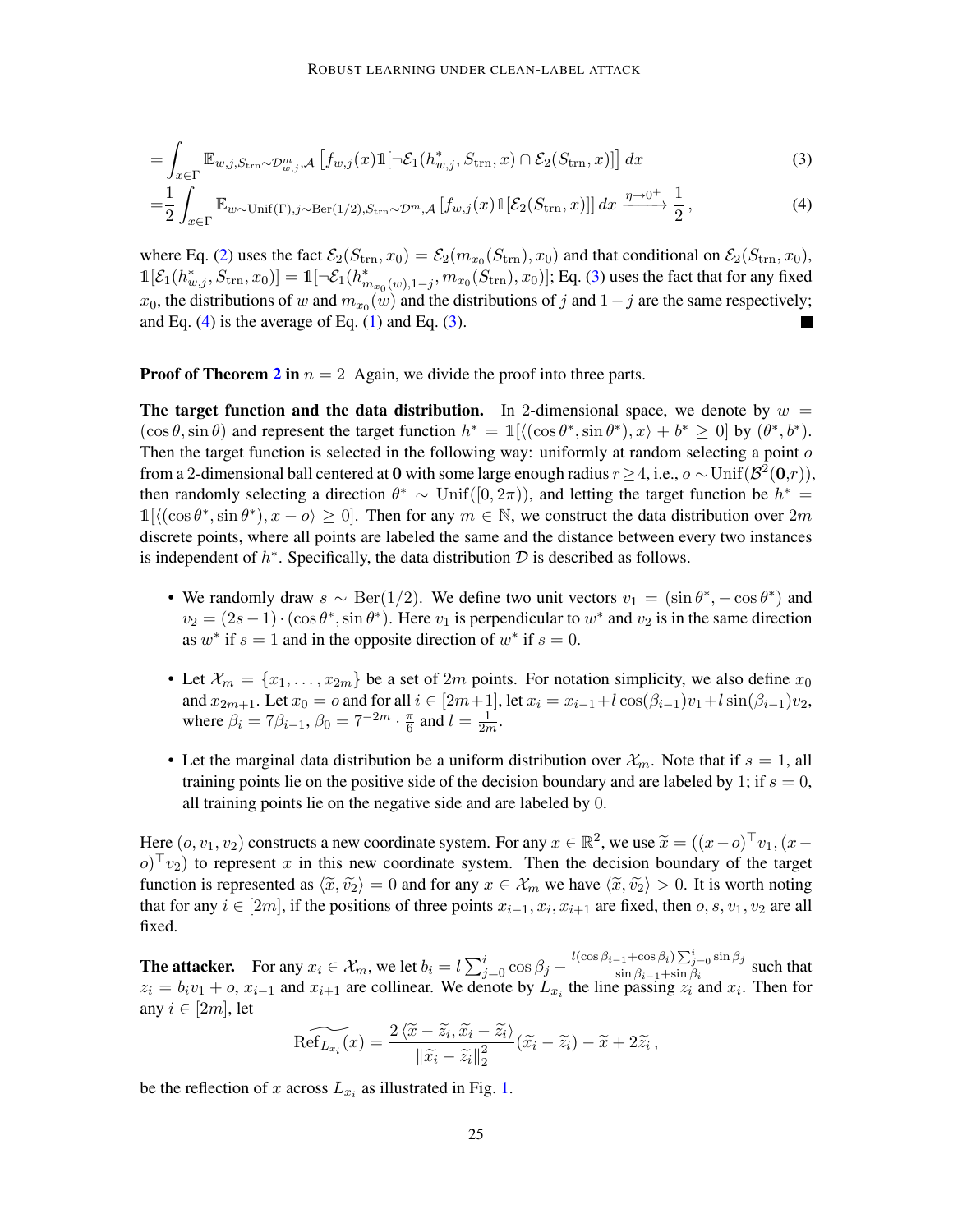$$
= \int_{x \in \Gamma} \mathbb{E}_{w,j,S_{\text{trn}} \sim \mathcal{D}^m_{w,j},\mathcal{A}} \left[ f_{w,j}(x) \mathbb{1}[\neg \mathcal{E}_1(h^*_{w,j}, S_{\text{trn}}, x) \cap \mathcal{E}_2(S_{\text{trn}}, x)] \right] dx \tag{3}
$$

$$
= \frac{1}{2} \int_{x \in \Gamma} \mathbb{E}_{w \sim \text{Unif}(\Gamma), j \sim \text{Ber}(1/2), S_{\text{trn}} \sim \mathcal{D}^m, \mathcal{A}} \left[ f_{w,j}(x) \mathbb{1}[\mathcal{E}_2(S_{\text{trn}}, x)] \right] dx \xrightarrow{\eta \to 0^+} \frac{1}{2}, \tag{4}
$$

where Eq. (2) uses the fact $\mathcal{E}_2(S_{\text{trn}}, x_0) = \mathcal{E}_2(m_{x_0}(S_{\text{trn}}), x_0)$ and that conditional on $\mathcal{E}_2(S_{\text{trn}}, x_0)$, $\mathbb{1}[\mathcal{E}_1(h^*_{w,j}, S_{\text{trn}}, x_0)] = \mathbb{1}[\neg \mathcal{E}_1(h^*_{m_{x_0}(w),1-j}, m_{x_0}(S_{\text{trn}}), x_0)]$; Eq. (3) uses the fact that for any fixed $x_0$, the distributions of $w$ and $m_{x_0}(w)$ and the distributions of $j$ and $1-j$ are the same respectively; and Eq. (4) is the average of Eq. (1) and Eq. (3). ■

**Proof of Theorem 2 in** $n = 2$ Again, we divide the proof into three parts.

**The target function and the data distribution.** In 2-dimensional space, we denote by $w = (\cos\theta, \sin\theta)$ and represent the target function $h^* = \mathbb{1}[\langle(\cos\theta^*, \sin\theta^*), x\rangle + b^* \geq 0]$ by $(\theta^*, b^*)$. Then the target function is selected in the following way: uniformly at random selecting a point $o$ from a 2-dimensional ball centered at $\mathbf{0}$ with some large enough radius $r \geq 4$, i.e., $o \sim \text{Unif}(\mathcal{B}^2(\mathbf{0}, r))$, then randomly selecting a direction $\theta^* \sim \text{Unif}([0, 2\pi))$, and letting the target function be $h^* = \mathbb{1}[\langle(\cos\theta^*, \sin\theta^*), x - o\rangle \geq 0]$. Then for any $m \in \mathbb{N}$, we construct the data distribution over $2m$ discrete points, where all points are labeled the same and the distance between every two instances is independent of $h^*$. Specifically, the data distribution $\mathcal{D}$ is described as follows.

- We randomly draw $s \sim \text{Ber}(1/2)$. We define two unit vectors $v_1 = (\sin\theta^*, -\cos\theta^*)$ and $v_2 = (2s-1) \cdot (\cos\theta^*, \sin\theta^*)$. Here $v_1$ is perpendicular to $w^*$ and $v_2$ is in the same direction as $w^*$ if $s = 1$ and in the opposite direction of $w^*$ if $s = 0$.
- Let $\mathcal{X}_m = \{x_1, \ldots, x_{2m}\}$ be a set of $2m$ points. For notation simplicity, we also define $x_0$ and $x_{2m+1}$. Let $x_0 = o$ and for all $i \in [2m+1]$, let $x_i = x_{i-1} + l\cos(\beta_{i-1})v_1 + l\sin(\beta_{i-1})v_2$, where $\beta_i = 7\beta_{i-1}$, $\beta_0 = 7^{-2m} \cdot \frac{\pi}{6}$ and $l = \frac{1}{2m}$.
- Let the marginal data distribution be a uniform distribution over $\mathcal{X}_m$. Note that if $s = 1$, all training points lie on the positive side of the decision boundary and are labeled by 1; if $s = 0$, all training points lie on the negative side and are labeled by 0.

Here $(o, v_1, v_2)$ constructs a new coordinate system. For any $x \in \mathbb{R}^2$, we use $\widetilde{x} = ((x-o)^\top v_1, (x-o)^\top v_2)$ to represent $x$ in this new coordinate system. Then the decision boundary of the target function is represented as $\langle \widetilde{x}, \widetilde{v_2}\rangle = 0$ and for any $x \in \mathcal{X}_m$ we have $\langle \widetilde{x}, \widetilde{v_2}\rangle > 0$. It is worth noting that for any $i \in [2m]$, if the positions of three points $x_{i-1}, x_i, x_{i+1}$ are fixed, then $o, s, v_1, v_2$ are all fixed.

**The attacker.** For any $x_i \in \mathcal{X}_m$, we let $b_i = l\sum_{j=0}^{i}\cos\beta_j - \frac{l(\cos\beta_{i-1} + \cos\beta_i)\sum_{j=0}^{i}\sin\beta_j}{\sin\beta_{i-1} + \sin\beta_i}$ such that $z_i = b_i v_1 + o$, $x_{i-1}$ and $x_{i+1}$ are collinear. We denote by $L_{x_i}$ the line passing $z_i$ and $x_i$. Then for any $i \in [2m]$, let

$$
\widetilde{\text{Ref}_{L_{x_i}}}(x) = \frac{2\langle \widetilde{x} - \widetilde{z}_i, \widetilde{x}_i - \widetilde{z}_i\rangle}{\|\widetilde{x}_i - \widetilde{z}_i\|_2^2}(\widetilde{x}_i - \widetilde{z}_i) - \widetilde{x} + 2\widetilde{z}_i,
$$

be the reflection of $x$ across $L_{x_i}$ as illustrated in Fig. 1.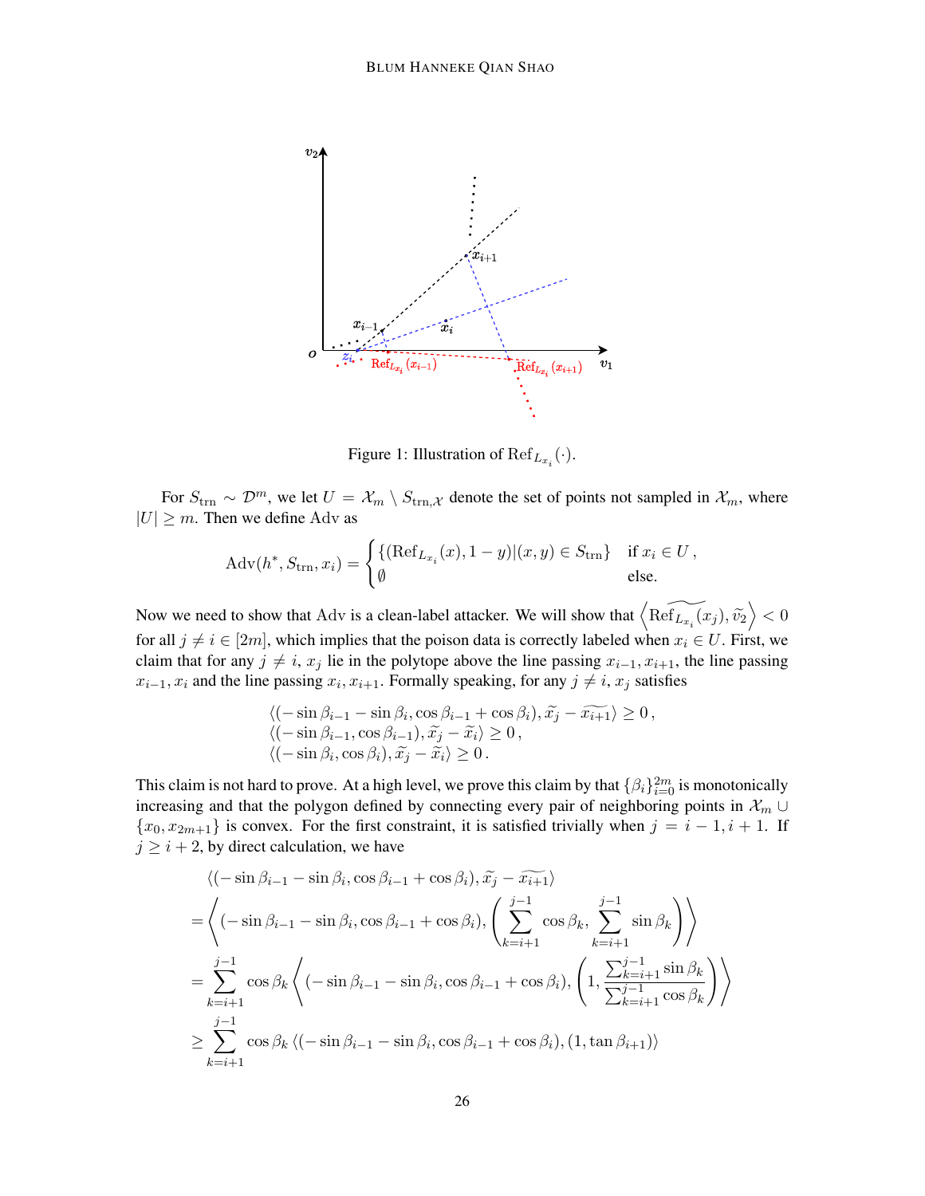Figure 1: Illustration of $\mathrm{Ref}_{L_{x_i}}(\cdot)$.

For $S_{\mathrm{trn}} \sim \mathcal{D}^m$, we let $U = \mathcal{X}_m \setminus S_{\mathrm{trn},\mathcal{X}}$ denote the set of points not sampled in $\mathcal{X}_m$, where $|U| \geq m$. Then we define $\mathrm{Adv}$ as

$$\mathrm{Adv}(h^*, S_{\mathrm{trn}}, x_i) = \begin{cases} \{(\mathrm{Ref}_{L_{x_i}}(x), 1-y) | (x,y) \in S_{\mathrm{trn}}\} & \text{if } x_i \in U\,, \\ \emptyset & \text{else.} \end{cases}$$

Now we need to show that $\mathrm{Adv}$ is a clean-label attacker. We will show that $\left\langle \widetilde{\mathrm{Ref}_{L_{x_i}}(x_j)}, \widetilde{v_2} \right\rangle < 0$ for all $j \neq i \in [2m]$, which implies that the poison data is correctly labeled when $x_i \in U$. First, we claim that for any $j \neq i$, $x_j$ lie in the polytope above the line passing $x_{i-1}, x_{i+1}$, the line passing $x_{i-1}, x_i$ and the line passing $x_i, x_{i+1}$. Formally speaking, for any $j \neq i$, $x_j$ satisfies

$$\begin{aligned}
&\langle (-\sin\beta_{i-1} - \sin\beta_i, \cos\beta_{i-1} + \cos\beta_i), \widetilde{x_j} - \widetilde{x_{i+1}} \rangle \geq 0\,, \\
&\langle (-\sin\beta_{i-1}, \cos\beta_{i-1}), \widetilde{x_j} - \widetilde{x_i} \rangle \geq 0\,, \\
&\langle (-\sin\beta_i, \cos\beta_i), \widetilde{x_j} - \widetilde{x_i} \rangle \geq 0\,.
\end{aligned}$$

This claim is not hard to prove. At a high level, we prove this claim by that $\{\beta_i\}_{i=0}^{2m}$ is monotonically increasing and that the polygon defined by connecting every pair of neighboring points in $\mathcal{X}_m \cup \{x_0, x_{2m+1}\}$ is convex. For the first constraint, it is satisfied trivially when $j = i-1, i+1$. If $j \geq i+2$, by direct calculation, we have

$$\begin{aligned}
&\langle (-\sin\beta_{i-1} - \sin\beta_i, \cos\beta_{i-1} + \cos\beta_i), \widetilde{x_j} - \widetilde{x_{i+1}} \rangle \\
=& \left\langle (-\sin\beta_{i-1} - \sin\beta_i, \cos\beta_{i-1} + \cos\beta_i), \left( \sum_{k=i+1}^{j-1} \cos\beta_k, \sum_{k=i+1}^{j-1} \sin\beta_k \right) \right\rangle \\
=& \sum_{k=i+1}^{j-1} \cos\beta_k \left\langle (-\sin\beta_{i-1} - \sin\beta_i, \cos\beta_{i-1} + \cos\beta_i), \left( 1, \frac{\sum_{k=i+1}^{j-1} \sin\beta_k}{\sum_{k=i+1}^{j-1} \cos\beta_k} \right) \right\rangle \\
\geq& \sum_{k=i+1}^{j-1} \cos\beta_k \left\langle (-\sin\beta_{i-1} - \sin\beta_i, \cos\beta_{i-1} + \cos\beta_i), (1, \tan\beta_{i+1}) \right\rangle
\end{aligned}$$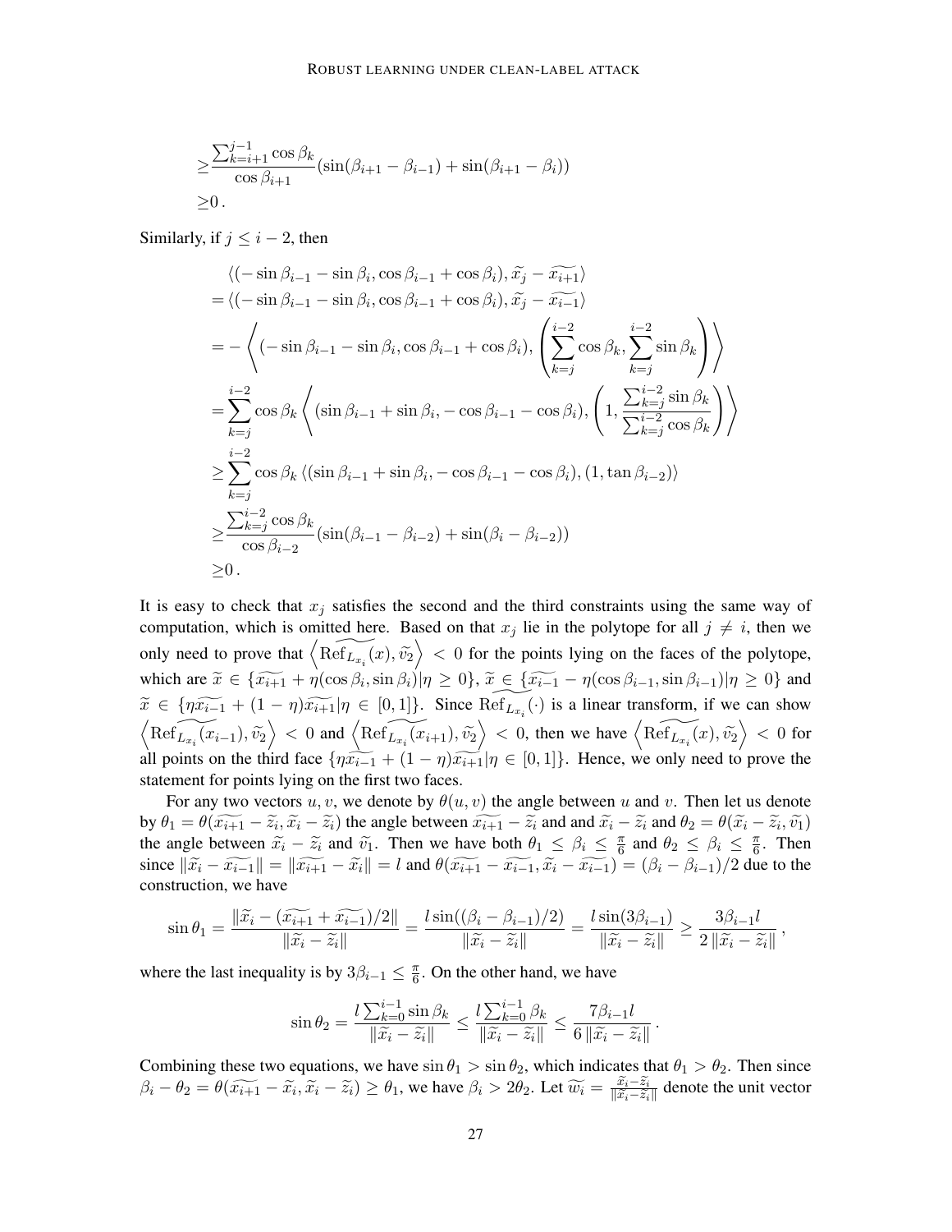$$
\begin{aligned}
\geq & \frac{\sum_{k=i+1}^{j-1} \cos \beta_k}{\cos \beta_{i+1}} (\sin(\beta_{i+1} - \beta_{i-1}) + \sin(\beta_{i+1} - \beta_i)) \\
\geq & 0 \,.
\end{aligned}
$$

Similarly, if $j \leq i-2$, then

$$
\begin{aligned}
& \langle (-\sin \beta_{i-1} - \sin \beta_i, \cos \beta_{i-1} + \cos \beta_i), \widetilde{x_j} - \widetilde{x_{i+1}} \rangle \\
= & \langle (-\sin \beta_{i-1} - \sin \beta_i, \cos \beta_{i-1} + \cos \beta_i), \widetilde{x_j} - \widetilde{x_{i-1}} \rangle \\
= & -\left\langle (-\sin \beta_{i-1} - \sin \beta_i, \cos \beta_{i-1} + \cos \beta_i), \left( \sum_{k=j}^{i-2} \cos \beta_k, \sum_{k=j}^{i-2} \sin \beta_k \right) \right\rangle \\
= & \sum_{k=j}^{i-2} \cos \beta_k \left\langle (\sin \beta_{i-1} + \sin \beta_i, -\cos \beta_{i-1} - \cos \beta_i), \left( 1, \frac{\sum_{k=j}^{i-2} \sin \beta_k}{\sum_{k=j}^{i-2} \cos \beta_k} \right) \right\rangle \\
\geq & \sum_{k=j}^{i-2} \cos \beta_k \left\langle (\sin \beta_{i-1} + \sin \beta_i, -\cos \beta_{i-1} - \cos \beta_i), (1, \tan \beta_{i-2}) \right\rangle \\
\geq & \frac{\sum_{k=j}^{i-2} \cos \beta_k}{\cos \beta_{i-2}} (\sin(\beta_{i-1} - \beta_{i-2}) + \sin(\beta_i - \beta_{i-2})) \\
\geq & 0 \,.
\end{aligned}
$$

It is easy to check that $x_j$ satisfies the second and the third constraints using the same way of computation, which is omitted here. Based on that $x_j$ lie in the polytope for all $j \neq i$, then we only need to prove that $\left\langle \widetilde{\mathrm{Ref}_{L_{x_i}}(x)}, \widetilde{v_2} \right\rangle < 0$ for the points lying on the faces of the polytope, which are $\widetilde{x} \in \{\widetilde{x_{i+1}} + \eta(\cos\beta_i, \sin\beta_i) | \eta \geq 0\}$, $\widetilde{x} \in \{\widetilde{x_{i-1}} - \eta(\cos\beta_{i-1}, \sin\beta_{i-1}) | \eta \geq 0\}$ and $\widetilde{x} \in \{\eta\widetilde{x_{i-1}} + (1-\eta)\widetilde{x_{i+1}} | \eta \in [0,1]\}$. Since $\widetilde{\mathrm{Ref}_{L_{x_i}}(\cdot)}$ is a linear transform, if we can show $\left\langle \widetilde{\mathrm{Ref}_{L_{x_i}}(x_{i-1})}, \widetilde{v_2} \right\rangle < 0$ and $\left\langle \widetilde{\mathrm{Ref}_{L_{x_i}}(x_{i+1})}, \widetilde{v_2} \right\rangle < 0$, then we have $\left\langle \widetilde{\mathrm{Ref}_{L_{x_i}}(x)}, \widetilde{v_2} \right\rangle < 0$ for all points on the third face $\{\eta\widetilde{x_{i-1}} + (1-\eta)\widetilde{x_{i+1}} | \eta \in [0,1]\}$. Hence, we only need to prove the statement for points lying on the first two faces.

For any two vectors $u, v$, we denote by $\theta(u, v)$ the angle between $u$ and $v$. Then let us denote by $\theta_1 = \theta(\widetilde{x_{i+1}} - \widetilde{z_i}, \widetilde{x_i} - \widetilde{z_i})$ the angle between $\widetilde{x_{i+1}} - \widetilde{z_i}$ and and $\widetilde{x_i} - \widetilde{z_i}$ and $\theta_2 = \theta(\widetilde{x_i} - \widetilde{z_i}, \widetilde{v_1})$ the angle between $\widetilde{x_i} - \widetilde{z_i}$ and $\widetilde{v_1}$. Then we have both $\theta_1 \leq \beta_i \leq \frac{\pi}{6}$ and $\theta_2 \leq \beta_i \leq \frac{\pi}{6}$. Then since $\|\widetilde{x_i} - \widetilde{x_{i-1}}\| = \|\widetilde{x_{i+1}} - \widetilde{x_i}\| = l$ and $\theta(\widetilde{x_{i+1}} - \widetilde{x_{i-1}}, \widetilde{x_i} - \widetilde{x_{i-1}}) = (\beta_i - \beta_{i-1})/2$ due to the construction, we have

$$
\sin \theta_1 = \frac{\|\widetilde{x_i} - (\widetilde{x_{i+1}} + \widetilde{x_{i-1}})/2\|}{\|\widetilde{x_i} - \widetilde{z_i}\|} = \frac{l \sin((\beta_i - \beta_{i-1})/2)}{\|\widetilde{x_i} - \widetilde{z_i}\|} = \frac{l \sin(3\beta_{i-1})}{\|\widetilde{x_i} - \widetilde{z_i}\|} \geq \frac{3\beta_{i-1} l}{2\|\widetilde{x_i} - \widetilde{z_i}\|} \,,
$$

where the last inequality is by $3\beta_{i-1} \leq \frac{\pi}{6}$. On the other hand, we have

$$
\sin \theta_2 = \frac{l \sum_{k=0}^{i-1} \sin \beta_k}{\|\widetilde{x_i} - \widetilde{z_i}\|} \leq \frac{l \sum_{k=0}^{i-1} \beta_k}{\|\widetilde{x_i} - \widetilde{z_i}\|} \leq \frac{7\beta_{i-1} l}{6\|\widetilde{x_i} - \widetilde{z_i}\|} \,.
$$

Combining these two equations, we have $\sin\theta_1 > \sin\theta_2$, which indicates that $\theta_1 > \theta_2$. Then since $\beta_i - \theta_2 = \theta(\widetilde{x_{i+1}} - \widetilde{x_i}, \widetilde{x_i} - \widetilde{z_i}) \geq \theta_1$, we have $\beta_i > 2\theta_2$. Let $\widetilde{w_i} = \frac{\widetilde{x_i} - \widetilde{z_i}}{\|\widetilde{x_i} - \widetilde{z_i}\|}$ denote the unit vector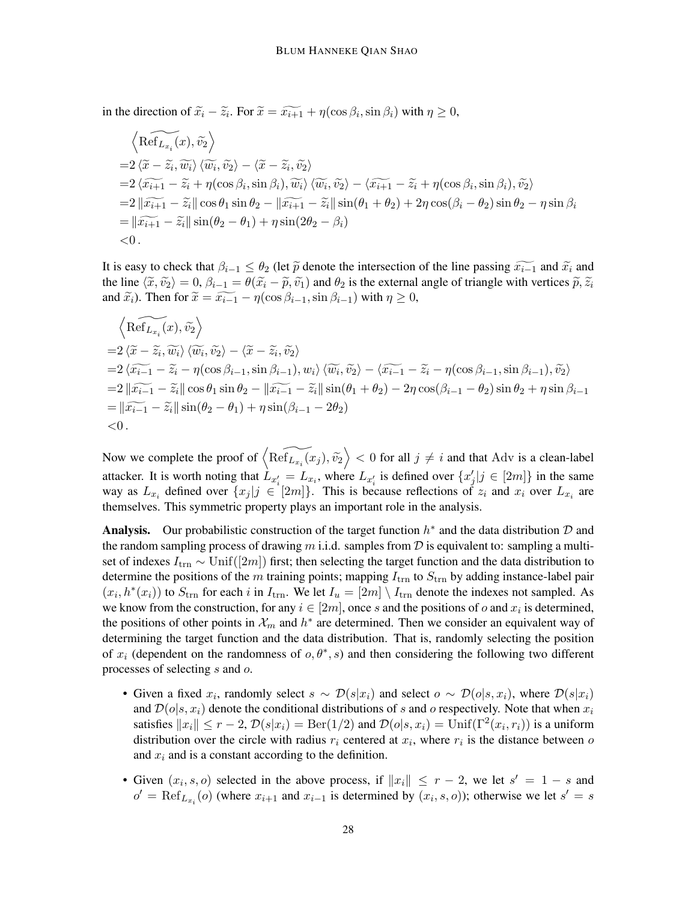in the direction of $\widetilde{x}_i - \widetilde{z}_i$. For $\widetilde{x} = \widetilde{x_{i+1}} + \eta(\cos\beta_i, \sin\beta_i)$ with $\eta \geq 0$,

$$
\begin{aligned}
&\left\langle \widetilde{\mathrm{Ref}_{L_{x_i}}(x)}, \widetilde{v_2} \right\rangle \\
=&2\left\langle \widetilde{x} - \widetilde{z}_i, \widetilde{w_i} \right\rangle \left\langle \widetilde{w_i}, \widetilde{v_2} \right\rangle - \left\langle \widetilde{x} - \widetilde{z}_i, \widetilde{v_2} \right\rangle \\
=&2\left\langle \widetilde{x_{i+1}} - \widetilde{z}_i + \eta(\cos\beta_i, \sin\beta_i), \widetilde{w_i} \right\rangle \left\langle \widetilde{w_i}, \widetilde{v_2} \right\rangle - \left\langle \widetilde{x_{i+1}} - \widetilde{z}_i + \eta(\cos\beta_i, \sin\beta_i), \widetilde{v_2} \right\rangle \\
=&2\left\| \widetilde{x_{i+1}} - \widetilde{z}_i \right\| \cos\theta_1 \sin\theta_2 - \left\| \widetilde{x_{i+1}} - \widetilde{z}_i \right\| \sin(\theta_1 + \theta_2) + 2\eta\cos(\beta_i - \theta_2)\sin\theta_2 - \eta\sin\beta_i \\
=&\left\| \widetilde{x_{i+1}} - \widetilde{z}_i \right\| \sin(\theta_2 - \theta_1) + \eta\sin(2\theta_2 - \beta_i) \\
<&0\,.
\end{aligned}
$$

It is easy to check that $\beta_{i-1} \leq \theta_2$ (let $\widetilde{p}$ denote the intersection of the line passing $\widetilde{x_{i-1}}$ and $\widetilde{x}_i$ and the line $\langle \widetilde{x}, \widetilde{v_2} \rangle = 0$, $\beta_{i-1} = \theta(\widetilde{x}_i - \widetilde{p}, \widetilde{v}_1)$ and $\theta_2$ is the external angle of triangle with vertices $\widetilde{p}, \widetilde{z}_i$ and $\widetilde{x}_i$). Then for $\widetilde{x} = \widetilde{x_{i-1}} - \eta(\cos\beta_{i-1}, \sin\beta_{i-1})$ with $\eta \geq 0$,

$$
\begin{aligned}
&\left\langle \widetilde{\mathrm{Ref}_{L_{x_i}}(x)}, \widetilde{v_2} \right\rangle \\
=&2\left\langle \widetilde{x} - \widetilde{z}_i, \widetilde{w_i} \right\rangle \left\langle \widetilde{w_i}, \widetilde{v_2} \right\rangle - \left\langle \widetilde{x} - \widetilde{z}_i, \widetilde{v_2} \right\rangle \\
=&2\left\langle \widetilde{x_{i-1}} - \widetilde{z}_i - \eta(\cos\beta_{i-1}, \sin\beta_{i-1}), w_i \right\rangle \left\langle \widetilde{w_i}, \widetilde{v_2} \right\rangle - \left\langle \widetilde{x_{i-1}} - \widetilde{z}_i - \eta(\cos\beta_{i-1}, \sin\beta_{i-1}), \widetilde{v_2} \right\rangle \\
=&2\left\| \widetilde{x_{i-1}} - \widetilde{z}_i \right\| \cos\theta_1 \sin\theta_2 - \left\| \widetilde{x_{i-1}} - \widetilde{z}_i \right\| \sin(\theta_1 + \theta_2) - 2\eta\cos(\beta_{i-1} - \theta_2)\sin\theta_2 + \eta\sin\beta_{i-1} \\
=&\left\| \widetilde{x_{i-1}} - \widetilde{z}_i \right\| \sin(\theta_2 - \theta_1) + \eta\sin(\beta_{i-1} - 2\theta_2) \\
<&0\,.
\end{aligned}
$$

Now we complete the proof of $\left\langle \widetilde{\mathrm{Ref}_{L_{x_i}}(x_j)}, \widetilde{v_2} \right\rangle < 0$ for all $j \neq i$ and that $\mathrm{Adv}$ is a clean-label attacker. It is worth noting that $L_{x_i'} = L_{x_i}$, where $L_{x_i'}$ is defined over $\{x_j' | j \in [2m]\}$ in the same way as $L_{x_i}$ defined over $\{x_j | j \in [2m]\}$. This is because reflections of $z_i$ and $x_i$ over $L_{x_i}$ are themselves. This symmetric property plays an important role in the analysis.

**Analysis.** Our probabilistic construction of the target function $h^*$ and the data distribution $\mathcal{D}$ and the random sampling process of drawing $m$ i.i.d. samples from $\mathcal{D}$ is equivalent to: sampling a multi-set of indexes $I_{\mathrm{trn}} \sim \mathrm{Unif}([2m])$ first; then selecting the target function and the data distribution to determine the positions of the $m$ training points; mapping $I_{\mathrm{trn}}$ to $S_{\mathrm{trn}}$ by adding instance-label pair $(x_i, h^*(x_i))$ to $S_{\mathrm{trn}}$ for each $i$ in $I_{\mathrm{trn}}$. We let $I_u = [2m] \setminus I_{\mathrm{trn}}$ denote the indexes not sampled. As we know from the construction, for any $i \in [2m]$, once $s$ and the positions of $o$ and $x_i$ is determined, the positions of other points in $\mathcal{X}_m$ and $h^*$ are determined. Then we consider an equivalent way of determining the target function and the data distribution. That is, randomly selecting the position of $x_i$ (dependent on the randomness of $o, \theta^*, s$) and then considering the following two different processes of selecting $s$ and $o$.

- Given a fixed $x_i$, randomly select $s \sim \mathcal{D}(s|x_i)$ and select $o \sim \mathcal{D}(o|s, x_i)$, where $\mathcal{D}(s|x_i)$ and $\mathcal{D}(o|s, x_i)$ denote the conditional distributions of $s$ and $o$ respectively. Note that when $x_i$ satisfies $\|x_i\| \leq r - 2$, $\mathcal{D}(s|x_i) = \mathrm{Ber}(1/2)$ and $\mathcal{D}(o|s, x_i) = \mathrm{Unif}(\Gamma^2(x_i, r_i))$ is a uniform distribution over the circle with radius $r_i$ centered at $x_i$, where $r_i$ is the distance between $o$ and $x_i$ and is a constant according to the definition.
- Given $(x_i, s, o)$ selected in the above process, if $\|x_i\| \leq r - 2$, we let $s' = 1 - s$ and $o' = \mathrm{Ref}_{L_{x_i}}(o)$ (where $x_{i+1}$ and $x_{i-1}$ is determined by $(x_i, s, o)$); otherwise we let $s' = s$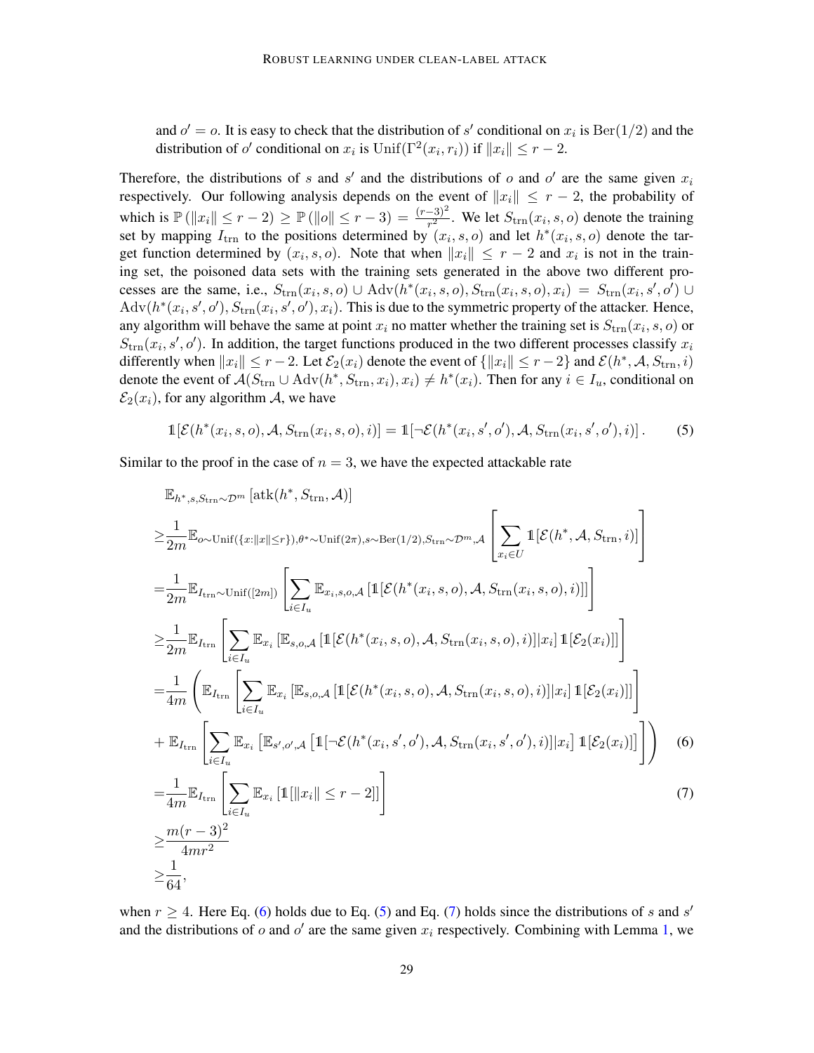and $o' = o$. It is easy to check that the distribution of $s'$ conditional on $x_i$ is $\mathrm{Ber}(1/2)$ and the distribution of $o'$ conditional on $x_i$ is $\mathrm{Unif}(\Gamma^2(x_i, r_i))$ if $\|x_i\| \leq r - 2$.

Therefore, the distributions of $s$ and $s'$ and the distributions of $o$ and $o'$ are the same given $x_i$ respectively. Our following analysis depends on the event of $\|x_i\| \leq r-2$, the probability of which is $\mathbb{P}(\|x_i\| \leq r-2) \geq \mathbb{P}(\|o\| \leq r-3) = \frac{(r-3)^2}{r^2}$. We let $S_{\mathrm{trn}}(x_i, s, o)$ denote the training set by mapping $I_{\mathrm{trn}}$ to the positions determined by $(x_i, s, o)$ and let $h^*(x_i, s, o)$ denote the target function determined by $(x_i, s, o)$. Note that when $\|x_i\| \leq r-2$ and $x_i$ is not in the training set, the poisoned data sets with the training sets generated in the above two different processes are the same, i.e., $S_{\mathrm{trn}}(x_i, s, o) \cup \mathrm{Adv}(h^*(x_i, s, o), S_{\mathrm{trn}}(x_i, s, o), x_i) = S_{\mathrm{trn}}(x_i, s', o') \cup \mathrm{Adv}(h^*(x_i, s', o'), S_{\mathrm{trn}}(x_i, s', o'), x_i)$. This is due to the symmetric property of the attacker. Hence, any algorithm will behave the same at point $x_i$ no matter whether the training set is $S_{\mathrm{trn}}(x_i, s, o)$ or $S_{\mathrm{trn}}(x_i, s', o')$. In addition, the target functions produced in the two different processes classify $x_i$ differently when $\|x_i\| \leq r-2$. Let $\mathcal{E}_2(x_i)$ denote the event of $\{\|x_i\| \leq r-2\}$ and $\mathcal{E}(h^*, \mathcal{A}, S_{\mathrm{trn}}, i)$ denote the event of $\mathcal{A}(S_{\mathrm{trn}} \cup \mathrm{Adv}(h^*, S_{\mathrm{trn}}, x_i), x_i) \neq h^*(x_i)$. Then for any $i \in I_u$, conditional on $\mathcal{E}_2(x_i)$, for any algorithm $\mathcal{A}$, we have

$$\mathbb{1}[\mathcal{E}(h^*(x_i, s, o), \mathcal{A}, S_{\mathrm{trn}}(x_i, s, o), i)] = \mathbb{1}[\neg\mathcal{E}(h^*(x_i, s', o'), \mathcal{A}, S_{\mathrm{trn}}(x_i, s', o'), i)]\,. \tag{5}$$

Similar to the proof in the case of $n = 3$, we have the expected attackable rate

$$
\begin{aligned}
&\mathbb{E}_{h^*, s, S_{\mathrm{trn}} \sim \mathcal{D}^m}[\mathrm{atk}(h^*, S_{\mathrm{trn}}, \mathcal{A})] \\
\geq& \frac{1}{2m} \mathbb{E}_{o \sim \mathrm{Unif}(\{x : \|x\| \leq r\}), \theta^* \sim \mathrm{Unif}(2\pi), s \sim \mathrm{Ber}(1/2), S_{\mathrm{trn}} \sim \mathcal{D}^m, \mathcal{A}} \left[\sum_{x_i \in U} \mathbb{1}[\mathcal{E}(h^*, \mathcal{A}, S_{\mathrm{trn}}, i)]\right] \\
=& \frac{1}{2m} \mathbb{E}_{I_{\mathrm{trn}} \sim \mathrm{Unif}([2m])} \left[\sum_{i \in I_u} \mathbb{E}_{x_i, s, o, \mathcal{A}}\left[\mathbb{1}[\mathcal{E}(h^*(x_i, s, o), \mathcal{A}, S_{\mathrm{trn}}(x_i, s, o), i)]\right]\right] \\
\geq& \frac{1}{2m} \mathbb{E}_{I_{\mathrm{trn}}} \left[\sum_{i \in I_u} \mathbb{E}_{x_i}\left[\mathbb{E}_{s, o, \mathcal{A}}\left[\mathbb{1}[\mathcal{E}(h^*(x_i, s, o), \mathcal{A}, S_{\mathrm{trn}}(x_i, s, o), i)] | x_i\right] \mathbb{1}[\mathcal{E}_2(x_i)]\right]\right] \\
=& \frac{1}{4m} \left(\mathbb{E}_{I_{\mathrm{trn}}} \left[\sum_{i \in I_u} \mathbb{E}_{x_i}\left[\mathbb{E}_{s, o, \mathcal{A}}\left[\mathbb{1}[\mathcal{E}(h^*(x_i, s, o), \mathcal{A}, S_{\mathrm{trn}}(x_i, s, o), i)] | x_i\right] \mathbb{1}[\mathcal{E}_2(x_i)]\right]\right]\right. \\
&+ \left.\mathbb{E}_{I_{\mathrm{trn}}} \left[\sum_{i \in I_u} \mathbb{E}_{x_i}\left[\mathbb{E}_{s', o', \mathcal{A}}\left[\mathbb{1}[\neg\mathcal{E}(h^*(x_i, s', o'), \mathcal{A}, S_{\mathrm{trn}}(x_i, s', o'), i)] | x_i\right] \mathbb{1}[\mathcal{E}_2(x_i)]\right]\right]\right) \qquad (6) \\
=& \frac{1}{4m} \mathbb{E}_{I_{\mathrm{trn}}} \left[\sum_{i \in I_u} \mathbb{E}_{x_i}\left[\mathbb{1}[\|x_i\| \leq r-2]\right]\right] \qquad (7) \\
\geq& \frac{m(r-3)^2}{4mr^2} \\
\geq& \frac{1}{64},
\end{aligned}
$$

when $r \geq 4$. Here Eq. (6) holds due to Eq. (5) and Eq. (7) holds since the distributions of $s$ and $s'$ and the distributions of $o$ and $o'$ are the same given $x_i$ respectively. Combining with Lemma 1, we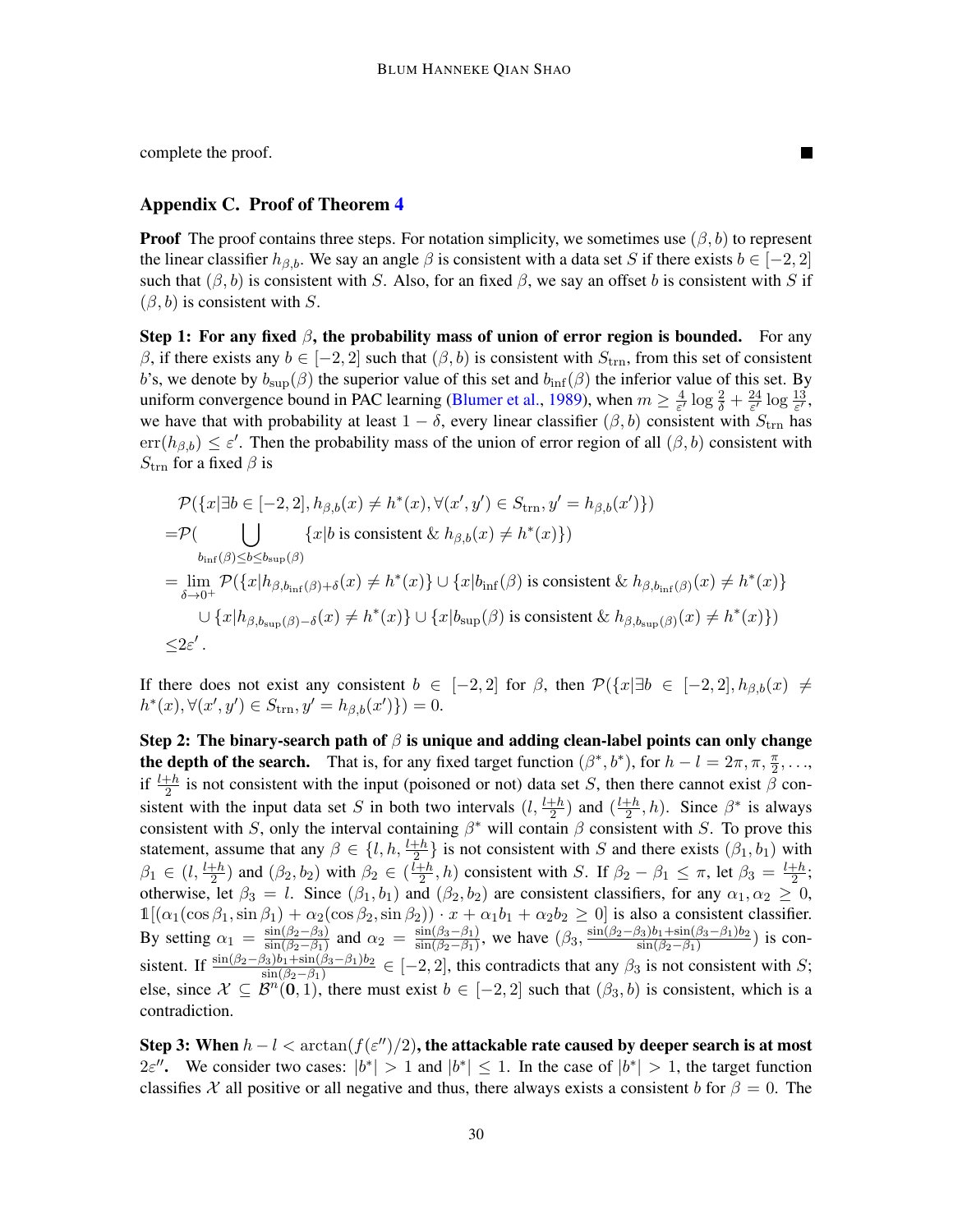complete the proof. ∎

## Appendix C. Proof of Theorem 4

**Proof** The proof contains three steps. For notation simplicity, we sometimes use $(\beta, b)$ to represent the linear classifier $h_{\beta,b}$. We say an angle $\beta$ is consistent with a data set $S$ if there exists $b \in [-2, 2]$ such that $(\beta, b)$ is consistent with $S$. Also, for an fixed $\beta$, we say an offset $b$ is consistent with $S$ if $(\beta, b)$ is consistent with $S$.

**Step 1: For any fixed $\beta$, the probability mass of union of error region is bounded.** For any $\beta$, if there exists any $b \in [-2, 2]$ such that $(\beta, b)$ is consistent with $S_{\text{trn}}$, from this set of consistent $b$'s, we denote by $b_{\sup}(\beta)$ the superior value of this set and $b_{\inf}(\beta)$ the inferior value of this set. By uniform convergence bound in PAC learning (Blumer et al., 1989), when $m \geq \frac{4}{\varepsilon'} \log \frac{2}{\delta} + \frac{24}{\varepsilon'} \log \frac{13}{\varepsilon'}$, we have that with probability at least $1 - \delta$, every linear classifier $(\beta, b)$ consistent with $S_{\text{trn}}$ has $\text{err}(h_{\beta,b}) \leq \varepsilon'$. Then the probability mass of the union of error region of all $(\beta, b)$ consistent with $S_{\text{trn}}$ for a fixed $\beta$ is

$$
\begin{aligned}
&\mathcal{P}(\{x | \exists b \in [-2, 2], h_{\beta,b}(x) \neq h^*(x), \forall (x', y') \in S_{\text{trn}}, y' = h_{\beta,b}(x')\}) \\
=&\mathcal{P}(\bigcup_{b_{\inf}(\beta) \leq b \leq b_{\sup}(\beta)} \{x | b \text{ is consistent } \& \, h_{\beta,b}(x) \neq h^*(x)\}) \\
=&\lim_{\delta \to 0^+} \mathcal{P}(\{x | h_{\beta, b_{\inf}(\beta)+\delta}(x) \neq h^*(x)\} \cup \{x | b_{\inf}(\beta) \text{ is consistent } \& \, h_{\beta, b_{\inf}(\beta)}(x) \neq h^*(x)\} \\
&\quad \cup \{x | h_{\beta, b_{\sup}(\beta)-\delta}(x) \neq h^*(x)\} \cup \{x | b_{\sup}(\beta) \text{ is consistent } \& \, h_{\beta, b_{\sup}(\beta)}(x) \neq h^*(x)\}) \\
\leq& 2\varepsilon' \,.
\end{aligned}
$$

If there does not exist any consistent $b \in [-2, 2]$ for $\beta$, then $\mathcal{P}(\{x | \exists b \in [-2, 2], h_{\beta,b}(x) \neq h^*(x), \forall (x', y') \in S_{\text{trn}}, y' = h_{\beta,b}(x')\}) = 0$.

**Step 2: The binary-search path of $\beta$ is unique and adding clean-label points can only change the depth of the search.** That is, for any fixed target function $(\beta^*, b^*)$, for $h - l = 2\pi, \pi, \frac{\pi}{2}, \ldots$, if $\frac{l+h}{2}$ is not consistent with the input (poisoned or not) data set $S$, then there cannot exist $\beta$ consistent with the input data set $S$ in both two intervals $(l, \frac{l+h}{2})$ and $(\frac{l+h}{2}, h)$. Since $\beta^*$ is always consistent with $S$, only the interval containing $\beta^*$ will contain $\beta$ consistent with $S$. To prove this statement, assume that any $\beta \in \{l, h, \frac{l+h}{2}\}$ is not consistent with $S$ and there exists $(\beta_1, b_1)$ with $\beta_1 \in (l, \frac{l+h}{2})$ and $(\beta_2, b_2)$ with $\beta_2 \in (\frac{l+h}{2}, h)$ consistent with $S$. If $\beta_2 - \beta_1 \leq \pi$, let $\beta_3 = \frac{l+h}{2}$; otherwise, let $\beta_3 = l$. Since $(\beta_1, b_1)$ and $(\beta_2, b_2)$ are consistent classifiers, for any $\alpha_1, \alpha_2 \geq 0$, $\mathbb{1}[(\alpha_1(\cos\beta_1, \sin\beta_1) + \alpha_2(\cos\beta_2, \sin\beta_2)) \cdot x + \alpha_1 b_1 + \alpha_2 b_2 \geq 0]$ is also a consistent classifier. By setting $\alpha_1 = \frac{\sin(\beta_2 - \beta_3)}{\sin(\beta_2 - \beta_1)}$ and $\alpha_2 = \frac{\sin(\beta_3 - \beta_1)}{\sin(\beta_2 - \beta_1)}$, we have $(\beta_3, \frac{\sin(\beta_2 - \beta_3)b_1 + \sin(\beta_3 - \beta_1)b_2}{\sin(\beta_2 - \beta_1)})$ is consistent. If $\frac{\sin(\beta_2 - \beta_3)b_1 + \sin(\beta_3 - \beta_1)b_2}{\sin(\beta_2 - \beta_1)} \in [-2, 2]$, this contradicts that any $\beta_3$ is not consistent with $S$; else, since $\mathcal{X} \subseteq \mathcal{B}^n(\mathbf{0}, 1)$, there must exist $b \in [-2, 2]$ such that $(\beta_3, b)$ is consistent, which is a contradiction.

**Step 3: When $h - l < \arctan(f(\varepsilon'')/2)$, the attackable rate caused by deeper search is at most $2\varepsilon''$.** We consider two cases: $|b^*| > 1$ and $|b^*| \leq 1$. In the case of $|b^*| > 1$, the target function classifies $\mathcal{X}$ all positive or all negative and thus, there always exists a consistent $b$ for $\beta = 0$. The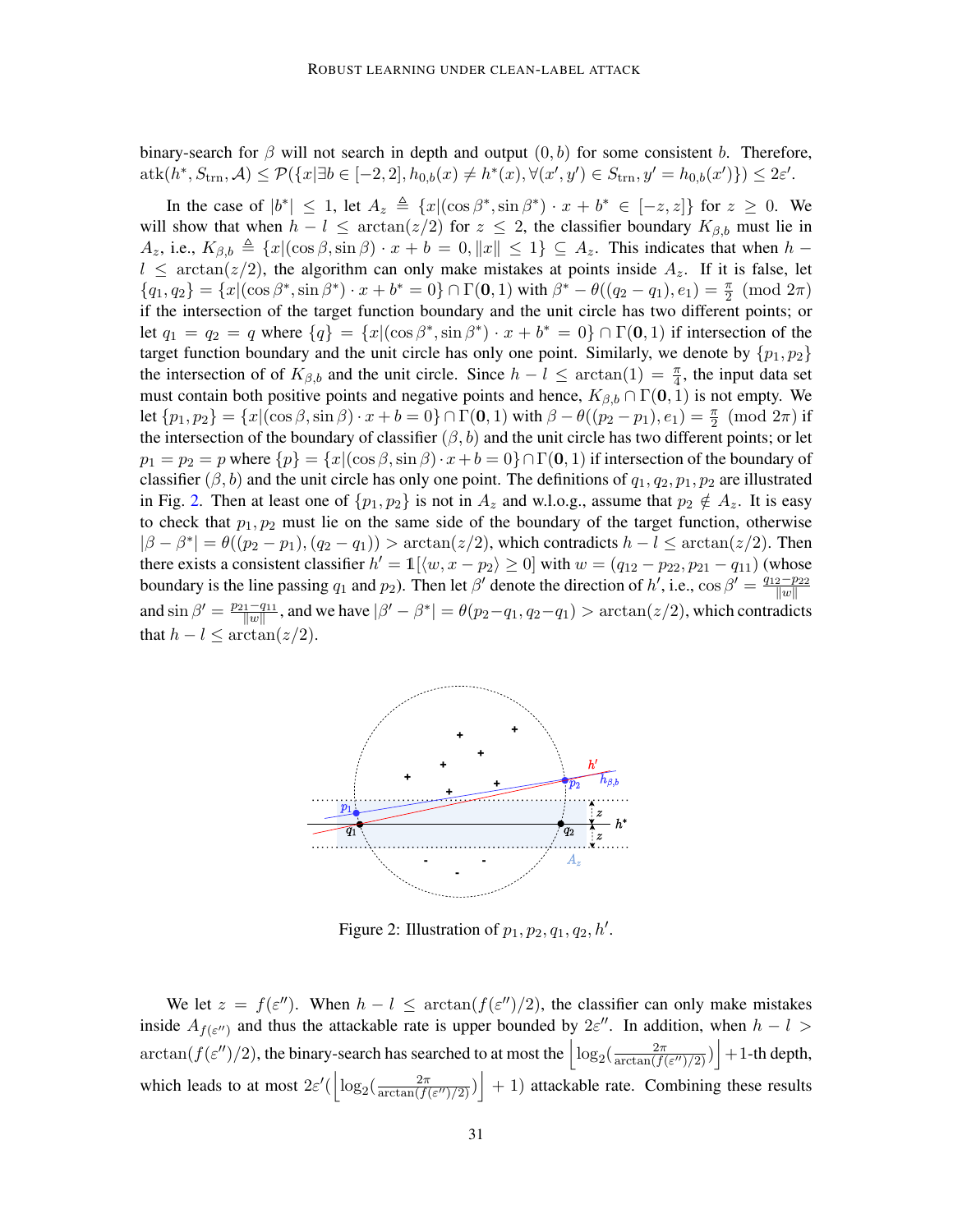binary-search for $\beta$ will not search in depth and output $(0, b)$ for some consistent $b$. Therefore, $\text{atk}(h^*, S_{\text{trn}}, \mathcal{A}) \leq \mathcal{P}(\{x | \exists b \in [-2, 2], h_{0,b}(x) \neq h^*(x), \forall (x', y') \in S_{\text{trn}}, y' = h_{0,b}(x')\}) \leq 2\varepsilon'$.

In the case of $|b^*| \leq 1$, let $A_z \triangleq \{x | (\cos\beta^*, \sin\beta^*) \cdot x + b^* \in [-z, z]\}$ for $z \geq 0$. We will show that when $h - l \leq \arctan(z/2)$ for $z \leq 2$, the classifier boundary $K_{\beta,b}$ must lie in $A_z$, i.e., $K_{\beta,b} \triangleq \{x | (\cos\beta, \sin\beta) \cdot x + b = 0, \|x\| \leq 1\} \subseteq A_z$. This indicates that when $h - l \leq \arctan(z/2)$, the algorithm can only make mistakes at points inside $A_z$. If it is false, let $\{q_1, q_2\} = \{x | (\cos\beta^*, \sin\beta^*) \cdot x + b^* = 0\} \cap \Gamma(\mathbf{0}, 1)$ with $\beta^* - \theta((q_2 - q_1), e_1) = \frac{\pi}{2} \pmod{2\pi}$ if the intersection of the target function boundary and the unit circle has two different points; or let $q_1 = q_2 = q$ where $\{q\} = \{x | (\cos\beta^*, \sin\beta^*) \cdot x + b^* = 0\} \cap \Gamma(\mathbf{0}, 1)$ if intersection of the target function boundary and the unit circle has only one point. Similarly, we denote by $\{p_1, p_2\}$ the intersection of of $K_{\beta,b}$ and the unit circle. Since $h - l \leq \arctan(1) = \frac{\pi}{4}$, the input data set must contain both positive points and negative points and hence, $K_{\beta,b} \cap \Gamma(\mathbf{0}, 1)$ is not empty. We let $\{p_1, p_2\} = \{x | (\cos\beta, \sin\beta) \cdot x + b = 0\} \cap \Gamma(\mathbf{0}, 1)$ with $\beta - \theta((p_2 - p_1), e_1) = \frac{\pi}{2} \pmod{2\pi}$ if the intersection of the boundary of classifier $(\beta, b)$ and the unit circle has two different points; or let $p_1 = p_2 = p$ where $\{p\} = \{x | (\cos\beta, \sin\beta) \cdot x + b = 0\} \cap \Gamma(\mathbf{0}, 1)$ if intersection of the boundary of classifier $(\beta, b)$ and the unit circle has only one point. The definitions of $q_1, q_2, p_1, p_2$ are illustrated in Fig. 2. Then at least one of $\{p_1, p_2\}$ is not in $A_z$ and w.l.o.g., assume that $p_2 \notin A_z$. It is easy to check that $p_1, p_2$ must lie on the same side of the boundary of the target function, otherwise $|\beta - \beta^*| = \theta((p_2 - p_1), (q_2 - q_1)) > \arctan(z/2)$, which contradicts $h - l \leq \arctan(z/2)$. Then there exists a consistent classifier $h' = \mathbb{1}[\langle w, x - p_2 \rangle \geq 0]$ with $w = (q_{12} - p_{22}, p_{21} - q_{11})$ (whose boundary is the line passing $q_1$ and $p_2$). Then let $\beta'$ denote the direction of $h'$, i.e., $\cos\beta' = \frac{q_{12} - p_{22}}{\|w\|}$ and $\sin\beta' = \frac{p_{21} - q_{11}}{\|w\|}$, and we have $|\beta' - \beta^*| = \theta(p_2 - q_1, q_2 - q_1) > \arctan(z/2)$, which contradicts that $h - l \leq \arctan(z/2)$.

Figure 2: Illustration of $p_1, p_2, q_1, q_2, h'$.

We let $z = f(\varepsilon'')$. When $h - l \leq \arctan(f(\varepsilon'')/2)$, the classifier can only make mistakes inside $A_{f(\varepsilon'')}$ and thus the attackable rate is upper bounded by $2\varepsilon''$. In addition, when $h - l > \arctan(f(\varepsilon'')/2)$, the binary-search has searched to at most the $\left\lfloor \log_2(\frac{2\pi}{\arctan(f(\varepsilon'')/2)}) \right\rfloor + 1$-th depth, which leads to at most $2\varepsilon'(\left\lfloor \log_2(\frac{2\pi}{\arctan(f(\varepsilon'')/2)}) \right\rfloor + 1)$ attackable rate. Combining these results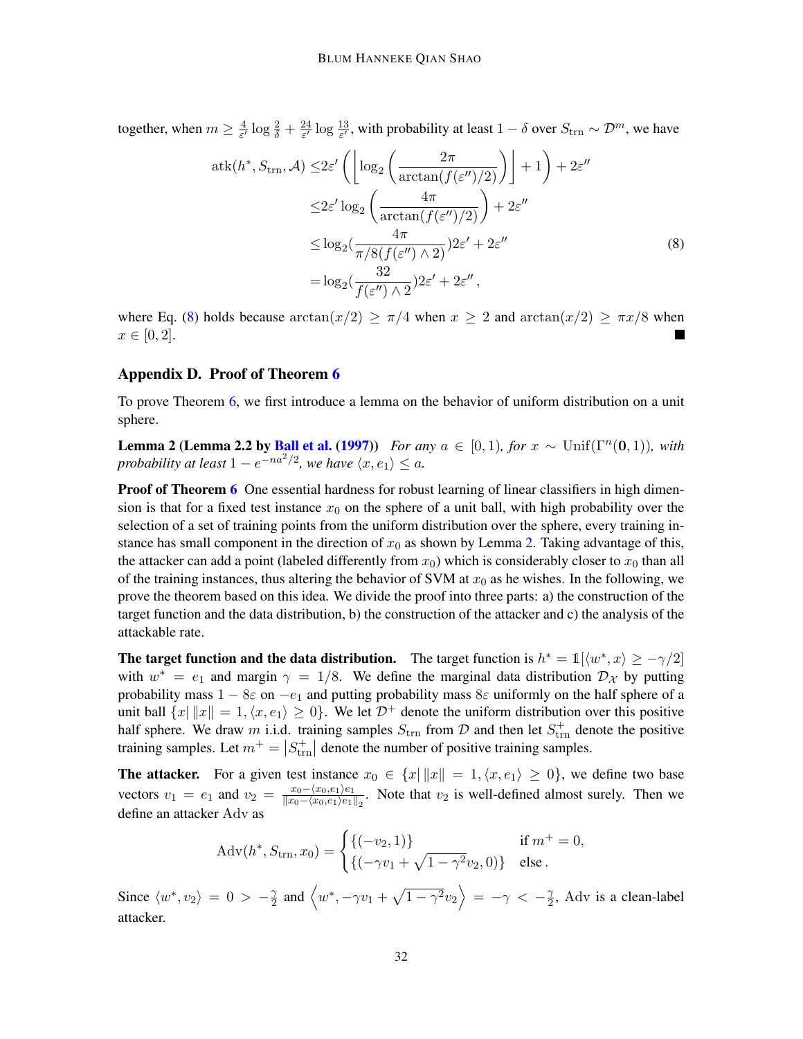together, when $m \geq \frac{4}{\varepsilon'} \log \frac{2}{\delta} + \frac{24}{\varepsilon'} \log \frac{13}{\varepsilon'}$, with probability at least $1-\delta$ over $S_{\mathrm{trn}} \sim \mathcal{D}^m$, we have

$$
\begin{aligned}
\operatorname{atk}(h^*, S_{\mathrm{trn}}, \mathcal{A}) \leq & 2\varepsilon' \left( \left\lfloor \log_2 \left( \frac{2\pi}{\arctan(f(\varepsilon'')/2)} \right) \right\rfloor + 1 \right) + 2\varepsilon'' \\
\leq & 2\varepsilon' \log_2 \left( \frac{4\pi}{\arctan(f(\varepsilon'')/2)} \right) + 2\varepsilon'' \\
\leq & \log_2 \left( \frac{4\pi}{\pi/8(f(\varepsilon'') \wedge 2)} \right) 2\varepsilon' + 2\varepsilon'' \qquad (8) \\
= & \log_2 \left( \frac{32}{f(\varepsilon'') \wedge 2} \right) 2\varepsilon' + 2\varepsilon'' ,
\end{aligned}
$$

where Eq. (8) holds because $\arctan(x/2) \geq \pi/4$ when $x \geq 2$ and $\arctan(x/2) \geq \pi x/8$ when $x \in [0, 2]$. ■

## Appendix D. Proof of Theorem 6

To prove Theorem 6, we first introduce a lemma on the behavior of uniform distribution on a unit sphere.

**Lemma 2 (Lemma 2.2 by Ball et al. (1997))** *For any $a \in [0, 1)$, for $x \sim \mathrm{Unif}(\Gamma^n(\mathbf{0}, 1))$, with probability at least $1 - e^{-na^2/2}$, we have $\langle x, e_1 \rangle \leq a$.*

**Proof of Theorem 6** One essential hardness for robust learning of linear classifiers in high dimension is that for a fixed test instance $x_0$ on the sphere of a unit ball, with high probability over the selection of a set of training points from the uniform distribution over the sphere, every training instance has small component in the direction of $x_0$ as shown by Lemma 2. Taking advantage of this, the attacker can add a point (labeled differently from $x_0$) which is considerably closer to $x_0$ than all of the training instances, thus altering the behavior of SVM at $x_0$ as he wishes. In the following, we prove the theorem based on this idea. We divide the proof into three parts: a) the construction of the target function and the data distribution, b) the construction of the attacker and c) the analysis of the attackable rate.

**The target function and the data distribution.** The target function is $h^* = \mathbb{1}[\langle w^*, x \rangle \geq -\gamma/2]$ with $w^* = e_1$ and margin $\gamma = 1/8$. We define the marginal data distribution $\mathcal{D}_{\mathcal{X}}$ by putting probability mass $1 - 8\varepsilon$ on $-e_1$ and putting probability mass $8\varepsilon$ uniformly on the half sphere of a unit ball $\{x | \|x\| = 1, \langle x, e_1 \rangle \geq 0\}$. We let $\mathcal{D}^+$ denote the uniform distribution over this positive half sphere. We draw $m$ i.i.d. training samples $S_{\mathrm{trn}}$ from $\mathcal{D}$ and then let $S_{\mathrm{trn}}^+$ denote the positive training samples. Let $m^+ = |S_{\mathrm{trn}}^+|$ denote the number of positive training samples.

**The attacker.** For a given test instance $x_0 \in \{x | \|x\| = 1, \langle x, e_1 \rangle \geq 0\}$, we define two base vectors $v_1 = e_1$ and $v_2 = \frac{x_0 - \langle x_0, e_1 \rangle e_1}{\|x_0 - \langle x_0, e_1 \rangle e_1\|_2}$. Note that $v_2$ is well-defined almost surely. Then we define an attacker Adv as

$$
\mathrm{Adv}(h^*, S_{\mathrm{trn}}, x_0) = \begin{cases} \{(-v_2, 1)\} & \text{if } m^+ = 0, \\ \{(-\gamma v_1 + \sqrt{1-\gamma^2} v_2, 0)\} & \text{else}. \end{cases}
$$

Since $\langle w^*, v_2 \rangle = 0 > -\frac{\gamma}{2}$ and $\left\langle w^*, -\gamma v_1 + \sqrt{1-\gamma^2} v_2 \right\rangle = -\gamma < -\frac{\gamma}{2}$, Adv is a clean-label attacker.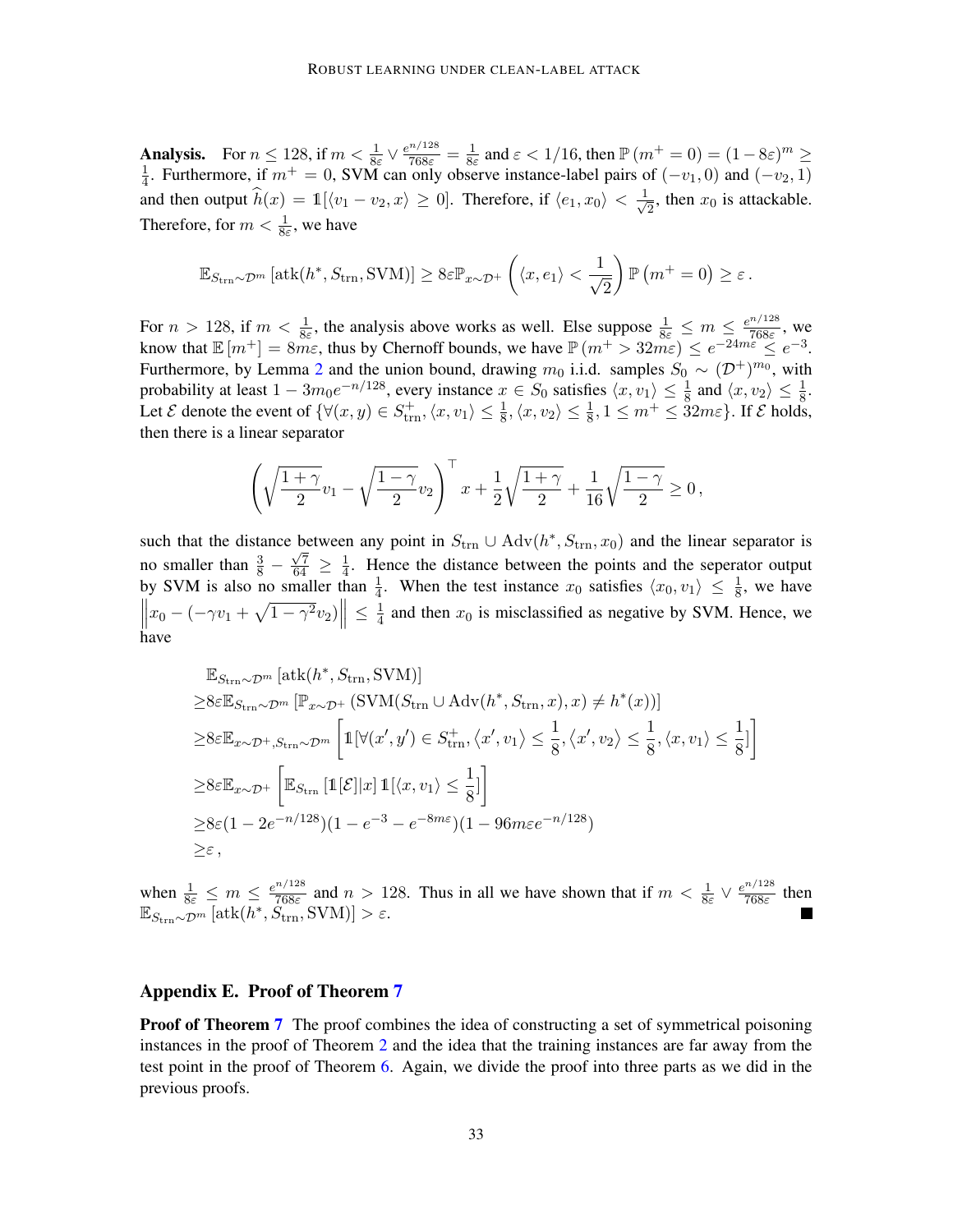**Analysis.** For $n \leq 128$, if $m < \frac{1}{8\varepsilon} \vee \frac{e^{n/128}}{768\varepsilon} = \frac{1}{8\varepsilon}$ and $\varepsilon < 1/16$, then $\mathbb{P}(m^+ = 0) = (1-8\varepsilon)^m \geq \frac{1}{4}$. Furthermore, if $m^+ = 0$, SVM can only observe instance-label pairs of $(-v_1, 0)$ and $(-v_2, 1)$ and then output $\widehat{h}(x) = \mathbb{1}[\langle v_1 - v_2, x \rangle \geq 0]$. Therefore, if $\langle e_1, x_0 \rangle < \frac{1}{\sqrt{2}}$, then $x_0$ is attackable. Therefore, for $m < \frac{1}{8\varepsilon}$, we have

$$\mathbb{E}_{S_{\mathrm{trn}} \sim \mathcal{D}^m}\left[\mathrm{atk}(h^*, S_{\mathrm{trn}}, \mathrm{SVM})\right] \geq 8\varepsilon \mathbb{P}_{x \sim \mathcal{D}^+}\left(\langle x, e_1 \rangle < \frac{1}{\sqrt{2}}\right) \mathbb{P}\left(m^+ = 0\right) \geq \varepsilon\,.$$

For $n > 128$, if $m < \frac{1}{8\varepsilon}$, the analysis above works as well. Else suppose $\frac{1}{8\varepsilon} \leq m \leq \frac{e^{n/128}}{768\varepsilon}$, we know that $\mathbb{E}[m^+] = 8m\varepsilon$, thus by Chernoff bounds, we have $\mathbb{P}(m^+ > 32m\varepsilon) \leq e^{-24m\varepsilon} \leq e^{-3}$. Furthermore, by Lemma 2 and the union bound, drawing $m_0$ i.i.d. samples $S_0 \sim (\mathcal{D}^+)^{m_0}$, with probability at least $1 - 3m_0 e^{-n/128}$, every instance $x \in S_0$ satisfies $\langle x, v_1 \rangle \leq \frac{1}{8}$ and $\langle x, v_2 \rangle \leq \frac{1}{8}$. Let $\mathcal{E}$ denote the event of $\{\forall (x,y) \in S_{\mathrm{trn}}^+, \langle x, v_1 \rangle \leq \frac{1}{8}, \langle x, v_2 \rangle \leq \frac{1}{8}, 1 \leq m^+ \leq 32m\varepsilon\}$. If $\mathcal{E}$ holds, then there is a linear separator

$$\left(\sqrt{\frac{1+\gamma}{2}}v_1 - \sqrt{\frac{1-\gamma}{2}}v_2\right)^\top x + \frac{1}{2}\sqrt{\frac{1+\gamma}{2}} + \frac{1}{16}\sqrt{\frac{1-\gamma}{2}} \geq 0\,,$$

such that the distance between any point in $S_{\mathrm{trn}} \cup \mathrm{Adv}(h^*, S_{\mathrm{trn}}, x_0)$ and the linear separator is no smaller than $\frac{3}{8} - \frac{\sqrt{7}}{64} \geq \frac{1}{4}$. Hence the distance between the points and the seperator output by SVM is also no smaller than $\frac{1}{4}$. When the test instance $x_0$ satisfies $\langle x_0, v_1 \rangle \leq \frac{1}{8}$, we have $\left\| x_0 - (-\gamma v_1 + \sqrt{1-\gamma^2} v_2) \right\| \leq \frac{1}{4}$ and then $x_0$ is misclassified as negative by SVM. Hence, we have

$$\begin{aligned}
&\mathbb{E}_{S_{\mathrm{trn}} \sim \mathcal{D}^m}\left[\mathrm{atk}(h^*, S_{\mathrm{trn}}, \mathrm{SVM})\right] \\
\geq& 8\varepsilon \mathbb{E}_{S_{\mathrm{trn}} \sim \mathcal{D}^m}\left[\mathbb{P}_{x \sim \mathcal{D}^+}\left(\mathrm{SVM}(S_{\mathrm{trn}} \cup \mathrm{Adv}(h^*, S_{\mathrm{trn}}, x), x) \neq h^*(x)\right)\right] \\
\geq& 8\varepsilon \mathbb{E}_{x \sim \mathcal{D}^+, S_{\mathrm{trn}} \sim \mathcal{D}^m}\left[\mathbb{1}[\forall (x', y') \in S_{\mathrm{trn}}^+, \langle x', v_1 \rangle \leq \frac{1}{8}, \langle x', v_2 \rangle \leq \frac{1}{8}, \langle x, v_1 \rangle \leq \frac{1}{8}]\right] \\
\geq& 8\varepsilon \mathbb{E}_{x \sim \mathcal{D}^+}\left[\mathbb{E}_{S_{\mathrm{trn}}}\left[\mathbb{1}[\mathcal{E}] | x\right] \mathbb{1}[\langle x, v_1 \rangle \leq \frac{1}{8}]\right] \\
\geq& 8\varepsilon (1 - 2e^{-n/128})(1 - e^{-3} - e^{-8m\varepsilon})(1 - 96m\varepsilon e^{-n/128}) \\
\geq& \varepsilon\,,
\end{aligned}$$

when $\frac{1}{8\varepsilon} \leq m \leq \frac{e^{n/128}}{768\varepsilon}$ and $n > 128$. Thus in all we have shown that if $m < \frac{1}{8\varepsilon} \vee \frac{e^{n/128}}{768\varepsilon}$ then $\mathbb{E}_{S_{\mathrm{trn}} \sim \mathcal{D}^m}\left[\mathrm{atk}(h^*, S_{\mathrm{trn}}, \mathrm{SVM})\right] > \varepsilon$. ∎

## Appendix E. Proof of Theorem 7

**Proof of Theorem 7** The proof combines the idea of constructing a set of symmetrical poisoning instances in the proof of Theorem 2 and the idea that the training instances are far away from the test point in the proof of Theorem 6. Again, we divide the proof into three parts as we did in the previous proofs.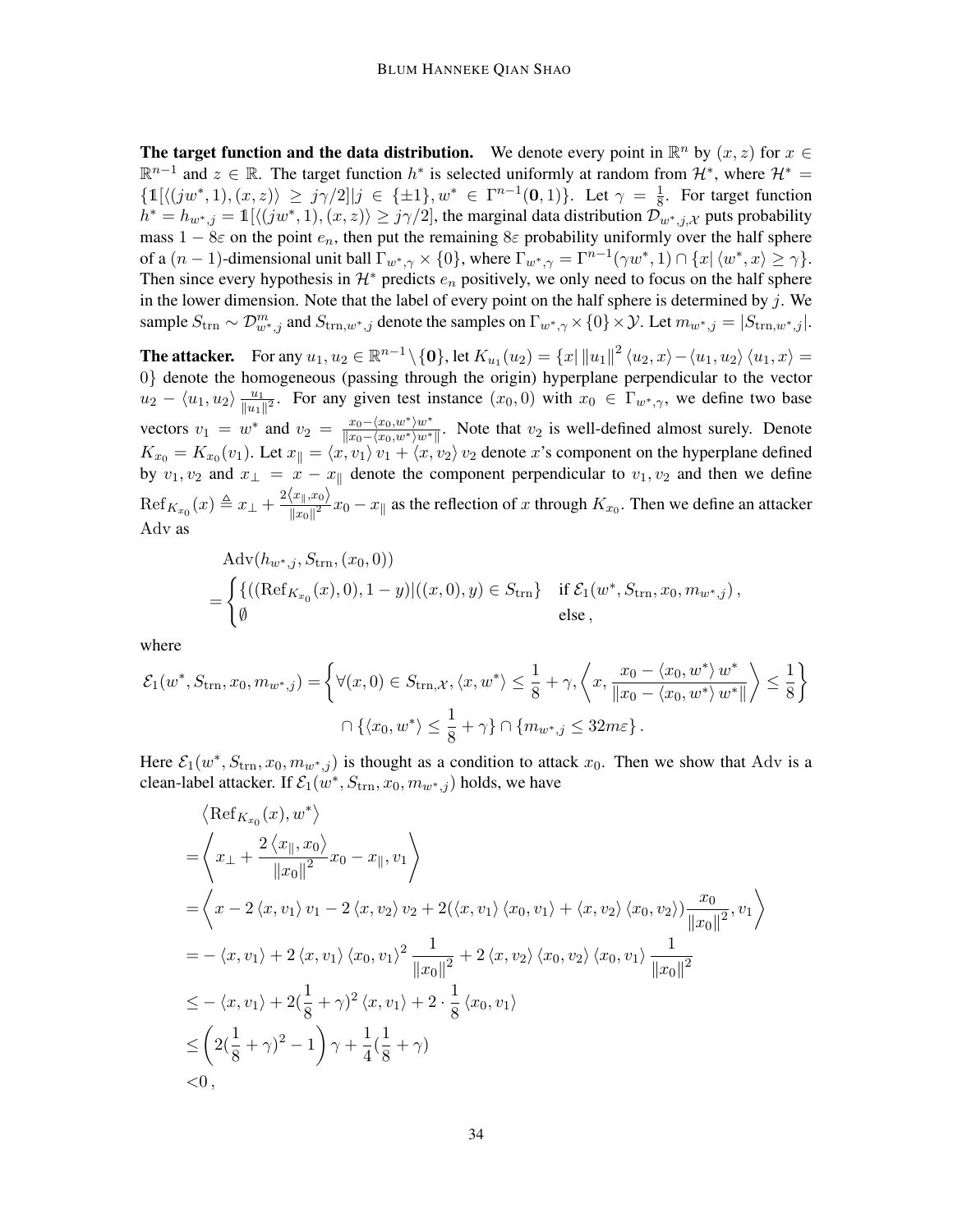**The target function and the data distribution.** We denote every point in $\mathbb{R}^n$ by $(x, z)$ for $x \in \mathbb{R}^{n-1}$ and $z \in \mathbb{R}$. The target function $h^*$ is selected uniformly at random from $\mathcal{H}^*$, where $\mathcal{H}^* = \{\mathbb{1}[\langle (jw^*, 1), (x, z)\rangle \geq j\gamma/2] | j \in \{\pm 1\}, w^* \in \Gamma^{n-1}(\mathbf{0}, 1)\}$. Let $\gamma = \frac{1}{8}$. For target function $h^* = h_{w^*,j} = \mathbb{1}[\langle (jw^*, 1), (x, z)\rangle \geq j\gamma/2]$, the marginal data distribution $\mathcal{D}_{w^*,j,\mathcal{X}}$ puts probability mass $1 - 8\varepsilon$ on the point $e_n$, then put the remaining $8\varepsilon$ probability uniformly over the half sphere of a $(n-1)$-dimensional unit ball $\Gamma_{w^*,\gamma} \times \{0\}$, where $\Gamma_{w^*,\gamma} = \Gamma^{n-1}(\gamma w^*, 1) \cap \{x | \langle w^*, x\rangle \geq \gamma\}$. Then since every hypothesis in $\mathcal{H}^*$ predicts $e_n$ positively, we only need to focus on the half sphere in the lower dimension. Note that the label of every point on the half sphere is determined by $j$. We sample $S_{\mathrm{trn}} \sim \mathcal{D}_{w^*,j}^m$ and $S_{\mathrm{trn},w^*,j}$ denote the samples on $\Gamma_{w^*,\gamma} \times \{0\} \times \mathcal{Y}$. Let $m_{w^*,j} = |S_{\mathrm{trn},w^*,j}|$.

**The attacker.** For any $u_1, u_2 \in \mathbb{R}^{n-1} \setminus \{\mathbf{0}\}$, let $K_{u_1}(u_2) = \{x | \left\|u_1\right\|^2 \langle u_2, x\rangle - \langle u_1, u_2\rangle \langle u_1, x\rangle = 0\}$ denote the homogeneous (passing through the origin) hyperplane perpendicular to the vector $u_2 - \langle u_1, u_2\rangle \frac{u_1}{\|u_1\|^2}$. For any given test instance $(x_0, 0)$ with $x_0 \in \Gamma_{w^*,\gamma}$, we define two base vectors $v_1 = w^*$ and $v_2 = \frac{x_0 - \langle x_0, w^*\rangle w^*}{\|x_0 - \langle x_0, w^*\rangle w^*\|}$. Note that $v_2$ is well-defined almost surely. Denote $K_{x_0} = K_{x_0}(v_1)$. Let $x_\parallel = \langle x, v_1\rangle v_1 + \langle x, v_2\rangle v_2$ denote $x$'s component on the hyperplane defined by $v_1, v_2$ and $x_\perp = x - x_\parallel$ denote the component perpendicular to $v_1, v_2$ and then we define $\mathrm{Ref}_{K_{x_0}}(x) \triangleq x_\perp + \frac{2\langle x_\parallel, x_0\rangle}{\|x_0\|^2} x_0 - x_\parallel$ as the reflection of $x$ through $K_{x_0}$. Then we define an attacker $\mathrm{Adv}$ as

$$
\begin{aligned}
&\mathrm{Adv}(h_{w^*,j}, S_{\mathrm{trn}}, (x_0, 0)) \\
=&\begin{cases} \{((\mathrm{Ref}_{K_{x_0}}(x), 0), 1 - y) | ((x, 0), y) \in S_{\mathrm{trn}}\} & \text{if } \mathcal{E}_1(w^*, S_{\mathrm{trn}}, x_0, m_{w^*,j})\,, \\ \emptyset & \text{else}\,, \end{cases}
\end{aligned}
$$

where

$$
\begin{aligned}
\mathcal{E}_1(w^*, S_{\mathrm{trn}}, x_0, m_{w^*,j}) = &\left\{\forall (x, 0) \in S_{\mathrm{trn},\mathcal{X}}, \langle x, w^*\rangle \leq \frac{1}{8} + \gamma, \left\langle x, \frac{x_0 - \langle x_0, w^*\rangle w^*}{\|x_0 - \langle x_0, w^*\rangle w^*\|}\right\rangle \leq \frac{1}{8}\right\} \\
&\cap \{\langle x_0, w^*\rangle \leq \frac{1}{8} + \gamma\} \cap \{m_{w^*,j} \leq 32m\varepsilon\}\,.
\end{aligned}
$$

Here $\mathcal{E}_1(w^*, S_{\mathrm{trn}}, x_0, m_{w^*,j})$ is thought as a condition to attack $x_0$. Then we show that $\mathrm{Adv}$ is a clean-label attacker. If $\mathcal{E}_1(w^*, S_{\mathrm{trn}}, x_0, m_{w^*,j})$ holds, we have

$$
\begin{aligned}
&\left\langle \mathrm{Ref}_{K_{x_0}}(x), w^*\right\rangle \\
=&\left\langle x_\perp + \frac{2\langle x_\parallel, x_0\rangle}{\|x_0\|^2} x_0 - x_\parallel, v_1\right\rangle \\
=&\left\langle x - 2\langle x, v_1\rangle v_1 - 2\langle x, v_2\rangle v_2 + 2(\langle x, v_1\rangle\langle x_0, v_1\rangle + \langle x, v_2\rangle\langle x_0, v_2\rangle)\frac{x_0}{\|x_0\|^2}, v_1\right\rangle \\
=&-\langle x, v_1\rangle + 2\langle x, v_1\rangle\langle x_0, v_1\rangle^2 \frac{1}{\|x_0\|^2} + 2\langle x, v_2\rangle\langle x_0, v_2\rangle\langle x_0, v_1\rangle \frac{1}{\|x_0\|^2} \\
\leq&-\langle x, v_1\rangle + 2(\frac{1}{8} + \gamma)^2 \langle x, v_1\rangle + 2 \cdot \frac{1}{8}\langle x_0, v_1\rangle \\
\leq&\left(2(\frac{1}{8} + \gamma)^2 - 1\right)\gamma + \frac{1}{4}(\frac{1}{8} + \gamma) \\
<&0\,,
\end{aligned}
$$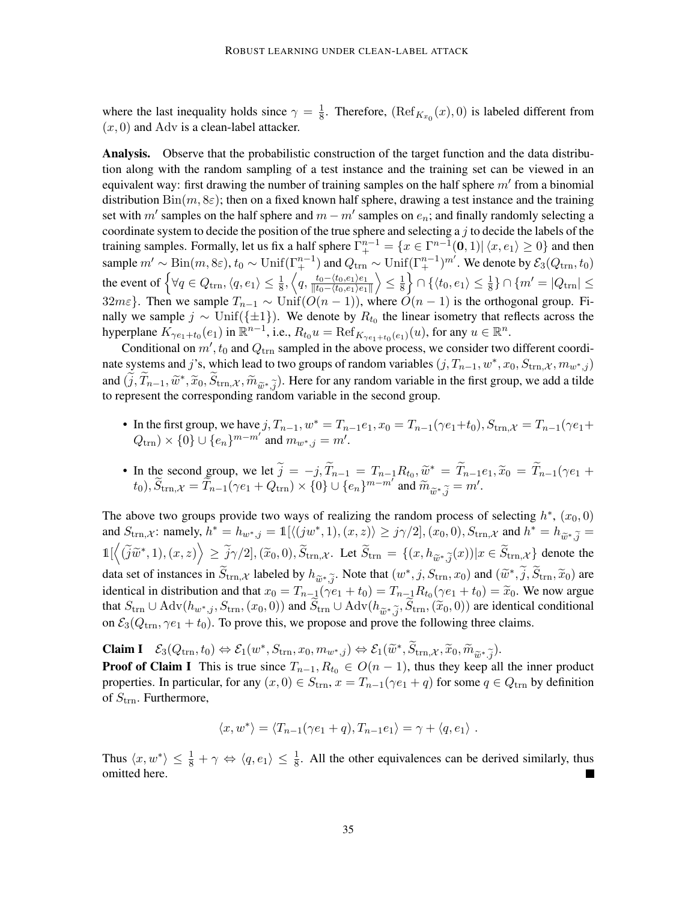where the last inequality holds since $\gamma = \frac{1}{8}$. Therefore, $(\mathrm{Ref}_{K_{x_0}}(x), 0)$ is labeled different from $(x, 0)$ and $\mathrm{Adv}$ is a clean-label attacker.

**Analysis.** Observe that the probabilistic construction of the target function and the data distribution along with the random sampling of a test instance and the training set can be viewed in an equivalent way: first drawing the number of training samples on the half sphere $m'$ from a binomial distribution $\mathrm{Bin}(m, 8\varepsilon)$; then on a fixed known half sphere, drawing a test instance and the training set with $m'$ samples on the half sphere and $m - m'$ samples on $e_n$; and finally randomly selecting a coordinate system to decide the position of the true sphere and selecting a $j$ to decide the labels of the training samples. Formally, let us fix a half sphere $\Gamma_+^{n-1} = \{x \in \Gamma^{n-1}(\mathbf{0}, 1) | \langle x, e_1 \rangle \geq 0\}$ and then sample $m' \sim \mathrm{Bin}(m, 8\varepsilon)$, $t_0 \sim \mathrm{Unif}(\Gamma_+^{n-1})$ and $Q_{\mathrm{trn}} \sim \mathrm{Unif}(\Gamma_+^{n-1})^{m'}$. We denote by $\mathcal{E}_3(Q_{\mathrm{trn}}, t_0)$ the event of $\left\{\forall q \in Q_{\mathrm{trn}}, \langle q, e_1 \rangle \leq \frac{1}{8}, \left\langle q, \frac{t_0 - \langle t_0, e_1 \rangle e_1}{\|t_0 - \langle t_0, e_1 \rangle e_1\|} \right\rangle \leq \frac{1}{8}\right\} \cap \{\langle t_0, e_1 \rangle \leq \frac{1}{8}\} \cap \{m' = |Q_{\mathrm{trn}}| \leq 32m\varepsilon\}$. Then we sample $T_{n-1} \sim \mathrm{Unif}(O(n-1))$, where $O(n-1)$ is the orthogonal group. Finally we sample $j \sim \mathrm{Unif}(\{\pm 1\})$. We denote by $R_{t_0}$ the linear isometry that reflects across the hyperplane $K_{\gamma e_1 + t_0}(e_1)$ in $\mathbb{R}^{n-1}$, i.e., $R_{t_0} u = \mathrm{Ref}_{K_{\gamma e_1 + t_0}(e_1)}(u)$, for any $u \in \mathbb{R}^n$.

Conditional on $m', t_0$ and $Q_{\mathrm{trn}}$ sampled in the above process, we consider two different coordinate systems and $j$'s, which lead to two groups of random variables $(j, T_{n-1}, w^*, x_0, S_{\mathrm{trn},\mathcal{X}}, m_{w^*,j})$ and $(\widetilde{j}, \widetilde{T}_{n-1}, \widetilde{w}^*, \widetilde{x}_0, \widetilde{S}_{\mathrm{trn},\mathcal{X}}, \widetilde{m}_{\widetilde{w}^*,\widetilde{j}})$. Here for any random variable in the first group, we add a tilde to represent the corresponding random variable in the second group.

- In the first group, we have $j, T_{n-1}, w^* = T_{n-1} e_1, x_0 = T_{n-1}(\gamma e_1 + t_0), S_{\mathrm{trn},\mathcal{X}} = T_{n-1}(\gamma e_1 + Q_{\mathrm{trn}}) \times \{0\} \cup \{e_n\}^{m-m'}$ and $m_{w^*,j} = m'$.
- In the second group, we let $\widetilde{j} = -j, \widetilde{T}_{n-1} = T_{n-1} R_{t_0}, \widetilde{w}^* = \widetilde{T}_{n-1} e_1, \widetilde{x}_0 = \widetilde{T}_{n-1}(\gamma e_1 + t_0), \widetilde{S}_{\mathrm{trn},\mathcal{X}} = \widetilde{T}_{n-1}(\gamma e_1 + Q_{\mathrm{trn}}) \times \{0\} \cup \{e_n\}^{m-m'}$ and $\widetilde{m}_{\widetilde{w}^*,\widetilde{j}} = m'$.

The above two groups provide two ways of realizing the random process of selecting $h^*$, $(x_0, 0)$ and $S_{\mathrm{trn},\mathcal{X}}$: namely, $h^* = h_{w^*,j} = \mathbb{1}[\langle (jw^*, 1), (x, z) \rangle \geq j\gamma/2], (x_0, 0), S_{\mathrm{trn},\mathcal{X}}$ and $h^* = h_{\widetilde{w}^*,\widetilde{j}} = \mathbb{1}[\left\langle (\widetilde{j}\widetilde{w}^*, 1), (x, z) \right\rangle \geq \widetilde{j}\gamma/2], (\widetilde{x}_0, 0), \widetilde{S}_{\mathrm{trn},\mathcal{X}}$. Let $\widetilde{S}_{\mathrm{trn}} = \{(x, h_{\widetilde{w}^*,\widetilde{j}}(x)) | x \in \widetilde{S}_{\mathrm{trn},\mathcal{X}}\}$ denote the data set of instances in $\widetilde{S}_{\mathrm{trn},\mathcal{X}}$ labeled by $h_{\widetilde{w}^*,\widetilde{j}}$. Note that $(w^*, j, S_{\mathrm{trn}}, x_0)$ and $(\widetilde{w}^*, \widetilde{j}, \widetilde{S}_{\mathrm{trn}}, \widetilde{x}_0)$ are identical in distribution and that $x_0 = T_{n-1}(\gamma e_1 + t_0) = T_{n-1} R_{t_0}(\gamma e_1 + t_0) = \widetilde{x}_0$. We now argue that $S_{\mathrm{trn}} \cup \mathrm{Adv}(h_{w^*,j}, S_{\mathrm{trn}}, (x_0, 0))$ and $\widetilde{S}_{\mathrm{trn}} \cup \mathrm{Adv}(h_{\widetilde{w}^*,\widetilde{j}}, \widetilde{S}_{\mathrm{trn}}, (\widetilde{x}_0, 0))$ are identical conditional on $\mathcal{E}_3(Q_{\mathrm{trn}}, \gamma e_1 + t_0)$. To prove this, we propose and prove the following three claims.

**Claim I** $\mathcal{E}_3(Q_{\mathrm{trn}}, t_0) \Leftrightarrow \mathcal{E}_1(w^*, S_{\mathrm{trn}}, x_0, m_{w^*,j}) \Leftrightarrow \mathcal{E}_1(\widetilde{w}^*, \widetilde{S}_{\mathrm{trn},\mathcal{X}}, \widetilde{x}_0, \widetilde{m}_{\widetilde{w}^*,\widetilde{j}})$.

**Proof of Claim I** This is true since $T_{n-1}, R_{t_0} \in O(n-1)$, thus they keep all the inner product properties. In particular, for any $(x, 0) \in S_{\mathrm{trn}}$, $x = T_{n-1}(\gamma e_1 + q)$ for some $q \in Q_{\mathrm{trn}}$ by definition of $S_{\mathrm{trn}}$. Furthermore,

$$\langle x, w^* \rangle = \langle T_{n-1}(\gamma e_1 + q), T_{n-1} e_1 \rangle = \gamma + \langle q, e_1 \rangle \ .$$

Thus $\langle x, w^* \rangle \leq \frac{1}{8} + \gamma \Leftrightarrow \langle q, e_1 \rangle \leq \frac{1}{8}$. All the other equivalences can be derived similarly, thus omitted here. ■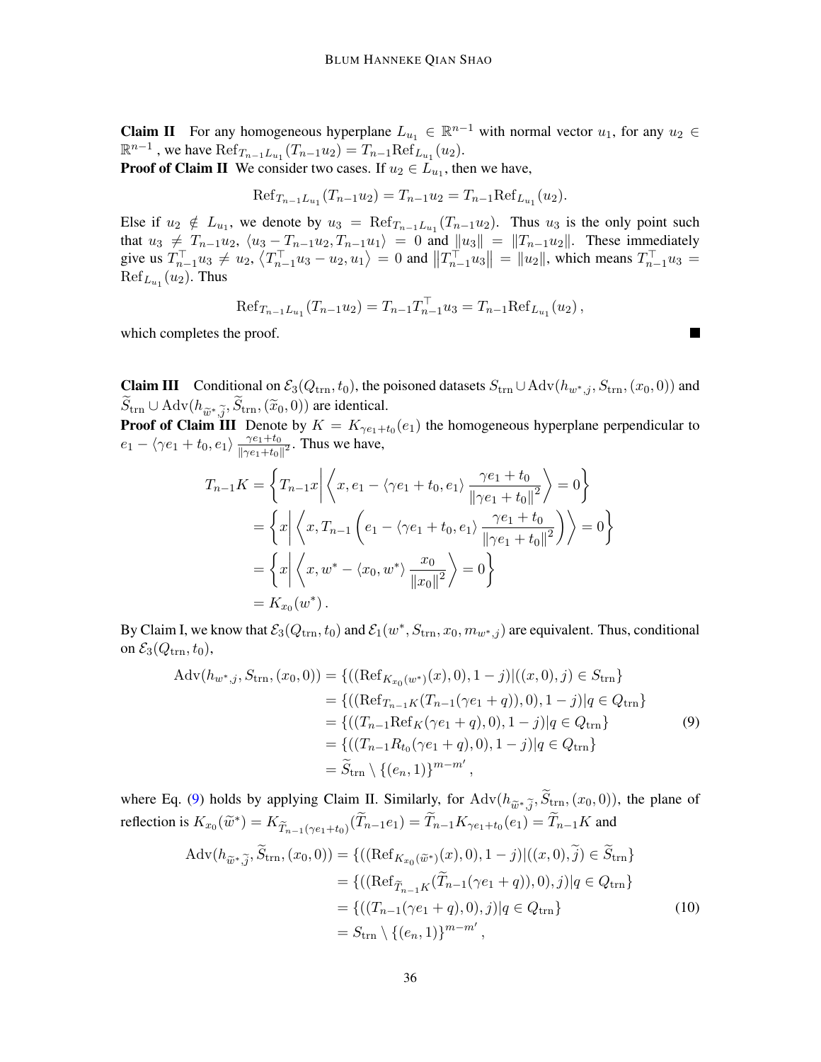**Claim II** For any homogeneous hyperplane $L_{u_1} \in \mathbb{R}^{n-1}$ with normal vector $u_1$, for any $u_2 \in \mathbb{R}^{n-1}$, we have $\mathrm{Ref}_{T_{n-1}L_{u_1}}(T_{n-1}u_2) = T_{n-1}\mathrm{Ref}_{L_{u_1}}(u_2)$.

**Proof of Claim II** We consider two cases. If $u_2 \in L_{u_1}$, then we have,

$$\mathrm{Ref}_{T_{n-1}L_{u_1}}(T_{n-1}u_2) = T_{n-1}u_2 = T_{n-1}\mathrm{Ref}_{L_{u_1}}(u_2).$$

Else if $u_2 \notin L_{u_1}$, we denote by $u_3 = \mathrm{Ref}_{T_{n-1}L_{u_1}}(T_{n-1}u_2)$. Thus $u_3$ is the only point such that $u_3 \neq T_{n-1}u_2$, $\langle u_3 - T_{n-1}u_2, T_{n-1}u_1 \rangle = 0$ and $\|u_3\| = \|T_{n-1}u_2\|$. These immediately give us $T_{n-1}^\top u_3 \neq u_2$, $\langle T_{n-1}^\top u_3 - u_2, u_1 \rangle = 0$ and $\|T_{n-1}^\top u_3\| = \|u_2\|$, which means $T_{n-1}^\top u_3 = \mathrm{Ref}_{L_{u_1}}(u_2)$. Thus

$$\mathrm{Ref}_{T_{n-1}L_{u_1}}(T_{n-1}u_2) = T_{n-1}T_{n-1}^\top u_3 = T_{n-1}\mathrm{Ref}_{L_{u_1}}(u_2)\,,$$

which completes the proof. ■

**Claim III** Conditional on $\mathcal{E}_3(Q_{\mathrm{trn}}, t_0)$, the poisoned datasets $S_{\mathrm{trn}} \cup \mathrm{Adv}(h_{w^*,j}, S_{\mathrm{trn}}, (x_0, 0))$ and $\widetilde{S}_{\mathrm{trn}} \cup \mathrm{Adv}(h_{\widetilde{w}^*,\widetilde{j}}, \widetilde{S}_{\mathrm{trn}}, (\widetilde{x}_0, 0))$ are identical.

**Proof of Claim III** Denote by $K = K_{\gamma e_1 + t_0}(e_1)$ the homogeneous hyperplane perpendicular to $e_1 - \langle \gamma e_1 + t_0, e_1 \rangle \frac{\gamma e_1 + t_0}{\|\gamma e_1 + t_0\|^2}$. Thus we have,

$$\begin{aligned}
T_{n-1}K &= \left\{ T_{n-1}x \,\middle|\, \left\langle x, e_1 - \langle \gamma e_1 + t_0, e_1 \rangle \frac{\gamma e_1 + t_0}{\|\gamma e_1 + t_0\|^2} \right\rangle = 0 \right\} \\
&= \left\{ x \,\middle|\, \left\langle x, T_{n-1}\left( e_1 - \langle \gamma e_1 + t_0, e_1 \rangle \frac{\gamma e_1 + t_0}{\|\gamma e_1 + t_0\|^2} \right) \right\rangle = 0 \right\} \\
&= \left\{ x \,\middle|\, \left\langle x, w^* - \langle x_0, w^* \rangle \frac{x_0}{\|x_0\|^2} \right\rangle = 0 \right\} \\
&= K_{x_0}(w^*)\,.
\end{aligned}$$

By Claim I, we know that $\mathcal{E}_3(Q_{\mathrm{trn}}, t_0)$ and $\mathcal{E}_1(w^*, S_{\mathrm{trn}}, x_0, m_{w^*,j})$ are equivalent. Thus, conditional on $\mathcal{E}_3(Q_{\mathrm{trn}}, t_0)$,

$$\begin{aligned}
\mathrm{Adv}(h_{w^*,j}, S_{\mathrm{trn}}, (x_0, 0)) &= \{((\mathrm{Ref}_{K_{x_0}(w^*)}(x), 0), 1-j) | ((x, 0), j) \in S_{\mathrm{trn}}\} \\
&= \{((\mathrm{Ref}_{T_{n-1}K}(T_{n-1}(\gamma e_1 + q)), 0), 1-j) | q \in Q_{\mathrm{trn}}\} \\
&= \{((T_{n-1}\mathrm{Ref}_K(\gamma e_1 + q), 0), 1-j) | q \in Q_{\mathrm{trn}}\} \qquad (9) \\
&= \{((T_{n-1}R_{t_0}(\gamma e_1 + q), 0), 1-j) | q \in Q_{\mathrm{trn}}\} \\
&= \widetilde{S}_{\mathrm{trn}} \setminus \{(e_n, 1)\}^{m-m'}\,,
\end{aligned}$$

where Eq. (9) holds by applying Claim II. Similarly, for $\mathrm{Adv}(h_{\widetilde{w}^*,\widetilde{j}}, \widetilde{S}_{\mathrm{trn}}, (x_0, 0))$, the plane of reflection is $K_{x_0}(\widetilde{w}^*) = K_{\widetilde{T}_{n-1}(\gamma e_1 + t_0)}(\widetilde{T}_{n-1}e_1) = \widetilde{T}_{n-1}K_{\gamma e_1 + t_0}(e_1) = \widetilde{T}_{n-1}K$ and

$$\begin{aligned}
\mathrm{Adv}(h_{\widetilde{w}^*,\widetilde{j}}, \widetilde{S}_{\mathrm{trn}}, (x_0, 0)) &= \{((\mathrm{Ref}_{K_{x_0}(\widetilde{w}^*)}(x), 0), 1-j) | ((x, 0), \widetilde{j}) \in \widetilde{S}_{\mathrm{trn}}\} \\
&= \{((\mathrm{Ref}_{\widetilde{T}_{n-1}K}(\widetilde{T}_{n-1}(\gamma e_1 + q)), 0), j) | q \in Q_{\mathrm{trn}}\} \\
&= \{((T_{n-1}(\gamma e_1 + q), 0), j) | q \in Q_{\mathrm{trn}}\} \qquad (10) \\
&= S_{\mathrm{trn}} \setminus \{(e_n, 1)\}^{m-m'}\,,
\end{aligned}$$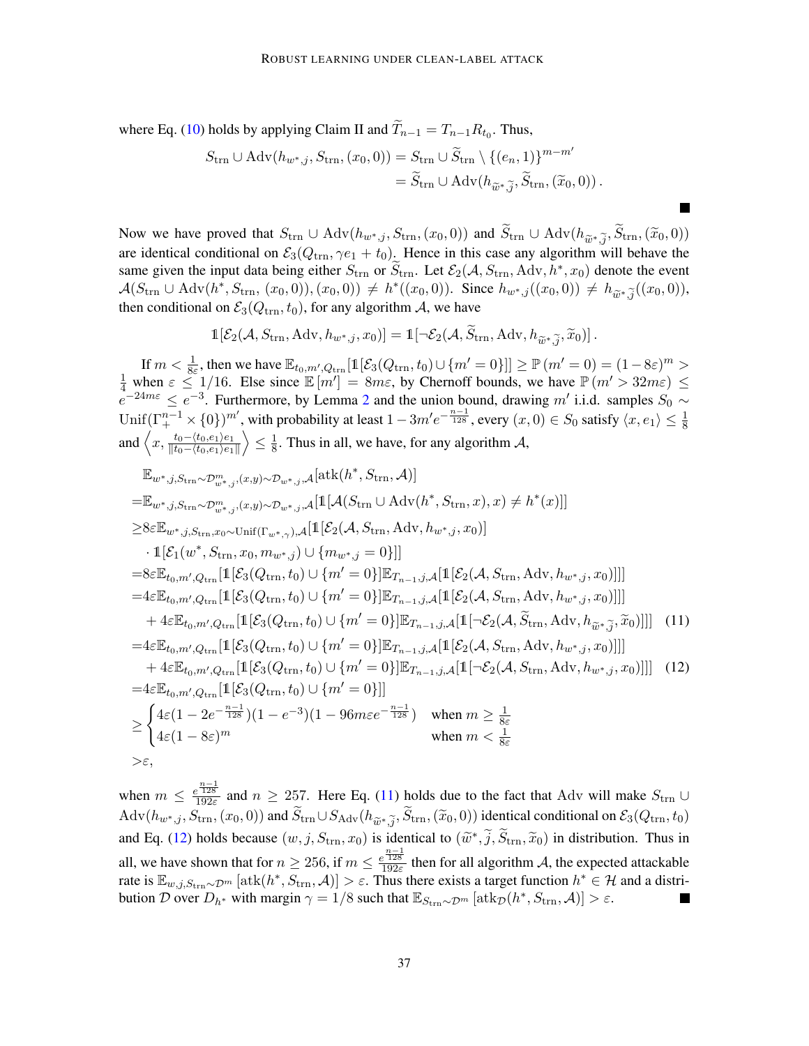where Eq. (10) holds by applying Claim II and $\widetilde{T}_{n-1} = T_{n-1}R_{t_0}$. Thus,

$$
\begin{aligned}
S_{\mathrm{trn}} \cup \mathrm{Adv}(h_{w^*,j}, S_{\mathrm{trn}}, (x_0, 0)) &= S_{\mathrm{trn}} \cup \widetilde{S}_{\mathrm{trn}} \setminus \{(e_n, 1)\}^{m-m'} \\
&= \widetilde{S}_{\mathrm{trn}} \cup \mathrm{Adv}(h_{\widetilde{w}^*, \widetilde{j}}, \widetilde{S}_{\mathrm{trn}}, (\widetilde{x}_0, 0))\,.
\end{aligned}
$$

■

Now we have proved that $S_{\mathrm{trn}} \cup \mathrm{Adv}(h_{w^*,j}, S_{\mathrm{trn}}, (x_0, 0))$ and $\widetilde{S}_{\mathrm{trn}} \cup \mathrm{Adv}(h_{\widetilde{w}^*, \widetilde{j}}, \widetilde{S}_{\mathrm{trn}}, (\widetilde{x}_0, 0))$ are identical conditional on $\mathcal{E}_3(Q_{\mathrm{trn}}, \gamma e_1 + t_0)$. Hence in this case any algorithm will behave the same given the input data being either $S_{\mathrm{trn}}$ or $\widetilde{S}_{\mathrm{trn}}$. Let $\mathcal{E}_2(\mathcal{A}, S_{\mathrm{trn}}, \mathrm{Adv}, h^*, x_0)$ denote the event $\mathcal{A}(S_{\mathrm{trn}} \cup \mathrm{Adv}(h^*, S_{\mathrm{trn}}, (x_0, 0)), (x_0, 0)) \neq h^*((x_0, 0))$. Since $h_{w^*,j}((x_0, 0)) \neq h_{\widetilde{w}^*, \widetilde{j}}((x_0, 0))$, then conditional on $\mathcal{E}_3(Q_{\mathrm{trn}}, t_0)$, for any algorithm $\mathcal{A}$, we have

$$
\mathbb{1}[\mathcal{E}_2(\mathcal{A}, S_{\mathrm{trn}}, \mathrm{Adv}, h_{w^*,j}, x_0)] = \mathbb{1}[\neg \mathcal{E}_2(\mathcal{A}, \widetilde{S}_{\mathrm{trn}}, \mathrm{Adv}, h_{\widetilde{w}^*, \widetilde{j}}, \widetilde{x}_0)]\,.
$$

If $m < \frac{1}{8\varepsilon}$, then we have $\mathbb{E}_{t_0, m', Q_{\mathrm{trn}}}[\mathbb{1}[\mathcal{E}_3(Q_{\mathrm{trn}}, t_0) \cup \{m' = 0\}]] \geq \mathbb{P}(m' = 0) = (1 - 8\varepsilon)^m > \frac{1}{4}$ when $\varepsilon \leq 1/16$. Else since $\mathbb{E}[m'] = 8m\varepsilon$, by Chernoff bounds, we have $\mathbb{P}(m' > 32m\varepsilon) \leq e^{-24m\varepsilon} \leq e^{-3}$. Furthermore, by Lemma 2 and the union bound, drawing $m'$ i.i.d. samples $S_0 \sim \mathrm{Unif}(\Gamma_+^{n-1} \times \{0\})^{m'}$, with probability at least $1 - 3m'e^{-\frac{n-1}{128}}$, every $(x, 0) \in S_0$ satisfy $\langle x, e_1 \rangle \leq \frac{1}{8}$ and $\left\langle x, \frac{t_0 - \langle t_0, e_1 \rangle e_1}{\|t_0 - \langle t_0, e_1 \rangle e_1\|} \right\rangle \leq \frac{1}{8}$. Thus in all, we have, for any algorithm $\mathcal{A}$,

$$
\begin{aligned}
&\mathbb{E}_{w^*, j, S_{\mathrm{trn}} \sim \mathcal{D}_{w^*,j}^m, (x,y) \sim \mathcal{D}_{w^*,j}, \mathcal{A}}[\mathrm{atk}(h^*, S_{\mathrm{trn}}, \mathcal{A})] \\
=&\mathbb{E}_{w^*, j, S_{\mathrm{trn}} \sim \mathcal{D}_{w^*,j}^m, (x,y) \sim \mathcal{D}_{w^*,j}, \mathcal{A}}[\mathbb{1}[\mathcal{A}(S_{\mathrm{trn}} \cup \mathrm{Adv}(h^*, S_{\mathrm{trn}}, x), x) \neq h^*(x)]] \\
\geq& 8\varepsilon \mathbb{E}_{w^*, j, S_{\mathrm{trn}}, x_0 \sim \mathrm{Unif}(\Gamma_{w^*,\gamma}), \mathcal{A}}[\mathbb{1}[\mathcal{E}_2(\mathcal{A}, S_{\mathrm{trn}}, \mathrm{Adv}, h_{w^*,j}, x_0)] \\
&\cdot \mathbb{1}[\mathcal{E}_1(w^*, S_{\mathrm{trn}}, x_0, m_{w^*,j}) \cup \{m_{w^*,j} = 0\}]] \\
=& 8\varepsilon \mathbb{E}_{t_0, m', Q_{\mathrm{trn}}}[\mathbb{1}[\mathcal{E}_3(Q_{\mathrm{trn}}, t_0) \cup \{m' = 0\}] \mathbb{E}_{T_{n-1}, j, \mathcal{A}}[\mathbb{1}[\mathcal{E}_2(\mathcal{A}, S_{\mathrm{trn}}, \mathrm{Adv}, h_{w^*,j}, x_0)]]] \\
=& 4\varepsilon \mathbb{E}_{t_0, m', Q_{\mathrm{trn}}}[\mathbb{1}[\mathcal{E}_3(Q_{\mathrm{trn}}, t_0) \cup \{m' = 0\}] \mathbb{E}_{T_{n-1}, j, \mathcal{A}}[\mathbb{1}[\mathcal{E}_2(\mathcal{A}, S_{\mathrm{trn}}, \mathrm{Adv}, h_{w^*,j}, x_0)]]] \\
&+ 4\varepsilon \mathbb{E}_{t_0, m', Q_{\mathrm{trn}}}[\mathbb{1}[\mathcal{E}_3(Q_{\mathrm{trn}}, t_0) \cup \{m' = 0\}] \mathbb{E}_{T_{n-1}, j, \mathcal{A}}[\mathbb{1}[\neg \mathcal{E}_2(\mathcal{A}, \widetilde{S}_{\mathrm{trn}}, \mathrm{Adv}, h_{\widetilde{w}^*, \widetilde{j}}, \widetilde{x}_0)]]] \quad (11) \\
=& 4\varepsilon \mathbb{E}_{t_0, m', Q_{\mathrm{trn}}}[\mathbb{1}[\mathcal{E}_3(Q_{\mathrm{trn}}, t_0) \cup \{m' = 0\}] \mathbb{E}_{T_{n-1}, j, \mathcal{A}}[\mathbb{1}[\mathcal{E}_2(\mathcal{A}, S_{\mathrm{trn}}, \mathrm{Adv}, h_{w^*,j}, x_0)]]] \\
&+ 4\varepsilon \mathbb{E}_{t_0, m', Q_{\mathrm{trn}}}[\mathbb{1}[\mathcal{E}_3(Q_{\mathrm{trn}}, t_0) \cup \{m' = 0\}] \mathbb{E}_{T_{n-1}, j, \mathcal{A}}[\mathbb{1}[\neg \mathcal{E}_2(\mathcal{A}, S_{\mathrm{trn}}, \mathrm{Adv}, h_{w^*,j}, x_0)]]] \quad (12) \\
=& 4\varepsilon \mathbb{E}_{t_0, m', Q_{\mathrm{trn}}}[\mathbb{1}[\mathcal{E}_3(Q_{\mathrm{trn}}, t_0) \cup \{m' = 0\}]] \\
\geq& \begin{cases} 4\varepsilon(1 - 2e^{-\frac{n-1}{128}})(1 - e^{-3})(1 - 96m\varepsilon e^{-\frac{n-1}{128}}) & \text{when } m \geq \frac{1}{8\varepsilon} \\ 4\varepsilon(1 - 8\varepsilon)^m & \text{when } m < \frac{1}{8\varepsilon} \end{cases} \\
>& \varepsilon,
\end{aligned}
$$

when $m \leq \frac{e^{\frac{n-1}{128}}}{192\varepsilon}$ and $n \geq 257$. Here Eq. (11) holds due to the fact that Adv will make $S_{\mathrm{trn}} \cup \mathrm{Adv}(h_{w^*,j}, S_{\mathrm{trn}}, (x_0, 0))$ and $\widetilde{S}_{\mathrm{trn}} \cup S_{\mathrm{Adv}}(h_{\widetilde{w}^*, \widetilde{j}}, \widetilde{S}_{\mathrm{trn}}, (\widetilde{x}_0, 0))$ identical conditional on $\mathcal{E}_3(Q_{\mathrm{trn}}, t_0)$ and Eq. (12) holds because $(w, j, S_{\mathrm{trn}}, x_0)$ is identical to $(\widetilde{w}^*, \widetilde{j}, \widetilde{S}_{\mathrm{trn}}, \widetilde{x}_0)$ in distribution. Thus in all, we have shown that for $n \geq 256$, if $m \leq \frac{e^{\frac{n-1}{128}}}{192\varepsilon}$ then for all algorithm $\mathcal{A}$, the expected attackable rate is $\mathbb{E}_{w, j, S_{\mathrm{trn}} \sim \mathcal{D}^m}[\mathrm{atk}(h^*, S_{\mathrm{trn}}, \mathcal{A})] > \varepsilon$. Thus there exists a target function $h^* \in \mathcal{H}$ and a distribution $\mathcal{D}$ over $D_{h^*}$ with margin $\gamma = 1/8$ such that $\mathbb{E}_{S_{\mathrm{trn}} \sim \mathcal{D}^m}[\mathrm{atk}_{\mathcal{D}}(h^*, S_{\mathrm{trn}}, \mathcal{A})] > \varepsilon$. ■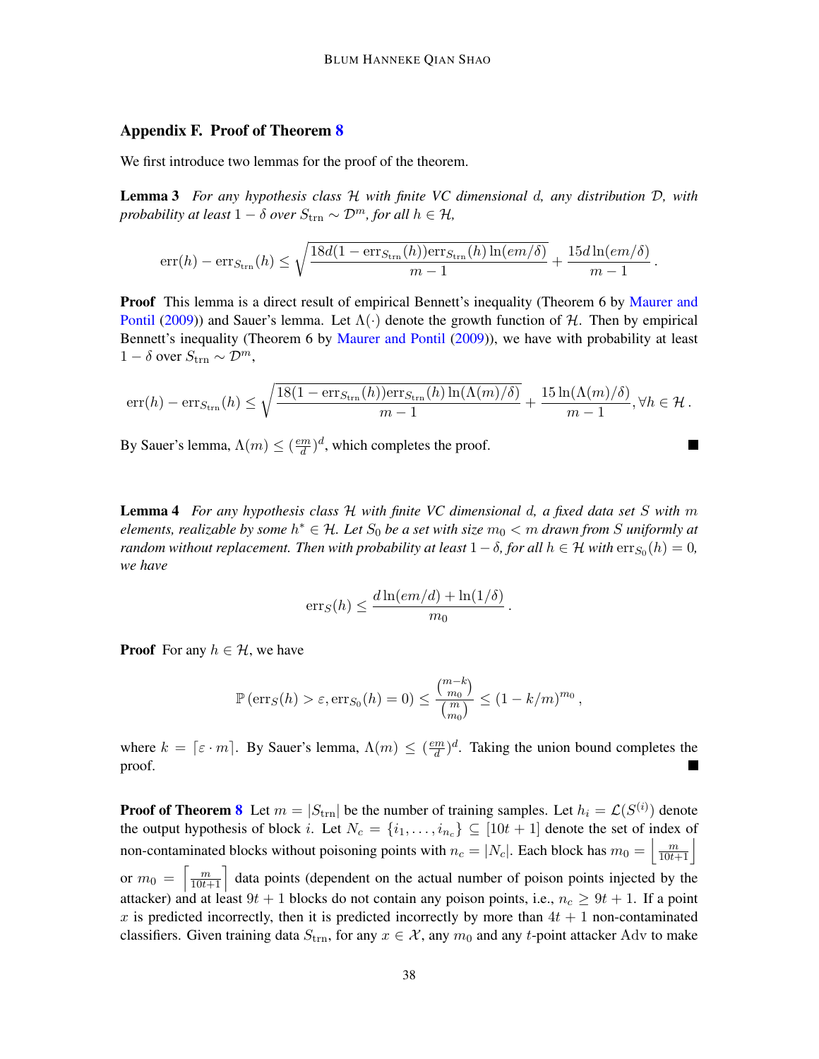## Appendix F. Proof of Theorem 8

We first introduce two lemmas for the proof of the theorem.

**Lemma 3** *For any hypothesis class $\mathcal{H}$ with finite VC dimensional $d$, any distribution $\mathcal{D}$, with probability at least $1-\delta$ over $S_{\rm trn} \sim \mathcal{D}^m$, for all $h \in \mathcal{H}$,*

$$\mathrm{err}(h) - \mathrm{err}_{S_{\rm trn}}(h) \leq \sqrt{\frac{18d(1-\mathrm{err}_{S_{\rm trn}}(h))\mathrm{err}_{S_{\rm trn}}(h)\ln(em/\delta)}{m-1}} + \frac{15d\ln(em/\delta)}{m-1}\,.$$

**Proof** This lemma is a direct result of empirical Bennett's inequality (Theorem 6 by Maurer and Pontil (2009)) and Sauer's lemma. Let $\Lambda(\cdot)$ denote the growth function of $\mathcal{H}$. Then by empirical Bennett's inequality (Theorem 6 by Maurer and Pontil (2009)), we have with probability at least $1-\delta$ over $S_{\rm trn} \sim \mathcal{D}^m$,

$$\mathrm{err}(h) - \mathrm{err}_{S_{\rm trn}}(h) \leq \sqrt{\frac{18(1-\mathrm{err}_{S_{\rm trn}}(h))\mathrm{err}_{S_{\rm trn}}(h)\ln(\Lambda(m)/\delta)}{m-1}} + \frac{15\ln(\Lambda(m)/\delta)}{m-1}, \forall h \in \mathcal{H}\,.$$

By Sauer's lemma, $\Lambda(m) \leq (\frac{em}{d})^d$, which completes the proof. ∎

**Lemma 4** *For any hypothesis class $\mathcal{H}$ with finite VC dimensional $d$, a fixed data set $S$ with $m$ elements, realizable by some $h^* \in \mathcal{H}$. Let $S_0$ be a set with size $m_0 < m$ drawn from $S$ uniformly at random without replacement. Then with probability at least $1-\delta$, for all $h \in \mathcal{H}$ with $\mathrm{err}_{S_0}(h) = 0$, we have*

$$\mathrm{err}_S(h) \leq \frac{d\ln(em/d) + \ln(1/\delta)}{m_0}\,.$$

**Proof** For any $h \in \mathcal{H}$, we have

$$\mathbb{P}\left(\mathrm{err}_S(h) > \varepsilon, \mathrm{err}_{S_0}(h) = 0\right) \leq \frac{\binom{m-k}{m_0}}{\binom{m}{m_0}} \leq (1-k/m)^{m_0}\,,$$

where $k = \lceil \varepsilon \cdot m \rceil$. By Sauer's lemma, $\Lambda(m) \leq (\frac{em}{d})^d$. Taking the union bound completes the proof. ∎

**Proof of Theorem 8** Let $m = |S_{\rm trn}|$ be the number of training samples. Let $h_i = \mathcal{L}(S^{(i)})$ denote the output hypothesis of block $i$. Let $N_c = \{i_1, \ldots, i_{n_c}\} \subseteq [10t+1]$ denote the set of index of non-contaminated blocks without poisoning points with $n_c = |N_c|$. Each block has $m_0 = \left\lfloor \frac{m}{10t+1} \right\rfloor$ or $m_0 = \left\lceil \frac{m}{10t+1} \right\rceil$ data points (dependent on the actual number of poison points injected by the attacker) and at least $9t+1$ blocks do not contain any poison points, i.e., $n_c \geq 9t+1$. If a point $x$ is predicted incorrectly, then it is predicted incorrectly by more than $4t+1$ non-contaminated classifiers. Given training data $S_{\rm trn}$, for any $x \in \mathcal{X}$, any $m_0$ and any $t$-point attacker $\mathrm{Adv}$ to make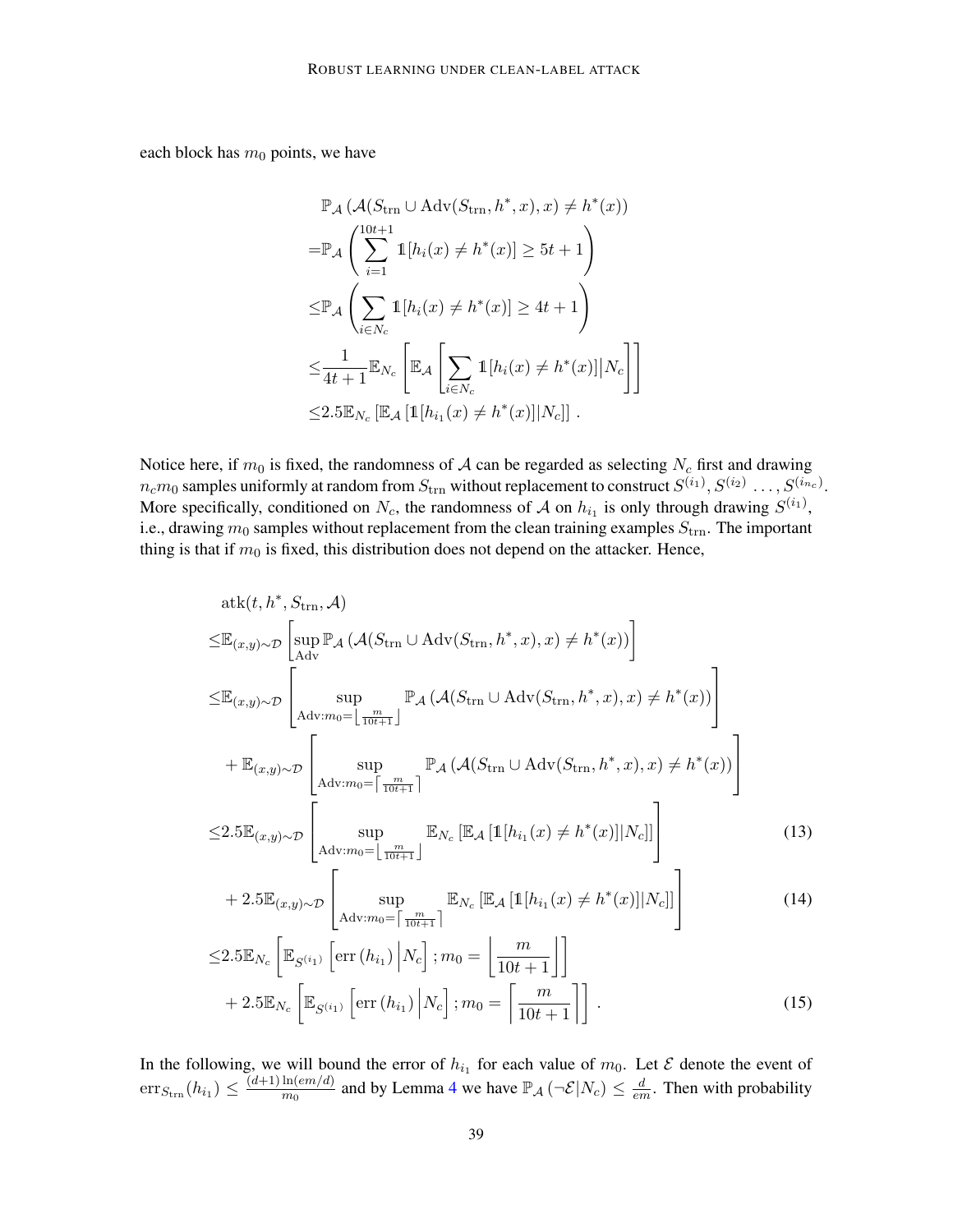each block has $m_0$ points, we have

$$
\begin{aligned}
&\mathbb{P}_{\mathcal{A}}\left(\mathcal{A}(S_{\mathrm{trn}} \cup \mathrm{Adv}(S_{\mathrm{trn}}, h^*, x), x) \neq h^*(x)\right) \\
=&\mathbb{P}_{\mathcal{A}}\left(\sum_{i=1}^{10t+1} \mathbb{1}[h_i(x) \neq h^*(x)] \geq 5t+1\right) \\
\leq&\mathbb{P}_{\mathcal{A}}\left(\sum_{i \in N_c} \mathbb{1}[h_i(x) \neq h^*(x)] \geq 4t+1\right) \\
\leq&\frac{1}{4t+1}\mathbb{E}_{N_c}\left[\mathbb{E}_{\mathcal{A}}\left[\sum_{i \in N_c} \mathbb{1}[h_i(x) \neq h^*(x)] \big| N_c\right]\right] \\
\leq&2.5\mathbb{E}_{N_c}\left[\mathbb{E}_{\mathcal{A}}\left[\mathbb{1}[h_{i_1}(x) \neq h^*(x)] | N_c\right]\right].
\end{aligned}
$$

Notice here, if $m_0$ is fixed, the randomness of $\mathcal{A}$ can be regarded as selecting $N_c$ first and drawing $n_c m_0$ samples uniformly at random from $S_{\mathrm{trn}}$ without replacement to construct $S^{(i_1)}, S^{(i_2)} \ldots, S^{(i_{n_c})}$. More specifically, conditioned on $N_c$, the randomness of $\mathcal{A}$ on $h_{i_1}$ is only through drawing $S^{(i_1)}$, i.e., drawing $m_0$ samples without replacement from the clean training examples $S_{\mathrm{trn}}$. The important thing is that if $m_0$ is fixed, this distribution does not depend on the attacker. Hence,

$$
\begin{aligned}
&\mathrm{atk}(t, h^*, S_{\mathrm{trn}}, \mathcal{A}) \\
\leq&\mathbb{E}_{(x,y)\sim\mathcal{D}}\left[\sup_{\mathrm{Adv}} \mathbb{P}_{\mathcal{A}}\left(\mathcal{A}(S_{\mathrm{trn}} \cup \mathrm{Adv}(S_{\mathrm{trn}}, h^*, x), x) \neq h^*(x)\right)\right] \\
\leq&\mathbb{E}_{(x,y)\sim\mathcal{D}}\left[\sup_{\mathrm{Adv}:m_0=\left\lfloor\frac{m}{10t+1}\right\rfloor} \mathbb{P}_{\mathcal{A}}\left(\mathcal{A}(S_{\mathrm{trn}} \cup \mathrm{Adv}(S_{\mathrm{trn}}, h^*, x), x) \neq h^*(x)\right)\right] \\
&+\mathbb{E}_{(x,y)\sim\mathcal{D}}\left[\sup_{\mathrm{Adv}:m_0=\left\lceil\frac{m}{10t+1}\right\rceil} \mathbb{P}_{\mathcal{A}}\left(\mathcal{A}(S_{\mathrm{trn}} \cup \mathrm{Adv}(S_{\mathrm{trn}}, h^*, x), x) \neq h^*(x)\right)\right] \\
\leq&2.5\mathbb{E}_{(x,y)\sim\mathcal{D}}\left[\sup_{\mathrm{Adv}:m_0=\left\lfloor\frac{m}{10t+1}\right\rfloor} \mathbb{E}_{N_c}\left[\mathbb{E}_{\mathcal{A}}\left[\mathbb{1}[h_{i_1}(x) \neq h^*(x)] | N_c\right]\right]\right] \qquad (13) \\
&+2.5\mathbb{E}_{(x,y)\sim\mathcal{D}}\left[\sup_{\mathrm{Adv}:m_0=\left\lceil\frac{m}{10t+1}\right\rceil} \mathbb{E}_{N_c}\left[\mathbb{E}_{\mathcal{A}}\left[\mathbb{1}[h_{i_1}(x) \neq h^*(x)] | N_c\right]\right]\right] \qquad (14) \\
\leq&2.5\mathbb{E}_{N_c}\left[\mathbb{E}_{S^{(i_1)}}\left[\mathrm{err}\left(h_{i_1}\right)\Big| N_c\right]; m_0 = \left\lfloor\frac{m}{10t+1}\right\rfloor\right] \\
&+2.5\mathbb{E}_{N_c}\left[\mathbb{E}_{S^{(i_1)}}\left[\mathrm{err}\left(h_{i_1}\right)\Big| N_c\right]; m_0 = \left\lceil\frac{m}{10t+1}\right\rceil\right]. \qquad (15)
\end{aligned}
$$

In the following, we will bound the error of $h_{i_1}$ for each value of $m_0$. Let $\mathcal{E}$ denote the event of $\mathrm{err}_{S_{\mathrm{trn}}}(h_{i_1}) \leq \frac{(d+1)\ln(em/d)}{m_0}$ and by Lemma 4 we have $\mathbb{P}_{\mathcal{A}}(\neg\mathcal{E}|N_c) \leq \frac{d}{em}$. Then with probability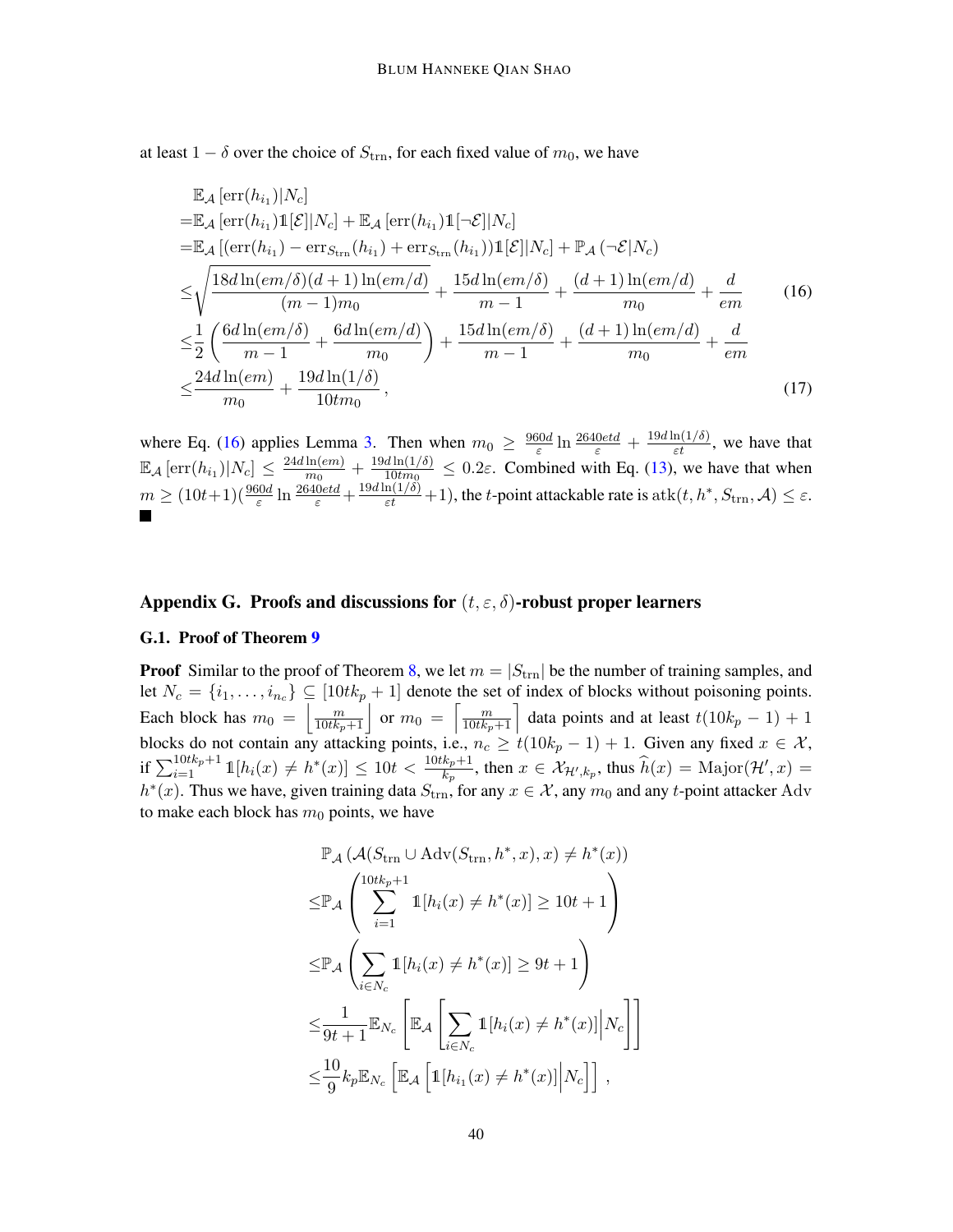at least $1 - \delta$ over the choice of $S_{\rm trn}$, for each fixed value of $m_0$, we have

$$
\begin{aligned}
&\mathbb{E}_{\mathcal{A}}\left[\mathrm{err}(h_{i_1})|N_c\right] \\
=&\mathbb{E}_{\mathcal{A}}\left[\mathrm{err}(h_{i_1})\mathbb{1}[\mathcal{E}]|N_c\right] + \mathbb{E}_{\mathcal{A}}\left[\mathrm{err}(h_{i_1})\mathbb{1}[\neg\mathcal{E}]|N_c\right] \\
=&\mathbb{E}_{\mathcal{A}}\left[(\mathrm{err}(h_{i_1}) - \mathrm{err}_{S_{\rm trn}}(h_{i_1}) + \mathrm{err}_{S_{\rm trn}}(h_{i_1}))\mathbb{1}[\mathcal{E}]|N_c\right] + \mathbb{P}_{\mathcal{A}}\left(\neg\mathcal{E}|N_c\right) \\
\leq&\sqrt{\frac{18d\ln(em/\delta)(d+1)\ln(em/d)}{(m-1)m_0}} + \frac{15d\ln(em/\delta)}{m-1} + \frac{(d+1)\ln(em/d)}{m_0} + \frac{d}{em} \qquad (16)\\
\leq&\frac{1}{2}\left(\frac{6d\ln(em/\delta)}{m-1} + \frac{6d\ln(em/d)}{m_0}\right) + \frac{15d\ln(em/\delta)}{m-1} + \frac{(d+1)\ln(em/d)}{m_0} + \frac{d}{em} \\
\leq&\frac{24d\ln(em)}{m_0} + \frac{19d\ln(1/\delta)}{10tm_0}\,, \qquad (17)
\end{aligned}
$$

where Eq. (16) applies Lemma 3. Then when $m_0 \geq \frac{960d}{\varepsilon}\ln\frac{2640etd}{\varepsilon} + \frac{19d\ln(1/\delta)}{\varepsilon t}$, we have that $\mathbb{E}_{\mathcal{A}}\left[\mathrm{err}(h_{i_1})|N_c\right] \leq \frac{24d\ln(em)}{m_0} + \frac{19d\ln(1/\delta)}{10tm_0} \leq 0.2\varepsilon$. Combined with Eq. (13), we have that when $m \geq (10t+1)(\frac{960d}{\varepsilon}\ln\frac{2640etd}{\varepsilon} + \frac{19d\ln(1/\delta)}{\varepsilon t} + 1)$, the $t$-point attackable rate is $\mathrm{atk}(t, h^*, S_{\rm trn}, \mathcal{A}) \leq \varepsilon$. ■

## Appendix G. Proofs and discussions for $(t, \varepsilon, \delta)$-robust proper learners

### G.1. Proof of Theorem 9

**Proof** Similar to the proof of Theorem 8, we let $m = |S_{\rm trn}|$ be the number of training samples, and let $N_c = \{i_1, \ldots, i_{n_c}\} \subseteq [10tk_p + 1]$ denote the set of index of blocks without poisoning points. Each block has $m_0 = \left\lfloor \frac{m}{10tk_p+1} \right\rfloor$ or $m_0 = \left\lceil \frac{m}{10tk_p+1} \right\rceil$ data points and at least $t(10k_p - 1) + 1$ blocks do not contain any attacking points, i.e., $n_c \geq t(10k_p - 1) + 1$. Given any fixed $x \in \mathcal{X}$, if $\sum_{i=1}^{10tk_p+1} \mathbb{1}[h_i(x) \neq h^*(x)] \leq 10t < \frac{10tk_p+1}{k_p}$, then $x \in \mathcal{X}_{\mathcal{H}', k_p}$, thus $\widehat{h}(x) = \mathrm{Major}(\mathcal{H}', x) = h^*(x)$. Thus we have, given training data $S_{\rm trn}$, for any $x \in \mathcal{X}$, any $m_0$ and any $t$-point attacker $\mathrm{Adv}$ to make each block has $m_0$ points, we have

$$
\begin{aligned}
&\mathbb{P}_{\mathcal{A}}\left(\mathcal{A}(S_{\rm trn} \cup \mathrm{Adv}(S_{\rm trn}, h^*, x), x) \neq h^*(x)\right) \\
\leq&\mathbb{P}_{\mathcal{A}}\left(\sum_{i=1}^{10tk_p+1} \mathbb{1}[h_i(x) \neq h^*(x)] \geq 10t + 1\right) \\
\leq&\mathbb{P}_{\mathcal{A}}\left(\sum_{i \in N_c} \mathbb{1}[h_i(x) \neq h^*(x)] \geq 9t + 1\right) \\
\leq&\frac{1}{9t+1}\mathbb{E}_{N_c}\left[\mathbb{E}_{\mathcal{A}}\left[\sum_{i \in N_c} \mathbb{1}[h_i(x) \neq h^*(x)]\middle| N_c\right]\right] \\
\leq&\frac{10}{9}k_p\mathbb{E}_{N_c}\left[\mathbb{E}_{\mathcal{A}}\left[\mathbb{1}[h_{i_1}(x) \neq h^*(x)]\middle| N_c\right]\right]\,,
\end{aligned}
$$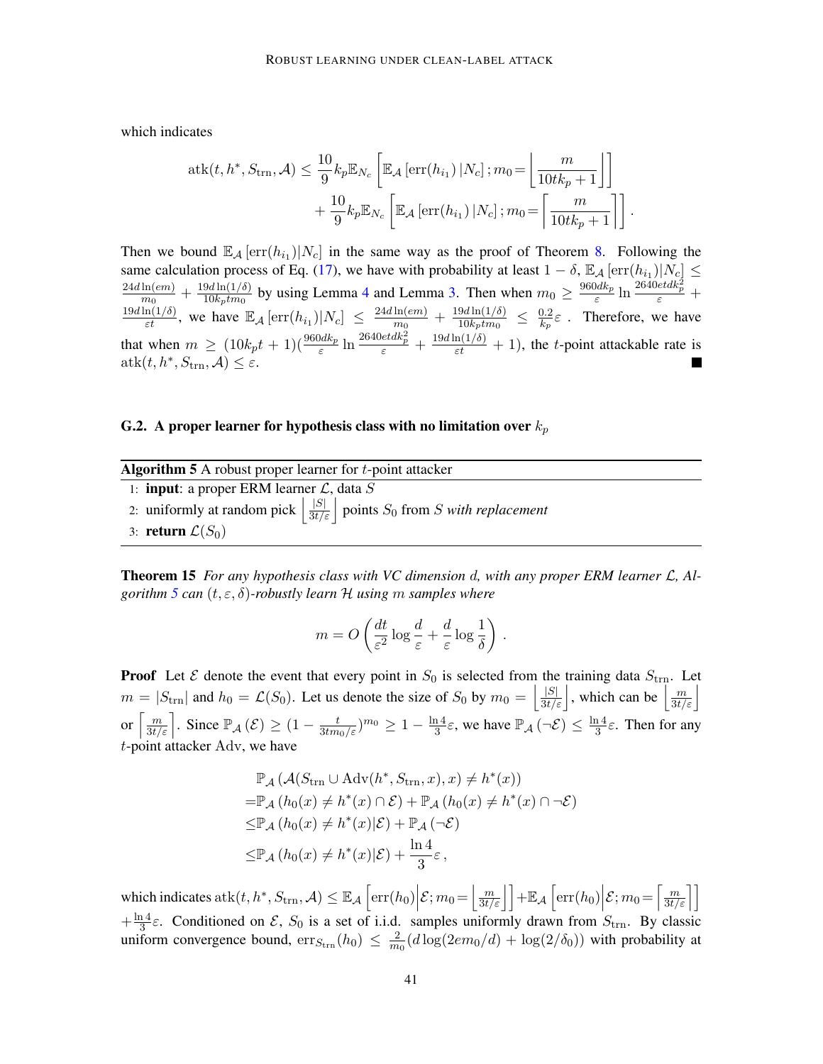which indicates

$$\mathrm{atk}(t, h^*, S_{\mathrm{trn}}, \mathcal{A}) \leq \frac{10}{9} k_p \mathbb{E}_{N_c}\left[\mathbb{E}_{\mathcal{A}}\left[\mathrm{err}(h_{i_1})\,|N_c\right]; m_0 = \left\lfloor \frac{m}{10tk_p+1} \right\rfloor\right] + \frac{10}{9} k_p \mathbb{E}_{N_c}\left[\mathbb{E}_{\mathcal{A}}\left[\mathrm{err}(h_{i_1})\,|N_c\right]; m_0 = \left\lceil \frac{m}{10tk_p+1} \right\rceil\right].$$

Then we bound $\mathbb{E}_{\mathcal{A}}\left[\mathrm{err}(h_{i_1})|N_c\right]$ in the same way as the proof of Theorem 8. Following the same calculation process of Eq. (17), we have with probability at least $1-\delta$, $\mathbb{E}_{\mathcal{A}}\left[\mathrm{err}(h_{i_1})|N_c\right] \leq \frac{24d\ln(em)}{m_0} + \frac{19d\ln(1/\delta)}{10k_p t m_0}$ by using Lemma 4 and Lemma 3. Then when $m_0 \geq \frac{960dk_p}{\varepsilon}\ln\frac{2640etdk_p^2}{\varepsilon} + \frac{19d\ln(1/\delta)}{\varepsilon t}$, we have $\mathbb{E}_{\mathcal{A}}\left[\mathrm{err}(h_{i_1})|N_c\right] \leq \frac{24d\ln(em)}{m_0} + \frac{19d\ln(1/\delta)}{10k_p t m_0} \leq \frac{0.2}{k_p}\varepsilon$ . Therefore, we have that when $m \geq (10k_p t+1)(\frac{960dk_p}{\varepsilon}\ln\frac{2640etdk_p^2}{\varepsilon} + \frac{19d\ln(1/\delta)}{\varepsilon t} + 1)$, the $t$-point attackable rate is $\mathrm{atk}(t, h^*, S_{\mathrm{trn}}, \mathcal{A}) \leq \varepsilon$. ■

## G.2. A proper learner for hypothesis class with no limitation over $k_p$

**Algorithm 5** A robust proper learner for $t$-point attacker

1: **input**: a proper ERM learner $\mathcal{L}$, data $S$
2: uniformly at random pick $\left\lfloor \frac{|S|}{3t/\varepsilon} \right\rceil$ points $S_0$ from $S$ *with replacement*
3: **return** $\mathcal{L}(S_0)$

**Theorem 15** *For any hypothesis class with VC dimension $d$, with any proper ERM learner $\mathcal{L}$, Algorithm 5 can $(t, \varepsilon, \delta)$-robustly learn $\mathcal{H}$ using $m$ samples where*

$$m = O\left(\frac{dt}{\varepsilon^2}\log\frac{d}{\varepsilon} + \frac{d}{\varepsilon}\log\frac{1}{\delta}\right).$$

**Proof** Let $\mathcal{E}$ denote the event that every point in $S_0$ is selected from the training data $S_{\mathrm{trn}}$. Let $m = |S_{\mathrm{trn}}|$ and $h_0 = \mathcal{L}(S_0)$. Let us denote the size of $S_0$ by $m_0 = \left\lfloor \frac{|S|}{3t/\varepsilon} \right\rceil$, which can be $\left\lfloor \frac{m}{3t/\varepsilon} \right\rfloor$ or $\left\lceil \frac{m}{3t/\varepsilon} \right\rceil$. Since $\mathbb{P}_{\mathcal{A}}(\mathcal{E}) \geq (1 - \frac{t}{3tm_0/\varepsilon})^{m_0} \geq 1 - \frac{\ln 4}{3}\varepsilon$, we have $\mathbb{P}_{\mathcal{A}}(\neg\mathcal{E}) \leq \frac{\ln 4}{3}\varepsilon$. Then for any $t$-point attacker Adv, we have

$$\begin{aligned}
&\mathbb{P}_{\mathcal{A}}\left(\mathcal{A}(S_{\mathrm{trn}} \cup \mathrm{Adv}(h^*, S_{\mathrm{trn}}, x), x) \neq h^*(x)\right) \\
=&\mathbb{P}_{\mathcal{A}}\left(h_0(x) \neq h^*(x) \cap \mathcal{E}\right) + \mathbb{P}_{\mathcal{A}}\left(h_0(x) \neq h^*(x) \cap \neg\mathcal{E}\right) \\
\leq&\mathbb{P}_{\mathcal{A}}\left(h_0(x) \neq h^*(x)|\mathcal{E}\right) + \mathbb{P}_{\mathcal{A}}\left(\neg\mathcal{E}\right) \\
\leq&\mathbb{P}_{\mathcal{A}}\left(h_0(x) \neq h^*(x)|\mathcal{E}\right) + \frac{\ln 4}{3}\varepsilon\,,
\end{aligned}$$

which indicates $\mathrm{atk}(t, h^*, S_{\mathrm{trn}}, \mathcal{A}) \leq \mathbb{E}_{\mathcal{A}}\left[\mathrm{err}(h_0)\middle|\mathcal{E}; m_0 = \left\lfloor \frac{m}{3t/\varepsilon} \right\rfloor\right] + \mathbb{E}_{\mathcal{A}}\left[\mathrm{err}(h_0)\middle|\mathcal{E}; m_0 = \left\lceil \frac{m}{3t/\varepsilon} \right\rceil\right] + \frac{\ln 4}{3}\varepsilon$. Conditioned on $\mathcal{E}$, $S_0$ is a set of i.i.d. samples uniformly drawn from $S_{\mathrm{trn}}$. By classic uniform convergence bound, $\mathrm{err}_{S_{\mathrm{trn}}}(h_0) \leq \frac{2}{m_0}(d\log(2em_0/d) + \log(2/\delta_0))$ with probability at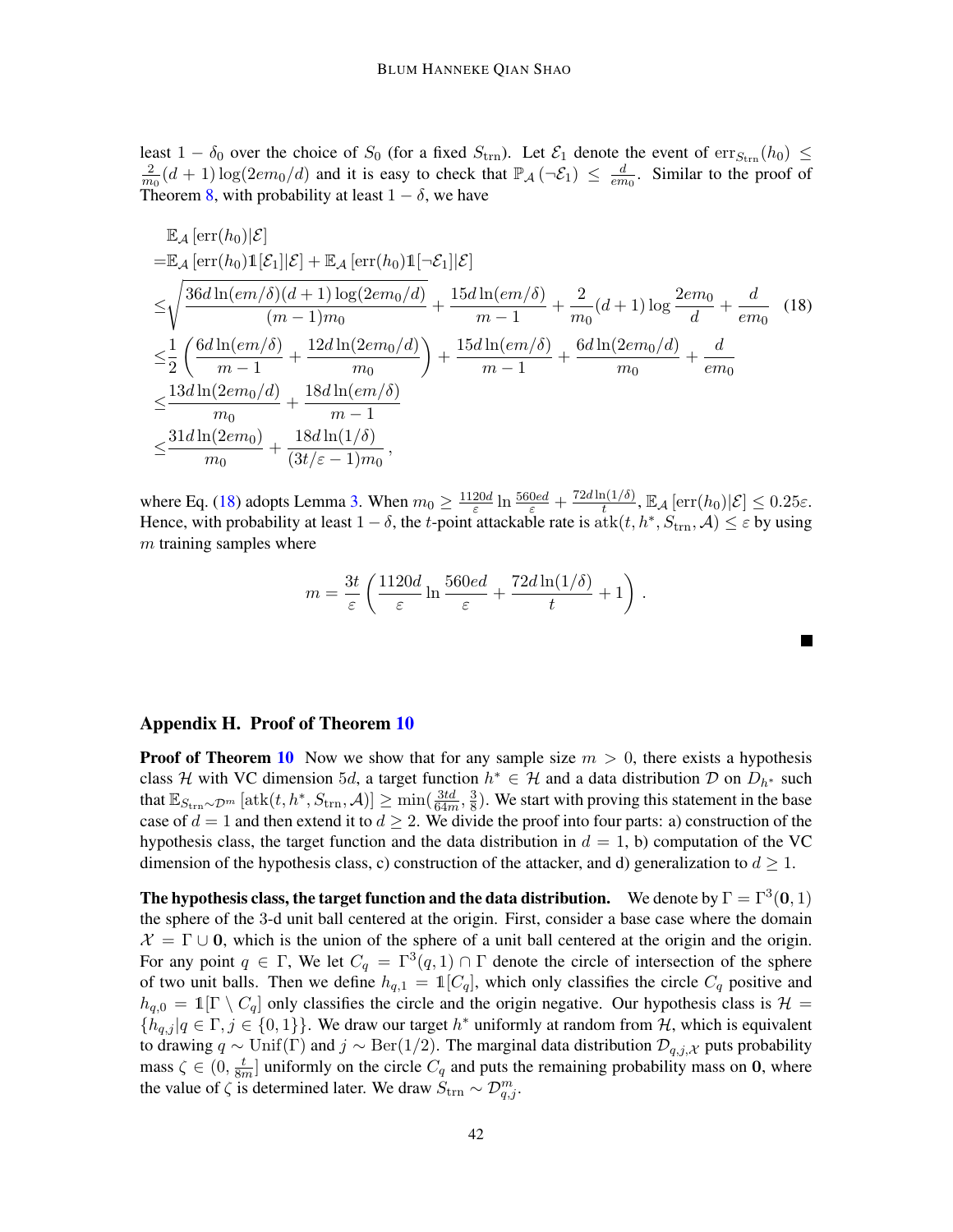least $1 - \delta_0$ over the choice of $S_0$ (for a fixed $S_{\mathrm{trn}}$). Let $\mathcal{E}_1$ denote the event of $\mathrm{err}_{S_{\mathrm{trn}}}(h_0) \leq \frac{2}{m_0}(d+1)\log(2em_0/d)$ and it is easy to check that $\mathbb{P}_{\mathcal{A}}(\neg\mathcal{E}_1) \leq \frac{d}{em_0}$. Similar to the proof of Theorem 8, with probability at least $1-\delta$, we have

$$
\begin{aligned}
&\mathbb{E}_{\mathcal{A}}\left[\mathrm{err}(h_0)|\mathcal{E}\right] \\
=&\mathbb{E}_{\mathcal{A}}\left[\mathrm{err}(h_0)\mathbb{1}[\mathcal{E}_1]|\mathcal{E}\right] + \mathbb{E}_{\mathcal{A}}\left[\mathrm{err}(h_0)\mathbb{1}[\neg\mathcal{E}_1]|\mathcal{E}\right] \\
\leq&\sqrt{\frac{36d\ln(em/\delta)(d+1)\log(2em_0/d)}{(m-1)m_0}} + \frac{15d\ln(em/\delta)}{m-1} + \frac{2}{m_0}(d+1)\log\frac{2em_0}{d} + \frac{d}{em_0} \qquad (18)\\
\leq&\frac{1}{2}\left(\frac{6d\ln(em/\delta)}{m-1} + \frac{12d\ln(2em_0/d)}{m_0}\right) + \frac{15d\ln(em/\delta)}{m-1} + \frac{6d\ln(2em_0/d)}{m_0} + \frac{d}{em_0} \\
\leq&\frac{13d\ln(2em_0/d)}{m_0} + \frac{18d\ln(em/\delta)}{m-1} \\
\leq&\frac{31d\ln(2em_0)}{m_0} + \frac{18d\ln(1/\delta)}{(3t/\varepsilon-1)m_0}\,,
\end{aligned}
$$

where Eq. (18) adopts Lemma 3. When $m_0 \geq \frac{1120d}{\varepsilon}\ln\frac{560ed}{\varepsilon} + \frac{72d\ln(1/\delta)}{t}$, $\mathbb{E}_{\mathcal{A}}\left[\mathrm{err}(h_0)|\mathcal{E}\right] \leq 0.25\varepsilon$. Hence, with probability at least $1-\delta$, the $t$-point attackable rate is $\mathrm{atk}(t, h^*, S_{\mathrm{trn}}, \mathcal{A}) \leq \varepsilon$ by using $m$ training samples where

$$
m = \frac{3t}{\varepsilon}\left(\frac{1120d}{\varepsilon}\ln\frac{560ed}{\varepsilon} + \frac{72d\ln(1/\delta)}{t} + 1\right)\,.
$$

■

## Appendix H. Proof of Theorem 10

**Proof of Theorem 10** Now we show that for any sample size $m > 0$, there exists a hypothesis class $\mathcal{H}$ with VC dimension $5d$, a target function $h^* \in \mathcal{H}$ and a data distribution $\mathcal{D}$ on $D_{h^*}$ such that $\mathbb{E}_{S_{\mathrm{trn}}\sim\mathcal{D}^m}\left[\mathrm{atk}(t, h^*, S_{\mathrm{trn}}, \mathcal{A})\right] \geq \min(\frac{3td}{64m}, \frac{3}{8})$. We start with proving this statement in the base case of $d = 1$ and then extend it to $d \geq 2$. We divide the proof into four parts: a) construction of the hypothesis class, the target function and the data distribution in $d = 1$, b) computation of the VC dimension of the hypothesis class, c) construction of the attacker, and d) generalization to $d \geq 1$.

**The hypothesis class, the target function and the data distribution.** We denote by $\Gamma = \Gamma^3(\mathbf{0}, 1)$ the sphere of the 3-d unit ball centered at the origin. First, consider a base case where the domain $\mathcal{X} = \Gamma \cup \mathbf{0}$, which is the union of the sphere of a unit ball centered at the origin and the origin. For any point $q \in \Gamma$, We let $C_q = \Gamma^3(q, 1) \cap \Gamma$ denote the circle of intersection of the sphere of two unit balls. Then we define $h_{q,1} = \mathbb{1}[C_q]$, which only classifies the circle $C_q$ positive and $h_{q,0} = \mathbb{1}[\Gamma \setminus C_q]$ only classifies the circle and the origin negative. Our hypothesis class is $\mathcal{H} = \{h_{q,j}|q \in \Gamma, j \in \{0,1\}\}$. We draw our target $h^*$ uniformly at random from $\mathcal{H}$, which is equivalent to drawing $q \sim \mathrm{Unif}(\Gamma)$ and $j \sim \mathrm{Ber}(1/2)$. The marginal data distribution $\mathcal{D}_{q,j,\mathcal{X}}$ puts probability mass $\zeta \in (0, \frac{t}{8m}]$ uniformly on the circle $C_q$ and puts the remaining probability mass on $\mathbf{0}$, where the value of $\zeta$ is determined later. We draw $S_{\mathrm{trn}} \sim \mathcal{D}_{q,j}^m$.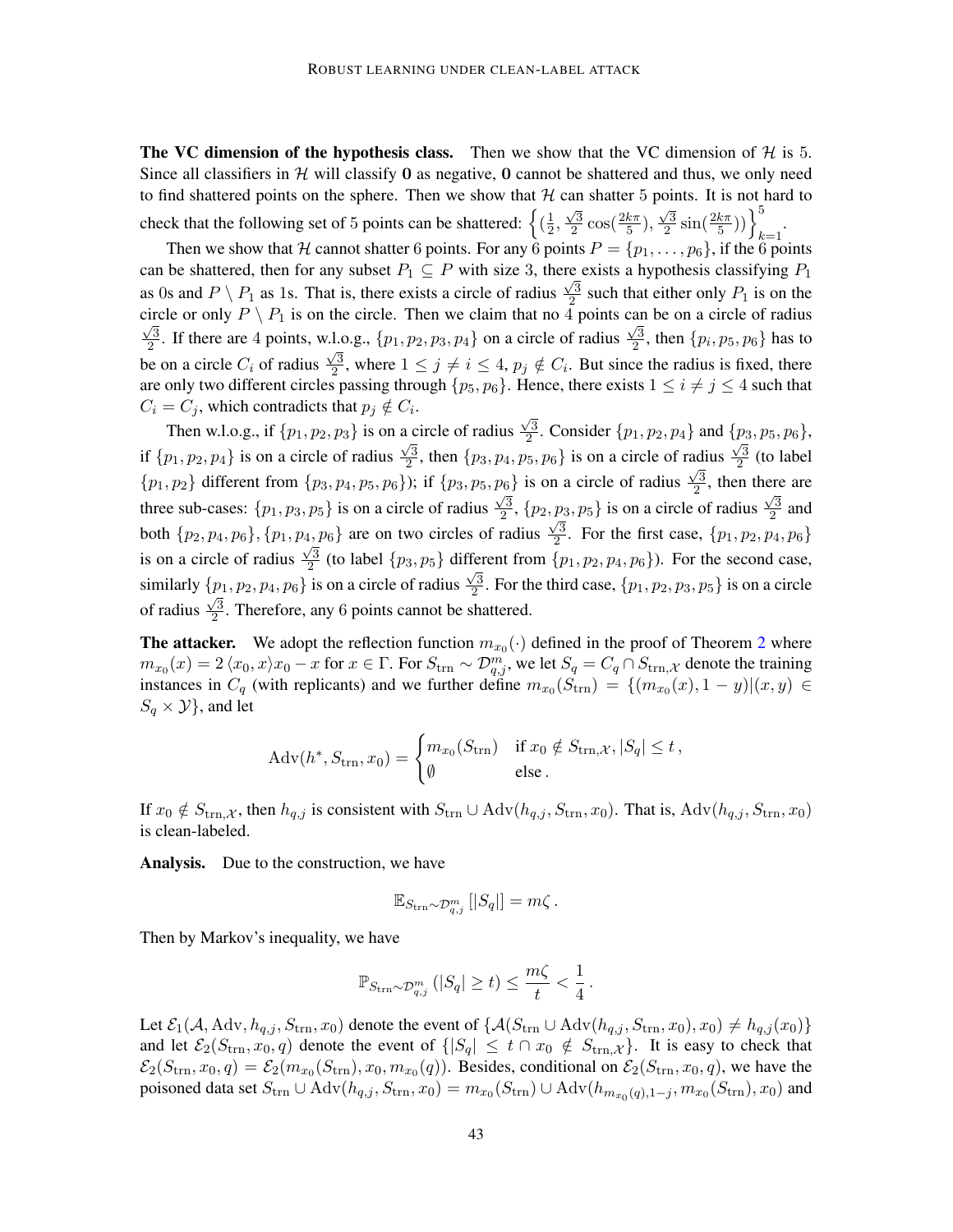**The VC dimension of the hypothesis class.** Then we show that the VC dimension of $\mathcal{H}$ is 5. Since all classifiers in $\mathcal{H}$ will classify $\mathbf{0}$ as negative, $\mathbf{0}$ cannot be shattered and thus, we only need to find shattered points on the sphere. Then we show that $\mathcal{H}$ can shatter 5 points. It is not hard to check that the following set of 5 points can be shattered: $\left\{(\frac{1}{2}, \frac{\sqrt{3}}{2}\cos(\frac{2k\pi}{5}), \frac{\sqrt{3}}{2}\sin(\frac{2k\pi}{5}))\right\}_{k=1}^{5}$.

Then we show that $\mathcal{H}$ cannot shatter 6 points. For any 6 points $P = \{p_1, \ldots, p_6\}$, if the 6 points can be shattered, then for any subset $P_1 \subseteq P$ with size 3, there exists a hypothesis classifying $P_1$ as 0s and $P \setminus P_1$ as 1s. That is, there exists a circle of radius $\frac{\sqrt{3}}{2}$ such that either only $P_1$ is on the circle or only $P \setminus P_1$ is on the circle. Then we claim that no 4 points can be on a circle of radius $\frac{\sqrt{3}}{2}$. If there are 4 points, w.l.o.g., $\{p_1, p_2, p_3, p_4\}$ on a circle of radius $\frac{\sqrt{3}}{2}$, then $\{p_i, p_5, p_6\}$ has to be on a circle $C_i$ of radius $\frac{\sqrt{3}}{2}$, where $1 \leq j \neq i \leq 4$, $p_j \notin C_i$. But since the radius is fixed, there are only two different circles passing through $\{p_5, p_6\}$. Hence, there exists $1 \leq i \neq j \leq 4$ such that $C_i = C_j$, which contradicts that $p_j \notin C_i$.

Then w.l.o.g., if $\{p_1, p_2, p_3\}$ is on a circle of radius $\frac{\sqrt{3}}{2}$. Consider $\{p_1, p_2, p_4\}$ and $\{p_3, p_5, p_6\}$, if $\{p_1, p_2, p_4\}$ is on a circle of radius $\frac{\sqrt{3}}{2}$, then $\{p_3, p_4, p_5, p_6\}$ is on a circle of radius $\frac{\sqrt{3}}{2}$ (to label $\{p_1, p_2\}$ different from $\{p_3, p_4, p_5, p_6\}$); if $\{p_3, p_5, p_6\}$ is on a circle of radius $\frac{\sqrt{3}}{2}$, then there are three sub-cases: $\{p_1, p_3, p_5\}$ is on a circle of radius $\frac{\sqrt{3}}{2}$, $\{p_2, p_3, p_5\}$ is on a circle of radius $\frac{\sqrt{3}}{2}$ and both $\{p_2, p_4, p_6\}, \{p_1, p_4, p_6\}$ are on two circles of radius $\frac{\sqrt{3}}{2}$. For the first case, $\{p_1, p_2, p_4, p_6\}$ is on a circle of radius $\frac{\sqrt{3}}{2}$ (to label $\{p_3, p_5\}$ different from $\{p_1, p_2, p_4, p_6\}$). For the second case, similarly $\{p_1, p_2, p_4, p_6\}$ is on a circle of radius $\frac{\sqrt{3}}{2}$. For the third case, $\{p_1, p_2, p_3, p_5\}$ is on a circle of radius $\frac{\sqrt{3}}{2}$. Therefore, any 6 points cannot be shattered.

**The attacker.** We adopt the reflection function $m_{x_0}(\cdot)$ defined in the proof of Theorem 2 where $m_{x_0}(x) = 2\langle x_0, x\rangle x_0 - x$ for $x \in \Gamma$. For $S_{\mathrm{trn}} \sim \mathcal{D}_{q,j}^m$, we let $S_q = C_q \cap S_{\mathrm{trn},\mathcal{X}}$ denote the training instances in $C_q$ (with replicants) and we further define $m_{x_0}(S_{\mathrm{trn}}) = \{(m_{x_0}(x), 1-y) | (x, y) \in S_q \times \mathcal{Y}\}$, and let

$$
\mathrm{Adv}(h^*, S_{\mathrm{trn}}, x_0) = \begin{cases} m_{x_0}(S_{\mathrm{trn}}) & \text{if } x_0 \notin S_{\mathrm{trn},\mathcal{X}}, |S_q| \leq t\,, \\ \emptyset & \text{else}\,. \end{cases}
$$

If $x_0 \notin S_{\mathrm{trn},\mathcal{X}}$, then $h_{q,j}$ is consistent with $S_{\mathrm{trn}} \cup \mathrm{Adv}(h_{q,j}, S_{\mathrm{trn}}, x_0)$. That is, $\mathrm{Adv}(h_{q,j}, S_{\mathrm{trn}}, x_0)$ is clean-labeled.

**Analysis.** Due to the construction, we have

$$
\mathbb{E}_{S_{\mathrm{trn}} \sim \mathcal{D}_{q,j}^m}\left[|S_q|\right] = m\zeta\,.
$$

Then by Markov's inequality, we have

$$
\mathbb{P}_{S_{\mathrm{trn}} \sim \mathcal{D}_{q,j}^m}\left(|S_q| \geq t\right) \leq \frac{m\zeta}{t} < \frac{1}{4}\,.
$$

Let $\mathcal{E}_1(\mathcal{A}, \mathrm{Adv}, h_{q,j}, S_{\mathrm{trn}}, x_0)$ denote the event of $\{\mathcal{A}(S_{\mathrm{trn}} \cup \mathrm{Adv}(h_{q,j}, S_{\mathrm{trn}}, x_0), x_0) \neq h_{q,j}(x_0)\}$ and let $\mathcal{E}_2(S_{\mathrm{trn}}, x_0, q)$ denote the event of $\{|S_q| \leq t \cap x_0 \notin S_{\mathrm{trn},\mathcal{X}}\}$. It is easy to check that $\mathcal{E}_2(S_{\mathrm{trn}}, x_0, q) = \mathcal{E}_2(m_{x_0}(S_{\mathrm{trn}}), x_0, m_{x_0}(q))$. Besides, conditional on $\mathcal{E}_2(S_{\mathrm{trn}}, x_0, q)$, we have the poisoned data set $S_{\mathrm{trn}} \cup \mathrm{Adv}(h_{q,j}, S_{\mathrm{trn}}, x_0) = m_{x_0}(S_{\mathrm{trn}}) \cup \mathrm{Adv}(h_{m_{x_0}(q), 1-j}, m_{x_0}(S_{\mathrm{trn}}), x_0)$ and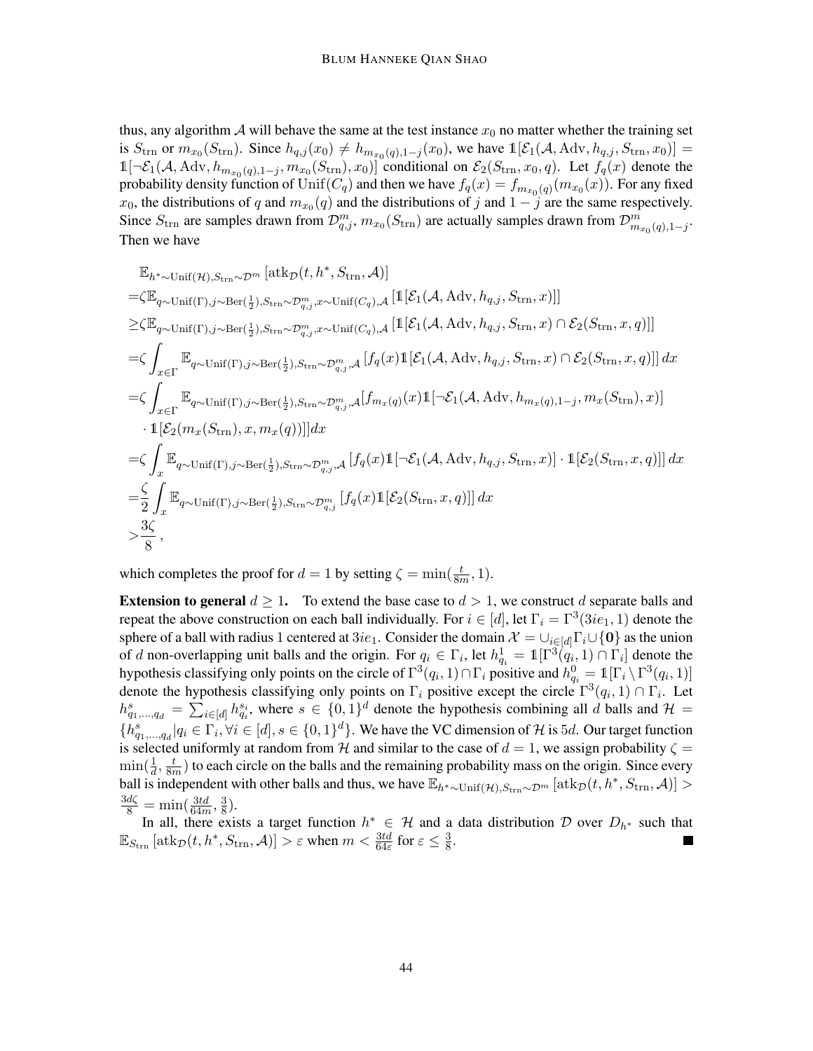thus, any algorithm $\mathcal{A}$ will behave the same at the test instance $x_0$ no matter whether the training set is $S_{\rm trn}$ or $m_{x_0}(S_{\rm trn})$. Since $h_{q,j}(x_0) \neq h_{m_{x_0}(q),1-j}(x_0)$, we have $\mathbb{1}[\mathcal{E}_1(\mathcal{A}, \mathrm{Adv}, h_{q,j}, S_{\rm trn}, x_0)] = \mathbb{1}[\neg\mathcal{E}_1(\mathcal{A}, \mathrm{Adv}, h_{m_{x_0}(q),1-j}, m_{x_0}(S_{\rm trn}), x_0)]$ conditional on $\mathcal{E}_2(S_{\rm trn}, x_0, q)$. Let $f_q(x)$ denote the probability density function of $\mathrm{Unif}(C_q)$ and then we have $f_q(x) = f_{m_{x_0}(q)}(m_{x_0}(x))$. For any fixed $x_0$, the distributions of $q$ and $m_{x_0}(q)$ and the distributions of $j$ and $1-j$ are the same respectively. Since $S_{\rm trn}$ are samples drawn from $\mathcal{D}^m_{q,j}$, $m_{x_0}(S_{\rm trn})$ are actually samples drawn from $\mathcal{D}^m_{m_{x_0}(q),1-j}$. Then we have

$$
\begin{aligned}
&\mathbb{E}_{h^*\sim\mathrm{Unif}(\mathcal{H}),S_{\rm trn}\sim\mathcal{D}^m}\left[\mathrm{atk}_{\mathcal{D}}(t, h^*, S_{\rm trn}, \mathcal{A})\right] \\
=&\zeta\mathbb{E}_{q\sim\mathrm{Unif}(\Gamma),j\sim\mathrm{Ber}(\frac{1}{2}),S_{\rm trn}\sim\mathcal{D}^m_{q,j},x\sim\mathrm{Unif}(C_q),\mathcal{A}}\left[\mathbb{1}[\mathcal{E}_1(\mathcal{A}, \mathrm{Adv}, h_{q,j}, S_{\rm trn}, x)]\right] \\
\geq&\zeta\mathbb{E}_{q\sim\mathrm{Unif}(\Gamma),j\sim\mathrm{Ber}(\frac{1}{2}),S_{\rm trn}\sim\mathcal{D}^m_{q,j},x\sim\mathrm{Unif}(C_q),\mathcal{A}}\left[\mathbb{1}[\mathcal{E}_1(\mathcal{A}, \mathrm{Adv}, h_{q,j}, S_{\rm trn}, x)\cap\mathcal{E}_2(S_{\rm trn}, x, q)]\right] \\
=&\zeta\int_{x\in\Gamma}\mathbb{E}_{q\sim\mathrm{Unif}(\Gamma),j\sim\mathrm{Ber}(\frac{1}{2}),S_{\rm trn}\sim\mathcal{D}^m_{q,j},\mathcal{A}}\left[f_q(x)\mathbb{1}[\mathcal{E}_1(\mathcal{A}, \mathrm{Adv}, h_{q,j}, S_{\rm trn}, x)\cap\mathcal{E}_2(S_{\rm trn}, x, q)]\right]dx \\
=&\zeta\int_{x\in\Gamma}\mathbb{E}_{q\sim\mathrm{Unif}(\Gamma),j\sim\mathrm{Ber}(\frac{1}{2}),S_{\rm trn}\sim\mathcal{D}^m_{q,j},\mathcal{A}}[f_{m_x(q)}(x)\mathbb{1}[\neg\mathcal{E}_1(\mathcal{A}, \mathrm{Adv}, h_{m_x(q),1-j}, m_x(S_{\rm trn}), x)] \\
&\cdot\mathbb{1}[\mathcal{E}_2(m_x(S_{\rm trn}), x, m_x(q))]]dx \\
=&\zeta\int_{x}\mathbb{E}_{q\sim\mathrm{Unif}(\Gamma),j\sim\mathrm{Ber}(\frac{1}{2}),S_{\rm trn}\sim\mathcal{D}^m_{q,j},\mathcal{A}}\left[f_q(x)\mathbb{1}[\neg\mathcal{E}_1(\mathcal{A}, \mathrm{Adv}, h_{q,j}, S_{\rm trn}, x)]\cdot\mathbb{1}[\mathcal{E}_2(S_{\rm trn}, x, q)]\right]dx \\
=&\frac{\zeta}{2}\int_{x}\mathbb{E}_{q\sim\mathrm{Unif}(\Gamma),j\sim\mathrm{Ber}(\frac{1}{2}),S_{\rm trn}\sim\mathcal{D}^m_{q,j}}\left[f_q(x)\mathbb{1}[\mathcal{E}_2(S_{\rm trn}, x, q)]\right]dx \\
>&\frac{3\zeta}{8}\,,
\end{aligned}
$$

which completes the proof for $d = 1$ by setting $\zeta = \min(\frac{t}{8m}, 1)$.

**Extension to general $d \geq 1$.** To extend the base case to $d > 1$, we construct $d$ separate balls and repeat the above construction on each ball individually. For $i \in [d]$, let $\Gamma_i = \Gamma^3(3ie_1, 1)$ denote the sphere of a ball with radius 1 centered at $3ie_1$. Consider the domain $\mathcal{X} = \cup_{i\in[d]}\Gamma_i \cup \{\mathbf{0}\}$ as the union of $d$ non-overlapping unit balls and the origin. For $q_i \in \Gamma_i$, let $h^1_{q_i} = \mathbb{1}[\Gamma^3(q_i, 1)\cap\Gamma_i]$ denote the hypothesis classifying only points on the circle of $\Gamma^3(q_i, 1)\cap\Gamma_i$ positive and $h^0_{q_i} = \mathbb{1}[\Gamma_i\setminus\Gamma^3(q_i, 1)]$ denote the hypothesis classifying only points on $\Gamma_i$ positive except the circle $\Gamma^3(q_i, 1)\cap\Gamma_i$. Let $h^s_{q_1,\ldots,q_d} = \sum_{i\in[d]} h^{s_i}_{q_i}$, where $s \in \{0, 1\}^d$ denote the hypothesis combining all $d$ balls and $\mathcal{H} = \{h^s_{q_1,\ldots,q_d}|q_i \in \Gamma_i, \forall i \in [d], s \in \{0, 1\}^d\}$. We have the VC dimension of $\mathcal{H}$ is $5d$. Our target function is selected uniformly at random from $\mathcal{H}$ and similar to the case of $d = 1$, we assign probability $\zeta = \min(\frac{1}{d}, \frac{t}{8m})$ to each circle on the balls and the remaining probability mass on the origin. Since every ball is independent with other balls and thus, we have $\mathbb{E}_{h^*\sim\mathrm{Unif}(\mathcal{H}),S_{\rm trn}\sim\mathcal{D}^m}\left[\mathrm{atk}_{\mathcal{D}}(t, h^*, S_{\rm trn}, \mathcal{A})\right] > \frac{3d\zeta}{8} = \min(\frac{3td}{64m}, \frac{3}{8})$.

In all, there exists a target function $h^* \in \mathcal{H}$ and a data distribution $\mathcal{D}$ over $D_{h^*}$ such that $\mathbb{E}_{S_{\rm trn}}\left[\mathrm{atk}_{\mathcal{D}}(t, h^*, S_{\rm trn}, \mathcal{A})\right] > \varepsilon$ when $m < \frac{3td}{64\varepsilon}$ for $\varepsilon \leq \frac{3}{8}$. ■